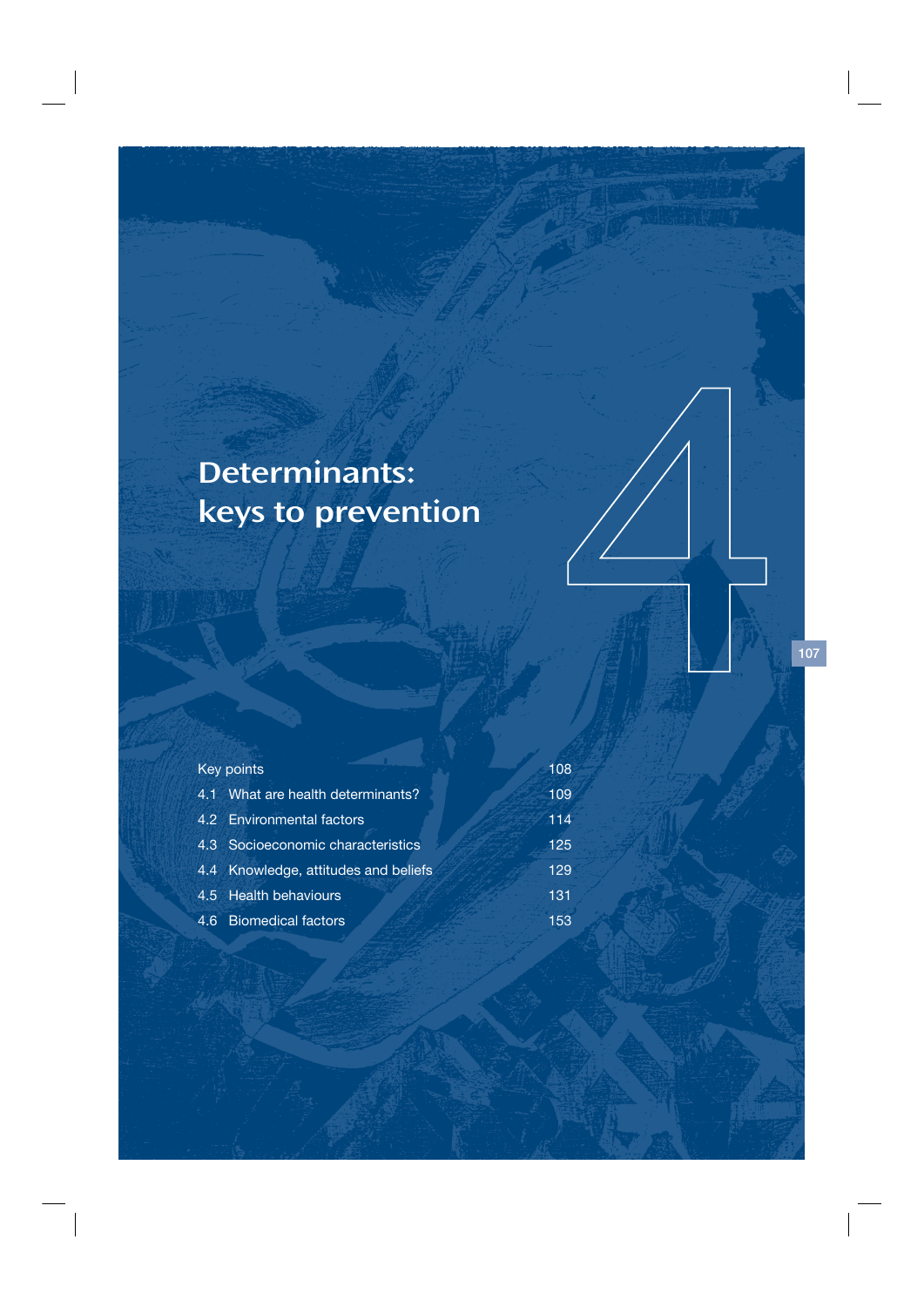# 4 Determinants: keys to prevention

| | |
|---|---|
| Key points | 108 |
| 4.1 What are health determinants? | 109 |
| 4.2 Environmental factors | 114 |
| 4.3 Socioeconomic characteristics | 125 |
| 4.4 Knowledge, attitudes and beliefs | 129 |
| 4.5 Health behaviours | 131 |
| 4.6 Biomedical factors | 153 |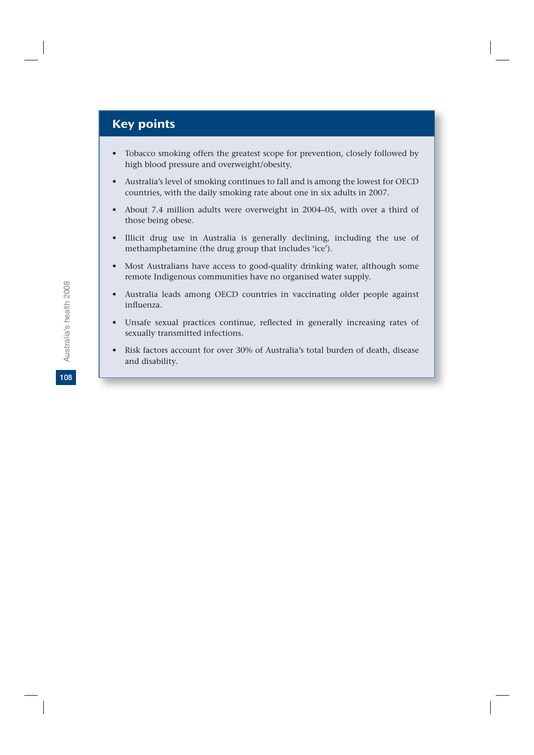## Key points

- Tobacco smoking offers the greatest scope for prevention, closely followed by high blood pressure and overweight/obesity.
- Australia's level of smoking continues to fall and is among the lowest for OECD countries, with the daily smoking rate about one in six adults in 2007.
- About 7.4 million adults were overweight in 2004–05, with over a third of those being obese.
- Illicit drug use in Australia is generally declining, including the use of methamphetamine (the drug group that includes 'ice').
- Most Australians have access to good-quality drinking water, although some remote Indigenous communities have no organised water supply.
- Australia leads among OECD countries in vaccinating older people against influenza.
- Unsafe sexual practices continue, reflected in generally increasing rates of sexually transmitted infections.
- Risk factors account for over 30% of Australia's total burden of death, disease and disability.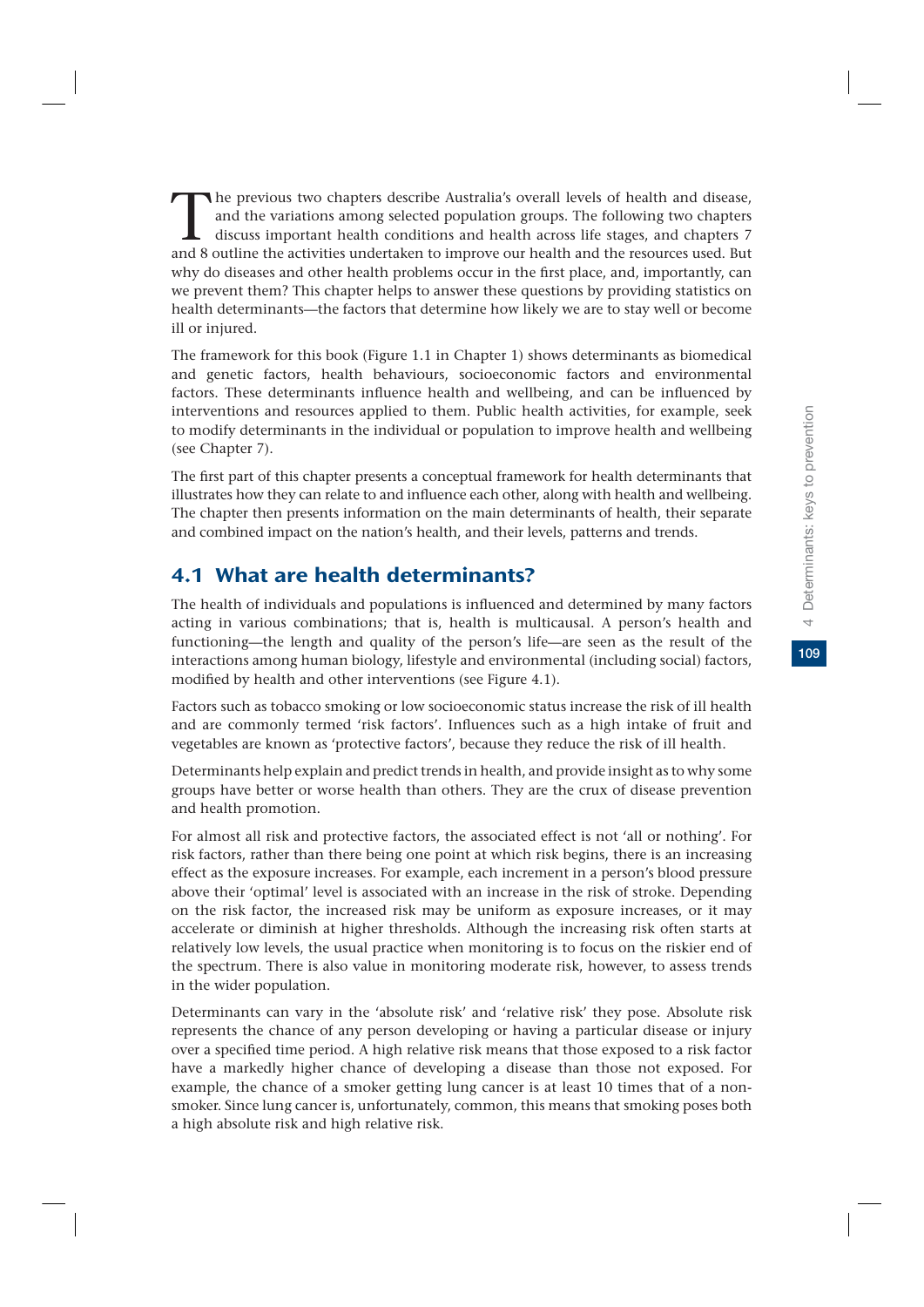The previous two chapters describe Australia's overall levels of health and disease, and the variations among selected population groups. The following two chapters discuss important health conditions and health across life stages, and chapters 7 and 8 outline the activities undertaken to improve our health and the resources used. But why do diseases and other health problems occur in the first place, and, importantly, can we prevent them? This chapter helps to answer these questions by providing statistics on health determinants—the factors that determine how likely we are to stay well or become ill or injured.

The framework for this book (Figure 1.1 in Chapter 1) shows determinants as biomedical and genetic factors, health behaviours, socioeconomic factors and environmental factors. These determinants influence health and wellbeing, and can be influenced by interventions and resources applied to them. Public health activities, for example, seek to modify determinants in the individual or population to improve health and wellbeing (see Chapter 7).

The first part of this chapter presents a conceptual framework for health determinants that illustrates how they can relate to and influence each other, along with health and wellbeing. The chapter then presents information on the main determinants of health, their separate and combined impact on the nation's health, and their levels, patterns and trends.

## 4.1 What are health determinants?

The health of individuals and populations is influenced and determined by many factors acting in various combinations; that is, health is multicausal. A person's health and functioning—the length and quality of the person's life—are seen as the result of the interactions among human biology, lifestyle and environmental (including social) factors, modified by health and other interventions (see Figure 4.1).

Factors such as tobacco smoking or low socioeconomic status increase the risk of ill health and are commonly termed 'risk factors'. Influences such as a high intake of fruit and vegetables are known as 'protective factors', because they reduce the risk of ill health.

Determinants help explain and predict trends in health, and provide insight as to why some groups have better or worse health than others. They are the crux of disease prevention and health promotion.

For almost all risk and protective factors, the associated effect is not 'all or nothing'. For risk factors, rather than there being one point at which risk begins, there is an increasing effect as the exposure increases. For example, each increment in a person's blood pressure above their 'optimal' level is associated with an increase in the risk of stroke. Depending on the risk factor, the increased risk may be uniform as exposure increases, or it may accelerate or diminish at higher thresholds. Although the increasing risk often starts at relatively low levels, the usual practice when monitoring is to focus on the riskier end of the spectrum. There is also value in monitoring moderate risk, however, to assess trends in the wider population.

Determinants can vary in the 'absolute risk' and 'relative risk' they pose. Absolute risk represents the chance of any person developing or having a particular disease or injury over a specified time period. A high relative risk means that those exposed to a risk factor have a markedly higher chance of developing a disease than those not exposed. For example, the chance of a smoker getting lung cancer is at least 10 times that of a non-smoker. Since lung cancer is, unfortunately, common, this means that smoking poses both a high absolute risk and high relative risk.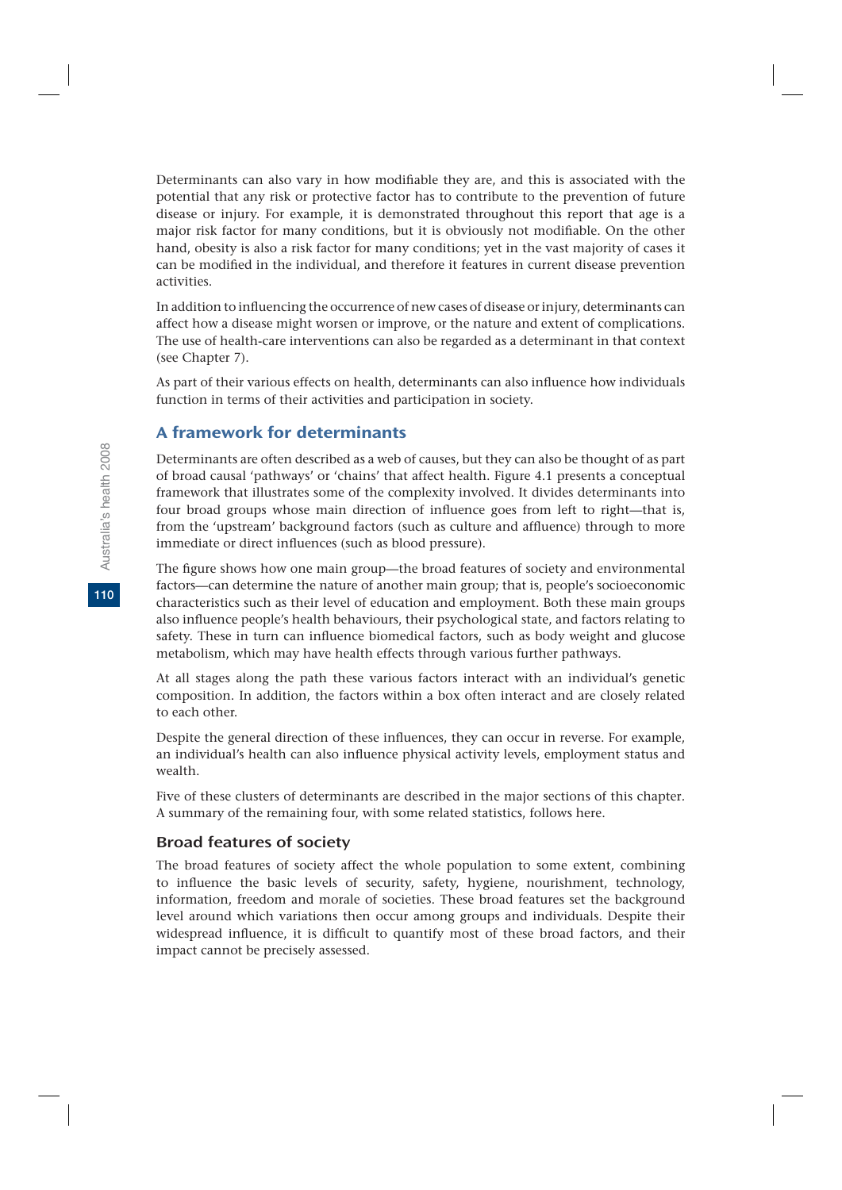Determinants can also vary in how modifiable they are, and this is associated with the potential that any risk or protective factor has to contribute to the prevention of future disease or injury. For example, it is demonstrated throughout this report that age is a major risk factor for many conditions, but it is obviously not modifiable. On the other hand, obesity is also a risk factor for many conditions; yet in the vast majority of cases it can be modified in the individual, and therefore it features in current disease prevention activities.

In addition to influencing the occurrence of new cases of disease or injury, determinants can affect how a disease might worsen or improve, or the nature and extent of complications. The use of health-care interventions can also be regarded as a determinant in that context (see Chapter 7).

As part of their various effects on health, determinants can also influence how individuals function in terms of their activities and participation in society.

## A framework for determinants

Determinants are often described as a web of causes, but they can also be thought of as part of broad causal 'pathways' or 'chains' that affect health. Figure 4.1 presents a conceptual framework that illustrates some of the complexity involved. It divides determinants into four broad groups whose main direction of influence goes from left to right—that is, from the 'upstream' background factors (such as culture and affluence) through to more immediate or direct influences (such as blood pressure).

The figure shows how one main group—the broad features of society and environmental factors—can determine the nature of another main group; that is, people's socioeconomic characteristics such as their level of education and employment. Both these main groups also influence people's health behaviours, their psychological state, and factors relating to safety. These in turn can influence biomedical factors, such as body weight and glucose metabolism, which may have health effects through various further pathways.

At all stages along the path these various factors interact with an individual's genetic composition. In addition, the factors within a box often interact and are closely related to each other.

Despite the general direction of these influences, they can occur in reverse. For example, an individual's health can also influence physical activity levels, employment status and wealth.

Five of these clusters of determinants are described in the major sections of this chapter. A summary of the remaining four, with some related statistics, follows here.

### Broad features of society

The broad features of society affect the whole population to some extent, combining to influence the basic levels of security, safety, hygiene, nourishment, technology, information, freedom and morale of societies. These broad features set the background level around which variations then occur among groups and individuals. Despite their widespread influence, it is difficult to quantify most of these broad factors, and their impact cannot be precisely assessed.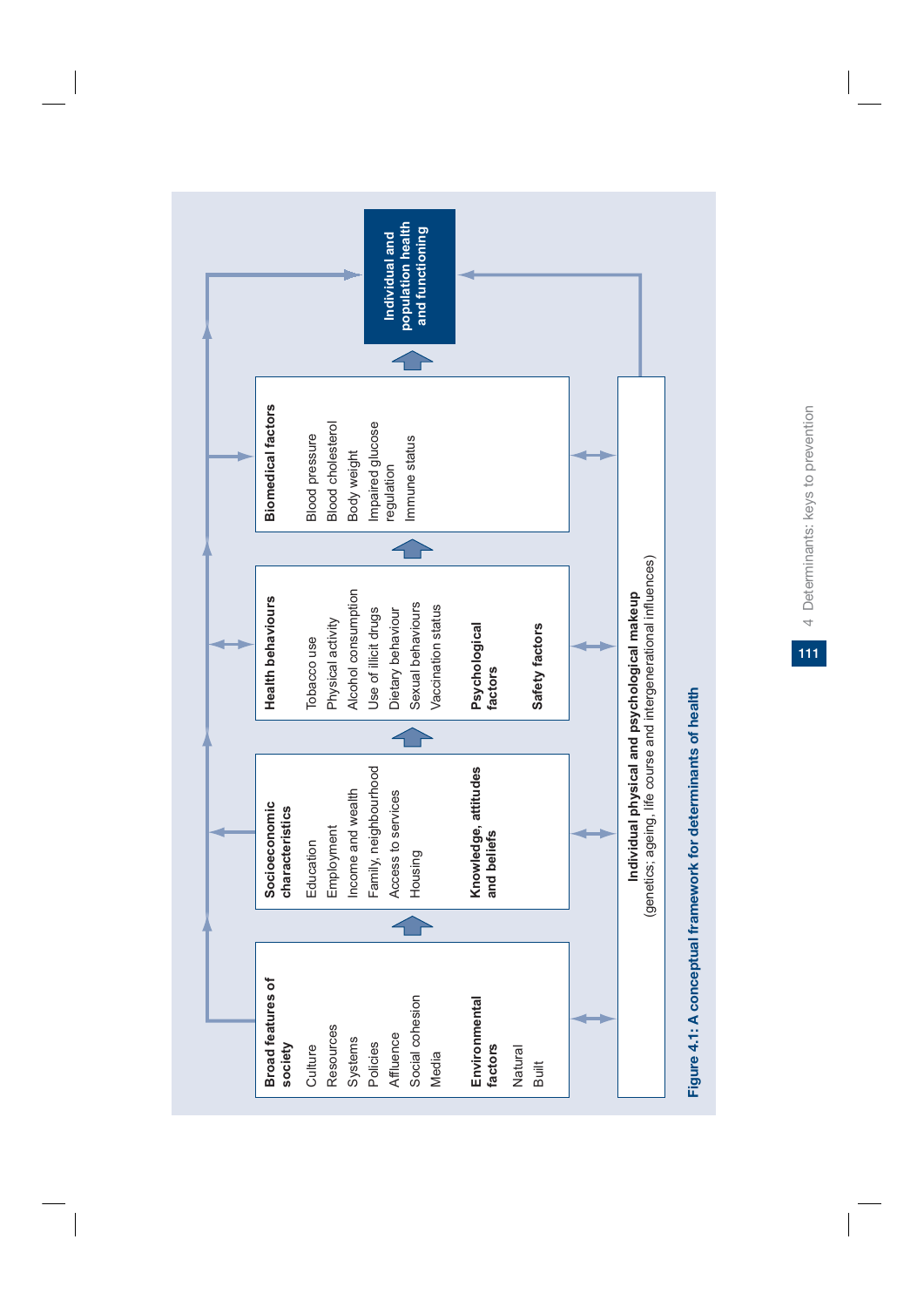**Broad features of society**

- Culture
- Resources
- Systems
- Policies
- Affluence
- Social cohesion
- Media

**Environmental factors**

- Natural
- Built

**Socioeconomic characteristics**

- Education
- Employment
- Income and wealth
- Family, neighbourhood
- Access to services
- Housing

**Knowledge, attitudes and beliefs**

**Health behaviours**

- Tobacco use
- Physical activity
- Alcohol consumption
- Use of illicit drugs
- Dietary behaviour
- Sexual behaviours
- Vaccination status

**Psychological factors**

**Safety factors**

**Biomedical factors**

- Blood pressure
- Blood cholesterol
- Body weight
- Impaired glucose regulation
- Immune status

**Individual and population health and functioning**

**Individual physical and psychological makeup**
(genetics; ageing, life course and intergenerational influences)

**Figure 4.1: A conceptual framework for determinants of health**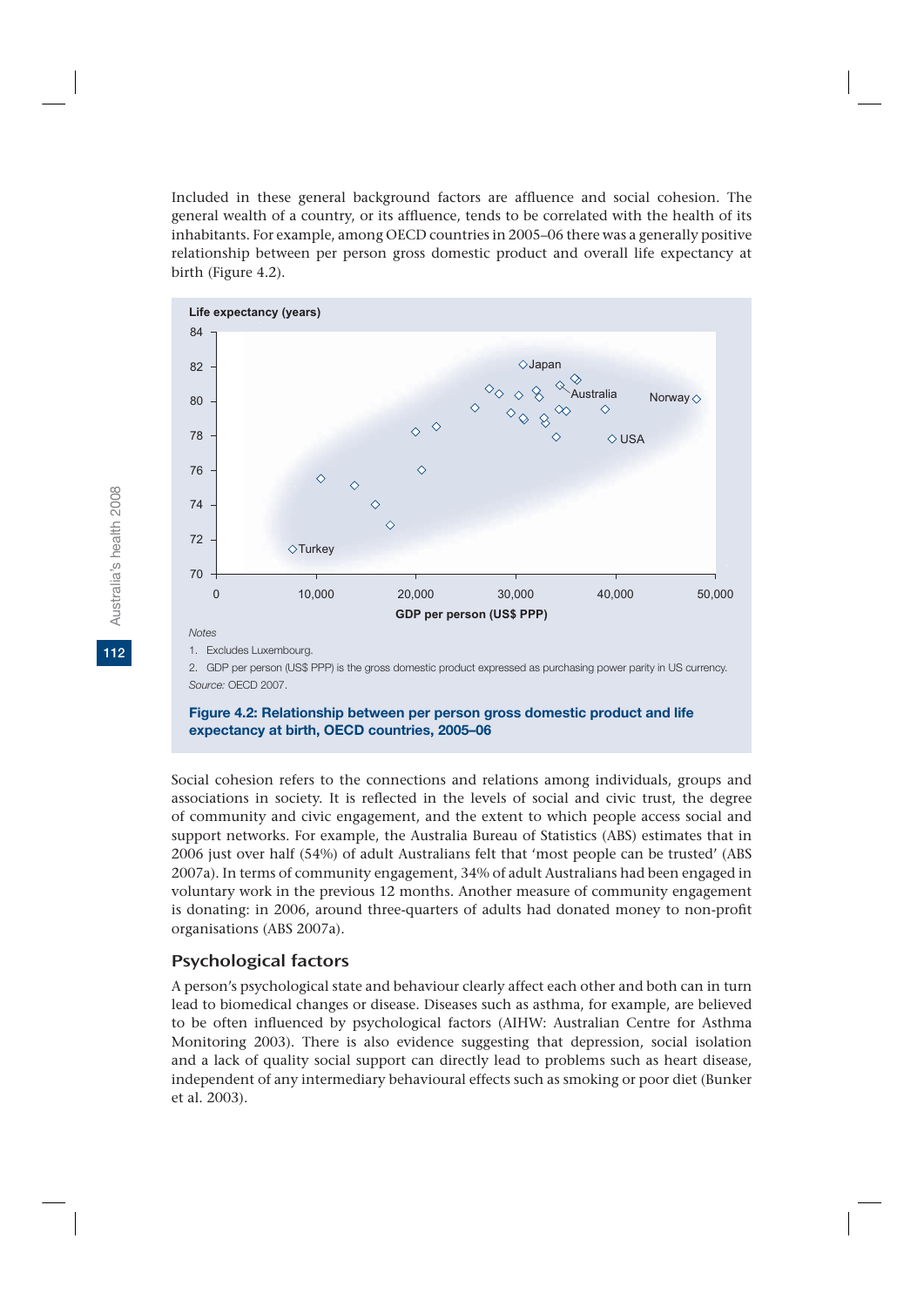Included in these general background factors are affluence and social cohesion. The general wealth of a country, or its affluence, tends to be correlated with the health of its inhabitants. For example, among OECD countries in 2005–06 there was a generally positive relationship between per person gross domestic product and overall life expectancy at birth (Figure 4.2).

*Notes*

1. Excludes Luxembourg.
2. GDP per person (US$ PPP) is the gross domestic product expressed as purchasing power parity in US currency.

*Source:* OECD 2007.

**Figure 4.2: Relationship between per person gross domestic product and life expectancy at birth, OECD countries, 2005–06**

Social cohesion refers to the connections and relations among individuals, groups and associations in society. It is reflected in the levels of social and civic trust, the degree of community and civic engagement, and the extent to which people access social and support networks. For example, the Australia Bureau of Statistics (ABS) estimates that in 2006 just over half (54%) of adult Australians felt that 'most people can be trusted' (ABS 2007a). In terms of community engagement, 34% of adult Australians had been engaged in voluntary work in the previous 12 months. Another measure of community engagement is donating: in 2006, around three-quarters of adults had donated money to non-profit organisations (ABS 2007a).

## Psychological factors

A person's psychological state and behaviour clearly affect each other and both can in turn lead to biomedical changes or disease. Diseases such as asthma, for example, are believed to be often influenced by psychological factors (AIHW: Australian Centre for Asthma Monitoring 2003). There is also evidence suggesting that depression, social isolation and a lack of quality social support can directly lead to problems such as heart disease, independent of any intermediary behavioural effects such as smoking or poor diet (Bunker et al. 2003).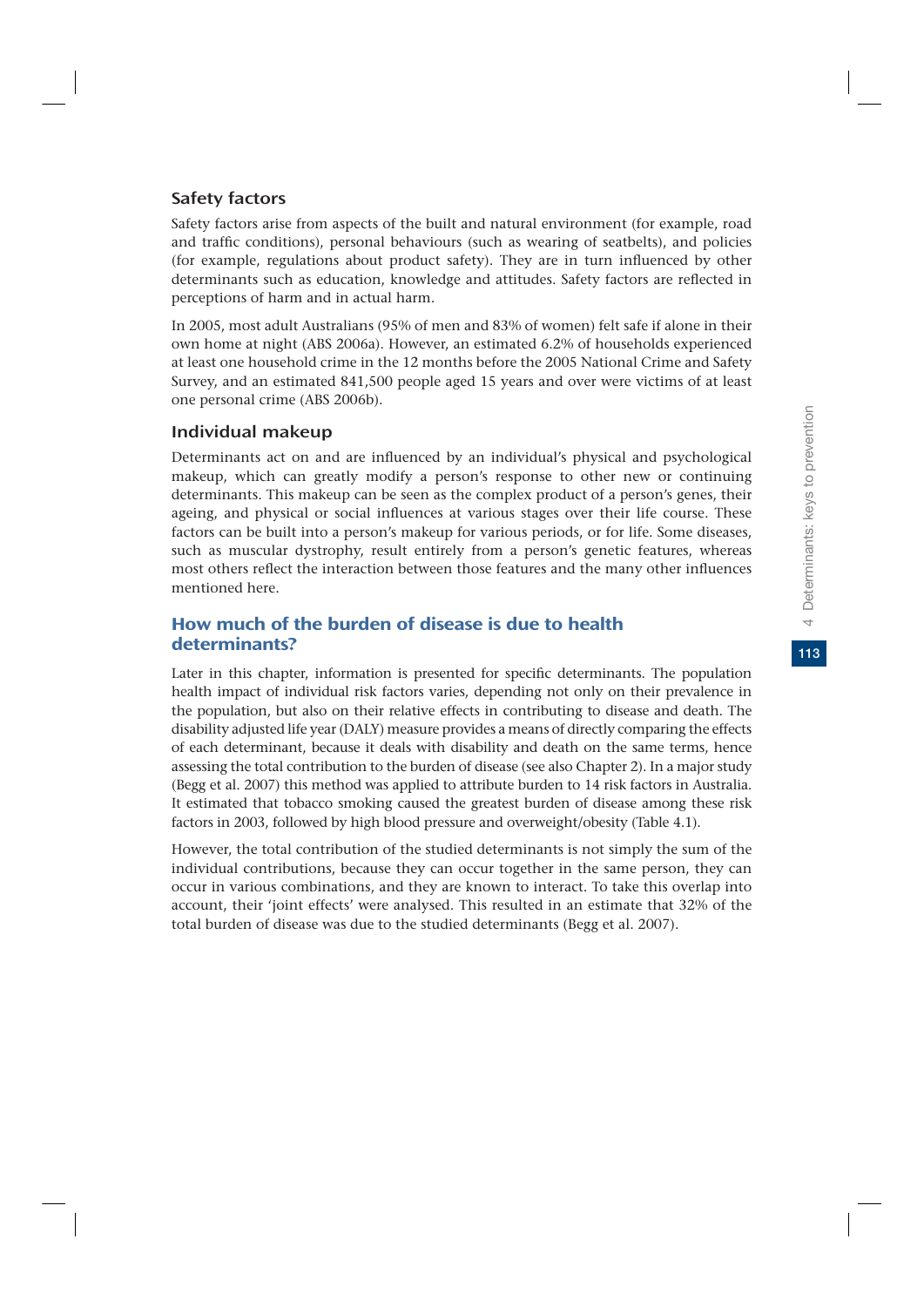### Safety factors

Safety factors arise from aspects of the built and natural environment (for example, road and traffic conditions), personal behaviours (such as wearing of seatbelts), and policies (for example, regulations about product safety). They are in turn influenced by other determinants such as education, knowledge and attitudes. Safety factors are reflected in perceptions of harm and in actual harm.

In 2005, most adult Australians (95% of men and 83% of women) felt safe if alone in their own home at night (ABS 2006a). However, an estimated 6.2% of households experienced at least one household crime in the 12 months before the 2005 National Crime and Safety Survey, and an estimated 841,500 people aged 15 years and over were victims of at least one personal crime (ABS 2006b).

### Individual makeup

Determinants act on and are influenced by an individual's physical and psychological makeup, which can greatly modify a person's response to other new or continuing determinants. This makeup can be seen as the complex product of a person's genes, their ageing, and physical or social influences at various stages over their life course. These factors can be built into a person's makeup for various periods, or for life. Some diseases, such as muscular dystrophy, result entirely from a person's genetic features, whereas most others reflect the interaction between those features and the many other influences mentioned here.

## How much of the burden of disease is due to health determinants?

Later in this chapter, information is presented for specific determinants. The population health impact of individual risk factors varies, depending not only on their prevalence in the population, but also on their relative effects in contributing to disease and death. The disability adjusted life year (DALY) measure provides a means of directly comparing the effects of each determinant, because it deals with disability and death on the same terms, hence assessing the total contribution to the burden of disease (see also Chapter 2). In a major study (Begg et al. 2007) this method was applied to attribute burden to 14 risk factors in Australia. It estimated that tobacco smoking caused the greatest burden of disease among these risk factors in 2003, followed by high blood pressure and overweight/obesity (Table 4.1).

However, the total contribution of the studied determinants is not simply the sum of the individual contributions, because they can occur together in the same person, they can occur in various combinations, and they are known to interact. To take this overlap into account, their 'joint effects' were analysed. This resulted in an estimate that 32% of the total burden of disease was due to the studied determinants (Begg et al. 2007).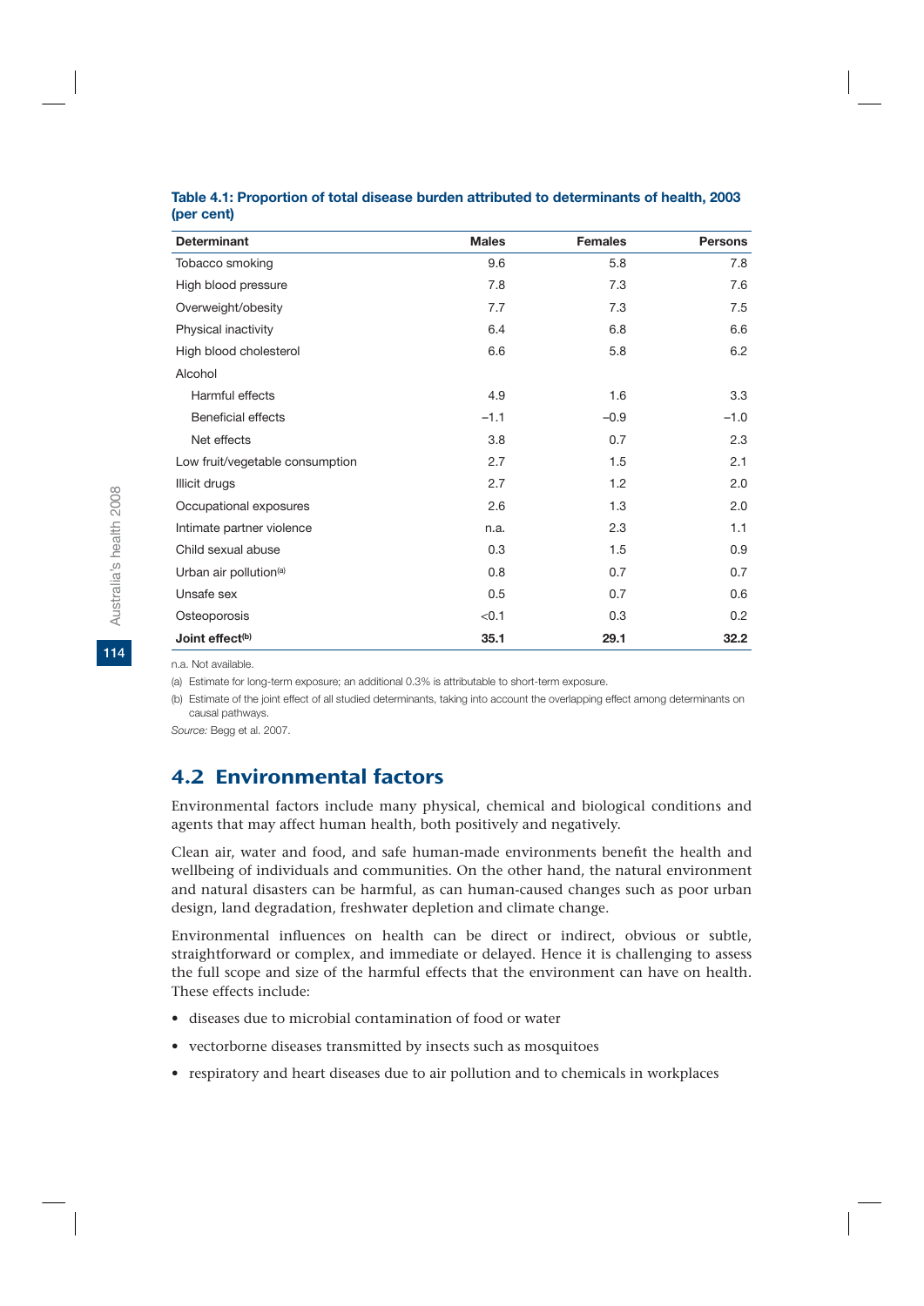**Table 4.1: Proportion of total disease burden attributed to determinants of health, 2003 (per cent)**

| Determinant | Males | Females | Persons |
|---|---|---|---|
| Tobacco smoking | 9.6 | 5.8 | 7.8 |
| High blood pressure | 7.8 | 7.3 | 7.6 |
| Overweight/obesity | 7.7 | 7.3 | 7.5 |
| Physical inactivity | 6.4 | 6.8 | 6.6 |
| High blood cholesterol | 6.6 | 5.8 | 6.2 |
| Alcohol | | | |
| Harmful effects | 4.9 | 1.6 | 3.3 |
| Beneficial effects | −1.1 | −0.9 | −1.0 |
| Net effects | 3.8 | 0.7 | 2.3 |
| Low fruit/vegetable consumption | 2.7 | 1.5 | 2.1 |
| Illicit drugs | 2.7 | 1.2 | 2.0 |
| Occupational exposures | 2.6 | 1.3 | 2.0 |
| Intimate partner violence | n.a. | 2.3 | 1.1 |
| Child sexual abuse | 0.3 | 1.5 | 0.9 |
| Urban air pollution[(a)] | 0.8 | 0.7 | 0.7 |
| Unsafe sex | 0.5 | 0.7 | 0.6 |
| Osteoporosis | <0.1 | 0.3 | 0.2 |
| **Joint effect[(b)]** | **35.1** | **29.1** | **32.2** |

n.a. Not available.

(a) Estimate for long-term exposure; an additional 0.3% is attributable to short-term exposure.

(b) Estimate of the joint effect of all studied determinants, taking into account the overlapping effect among determinants on causal pathways.

*Source:* Begg et al. 2007.

## 4.2 Environmental factors

Environmental factors include many physical, chemical and biological conditions and agents that may affect human health, both positively and negatively.

Clean air, water and food, and safe human-made environments benefit the health and wellbeing of individuals and communities. On the other hand, the natural environment and natural disasters can be harmful, as can human-caused changes such as poor urban design, land degradation, freshwater depletion and climate change.

Environmental influences on health can be direct or indirect, obvious or subtle, straightforward or complex, and immediate or delayed. Hence it is challenging to assess the full scope and size of the harmful effects that the environment can have on health. These effects include:

- diseases due to microbial contamination of food or water
- vectorborne diseases transmitted by insects such as mosquitoes
- respiratory and heart diseases due to air pollution and to chemicals in workplaces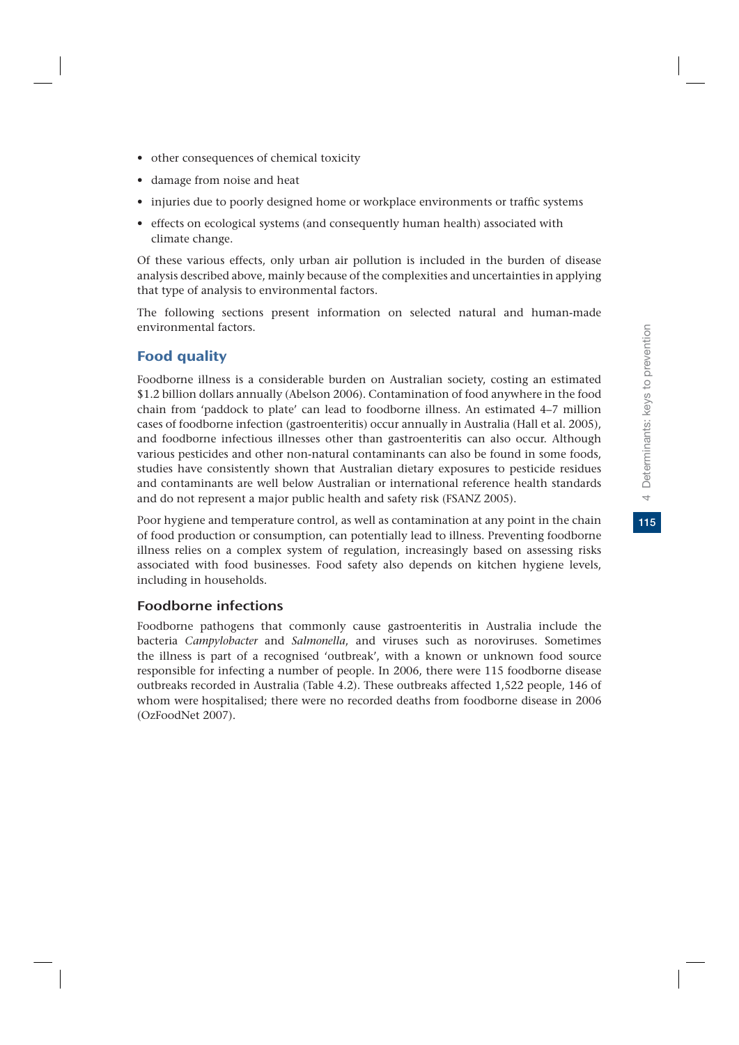- other consequences of chemical toxicity
- damage from noise and heat
- injuries due to poorly designed home or workplace environments or traffic systems
- effects on ecological systems (and consequently human health) associated with climate change.

Of these various effects, only urban air pollution is included in the burden of disease analysis described above, mainly because of the complexities and uncertainties in applying that type of analysis to environmental factors.

The following sections present information on selected natural and human-made environmental factors.

## Food quality

Foodborne illness is a considerable burden on Australian society, costing an estimated $1.2 billion dollars annually (Abelson 2006). Contamination of food anywhere in the food chain from 'paddock to plate' can lead to foodborne illness. An estimated 4–7 million cases of foodborne infection (gastroenteritis) occur annually in Australia (Hall et al. 2005), and foodborne infectious illnesses other than gastroenteritis can also occur. Although various pesticides and other non-natural contaminants can also be found in some foods, studies have consistently shown that Australian dietary exposures to pesticide residues and contaminants are well below Australian or international reference health standards and do not represent a major public health and safety risk (FSANZ 2005).

Poor hygiene and temperature control, as well as contamination at any point in the chain of food production or consumption, can potentially lead to illness. Preventing foodborne illness relies on a complex system of regulation, increasingly based on assessing risks associated with food businesses. Food safety also depends on kitchen hygiene levels, including in households.

### Foodborne infections

Foodborne pathogens that commonly cause gastroenteritis in Australia include the bacteria *Campylobacter* and *Salmonella*, and viruses such as noroviruses. Sometimes the illness is part of a recognised 'outbreak', with a known or unknown food source responsible for infecting a number of people. In 2006, there were 115 foodborne disease outbreaks recorded in Australia (Table 4.2). These outbreaks affected 1,522 people, 146 of whom were hospitalised; there were no recorded deaths from foodborne disease in 2006 (OzFoodNet 2007).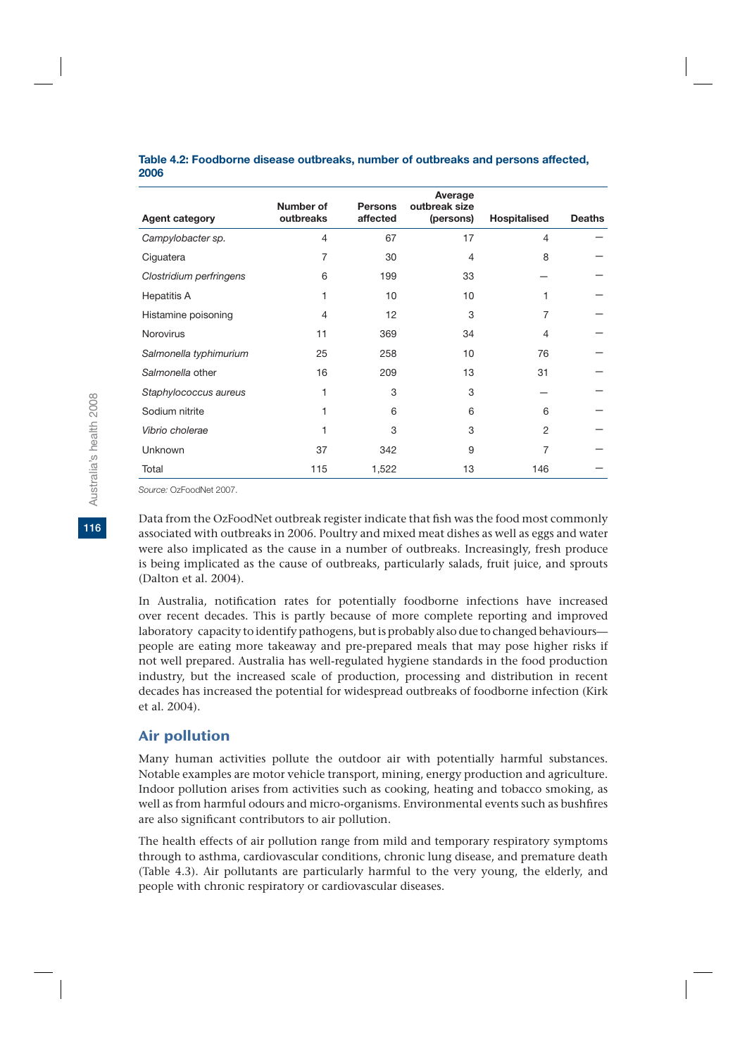**Table 4.2: Foodborne disease outbreaks, number of outbreaks and persons affected, 2006**

| Agent category | Number of outbreaks | Persons affected | Average outbreak size (persons) | Hospitalised | Deaths |
|---|---|---|---|---|---|
| *Campylobacter sp.* | 4 | 67 | 17 | 4 | — |
| Ciguatera | 7 | 30 | 4 | 8 | — |
| *Clostridium perfringens* | 6 | 199 | 33 | — | — |
| Hepatitis A | 1 | 10 | 10 | 1 | — |
| Histamine poisoning | 4 | 12 | 3 | 7 | — |
| Norovirus | 11 | 369 | 34 | 4 | — |
| *Salmonella typhimurium* | 25 | 258 | 10 | 76 | — |
| *Salmonella* other | 16 | 209 | 13 | 31 | — |
| *Staphylococcus aureus* | 1 | 3 | 3 | — | — |
| Sodium nitrite | 1 | 6 | 6 | 6 | — |
| *Vibrio cholerae* | 1 | 3 | 3 | 2 | — |
| Unknown | 37 | 342 | 9 | 7 | — |
| Total | 115 | 1,522 | 13 | 146 | — |

*Source:* OzFoodNet 2007.

Data from the OzFoodNet outbreak register indicate that fish was the food most commonly associated with outbreaks in 2006. Poultry and mixed meat dishes as well as eggs and water were also implicated as the cause in a number of outbreaks. Increasingly, fresh produce is being implicated as the cause of outbreaks, particularly salads, fruit juice, and sprouts (Dalton et al. 2004).

In Australia, notification rates for potentially foodborne infections have increased over recent decades. This is partly because of more complete reporting and improved laboratory capacity to identify pathogens, but is probably also due to changed behaviours—people are eating more takeaway and pre-prepared meals that may pose higher risks if not well prepared. Australia has well-regulated hygiene standards in the food production industry, but the increased scale of production, processing and distribution in recent decades has increased the potential for widespread outbreaks of foodborne infection (Kirk et al. 2004).

## Air pollution

Many human activities pollute the outdoor air with potentially harmful substances. Notable examples are motor vehicle transport, mining, energy production and agriculture. Indoor pollution arises from activities such as cooking, heating and tobacco smoking, as well as from harmful odours and micro-organisms. Environmental events such as bushfires are also significant contributors to air pollution.

The health effects of air pollution range from mild and temporary respiratory symptoms through to asthma, cardiovascular conditions, chronic lung disease, and premature death (Table 4.3). Air pollutants are particularly harmful to the very young, the elderly, and people with chronic respiratory or cardiovascular diseases.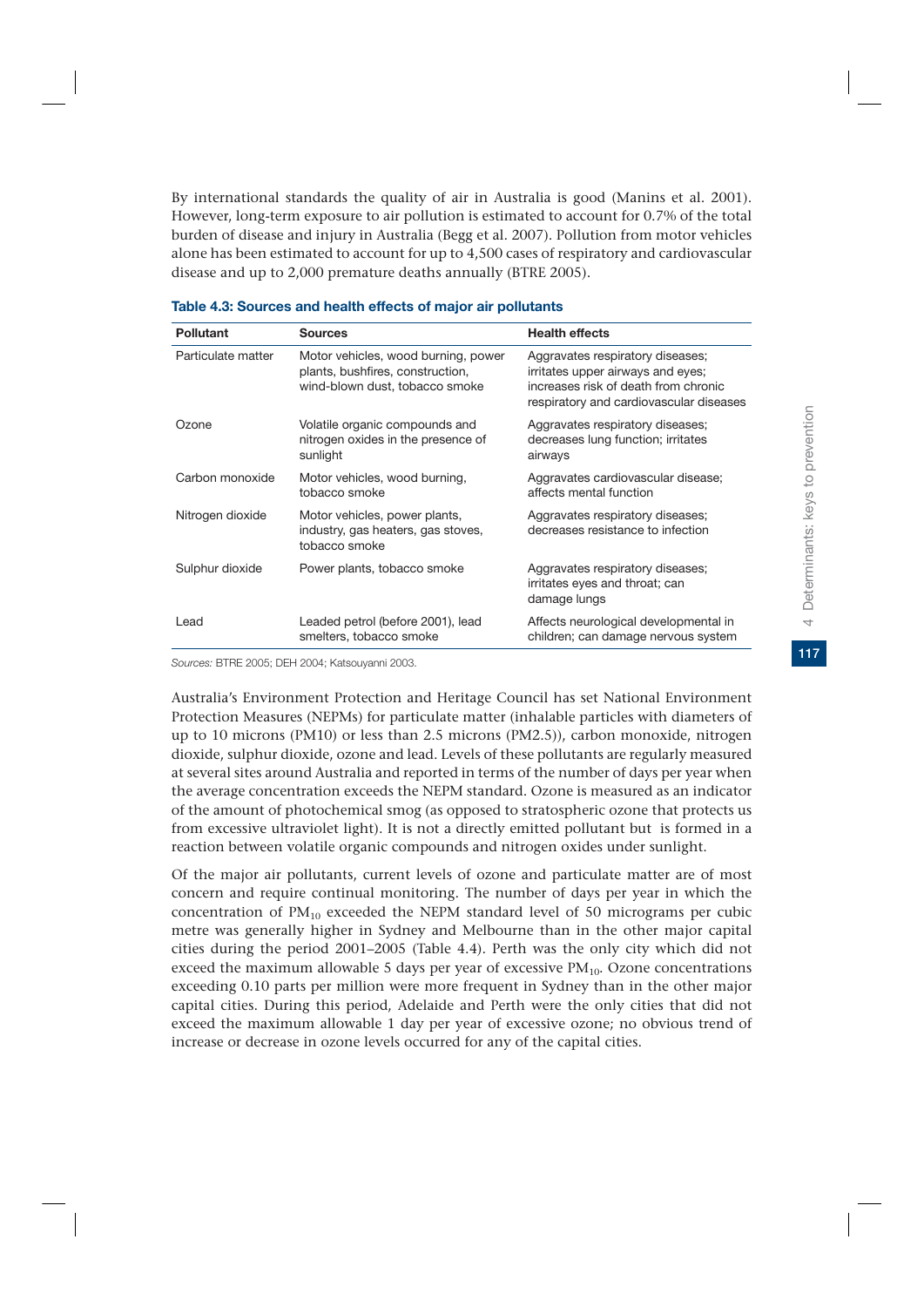By international standards the quality of air in Australia is good (Manins et al. 2001). However, long-term exposure to air pollution is estimated to account for 0.7% of the total burden of disease and injury in Australia (Begg et al. 2007). Pollution from motor vehicles alone has been estimated to account for up to 4,500 cases of respiratory and cardiovascular disease and up to 2,000 premature deaths annually (BTRE 2005).

**Table 4.3: Sources and health effects of major air pollutants**

| Pollutant | Sources | Health effects |
|---|---|---|
| Particulate matter | Motor vehicles, wood burning, power plants, bushfires, construction, wind-blown dust, tobacco smoke | Aggravates respiratory diseases; irritates upper airways and eyes; increases risk of death from chronic respiratory and cardiovascular diseases |
| Ozone | Volatile organic compounds and nitrogen oxides in the presence of sunlight | Aggravates respiratory diseases; decreases lung function; irritates airways |
| Carbon monoxide | Motor vehicles, wood burning, tobacco smoke | Aggravates cardiovascular disease; affects mental function |
| Nitrogen dioxide | Motor vehicles, power plants, industry, gas heaters, gas stoves, tobacco smoke | Aggravates respiratory diseases; decreases resistance to infection |
| Sulphur dioxide | Power plants, tobacco smoke | Aggravates respiratory diseases; irritates eyes and throat; can damage lungs |
| Lead | Leaded petrol (before 2001), lead smelters, tobacco smoke | Affects neurological developmental in children; can damage nervous system |

*Sources:* BTRE 2005; DEH 2004; Katsouyanni 2003.

Australia's Environment Protection and Heritage Council has set National Environment Protection Measures (NEPMs) for particulate matter (inhalable particles with diameters of up to 10 microns (PM10) or less than 2.5 microns (PM2.5)), carbon monoxide, nitrogen dioxide, sulphur dioxide, ozone and lead. Levels of these pollutants are regularly measured at several sites around Australia and reported in terms of the number of days per year when the average concentration exceeds the NEPM standard. Ozone is measured as an indicator of the amount of photochemical smog (as opposed to stratospheric ozone that protects us from excessive ultraviolet light). It is not a directly emitted pollutant but is formed in a reaction between volatile organic compounds and nitrogen oxides under sunlight.

Of the major air pollutants, current levels of ozone and particulate matter are of most concern and require continual monitoring. The number of days per year in which the concentration of $PM_{10}$ exceeded the NEPM standard level of 50 micrograms per cubic metre was generally higher in Sydney and Melbourne than in the other major capital cities during the period 2001–2005 (Table 4.4). Perth was the only city which did not exceed the maximum allowable 5 days per year of excessive $PM_{10}$. Ozone concentrations exceeding 0.10 parts per million were more frequent in Sydney than in the other major capital cities. During this period, Adelaide and Perth were the only cities that did not exceed the maximum allowable 1 day per year of excessive ozone; no obvious trend of increase or decrease in ozone levels occurred for any of the capital cities.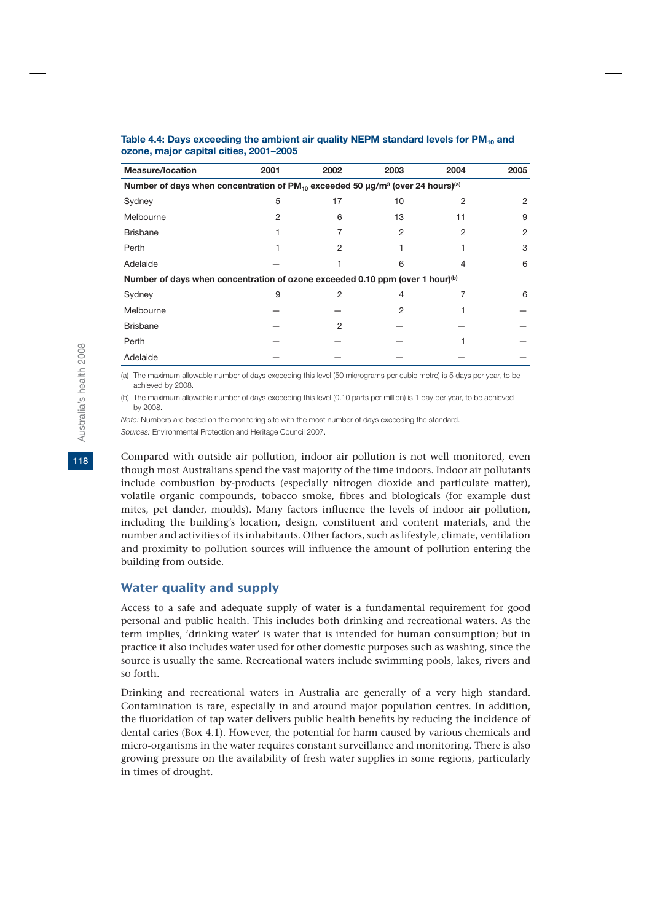**Table 4.4: Days exceeding the ambient air quality NEPM standard levels for $PM_{10}$ and ozone, major capital cities, 2001–2005**

| Measure/location | 2001 | 2002 | 2003 | 2004 | 2005 |
|---|---|---|---|---|---|
| **Number of days when concentration of $PM_{10}$ exceeded 50 μg/$m^3$ (over 24 hours)[(a)]** | | | | | |
| Sydney | 5 | 17 | 10 | 2 | 2 |
| Melbourne | 2 | 6 | 13 | 11 | 9 |
| Brisbane | 1 | 7 | 2 | 2 | 2 |
| Perth | 1 | 2 | 1 | 1 | 3 |
| Adelaide | — | 1 | 6 | 4 | 6 |
| **Number of days when concentration of ozone exceeded 0.10 ppm (over 1 hour)[(b)]** | | | | | |
| Sydney | 9 | 2 | 4 | 7 | 6 |
| Melbourne | — | — | 2 | 1 | — |
| Brisbane | — | 2 | — | — | — |
| Perth | — | — | — | 1 | — |
| Adelaide | — | — | — | — | — |

(a) The maximum allowable number of days exceeding this level (50 micrograms per cubic metre) is 5 days per year, to be achieved by 2008.

(b) The maximum allowable number of days exceeding this level (0.10 parts per million) is 1 day per year, to be achieved by 2008.

*Note:* Numbers are based on the monitoring site with the most number of days exceeding the standard.

*Sources:* Environmental Protection and Heritage Council 2007.

Compared with outside air pollution, indoor air pollution is not well monitored, even though most Australians spend the vast majority of the time indoors. Indoor air pollutants include combustion by-products (especially nitrogen dioxide and particulate matter), volatile organic compounds, tobacco smoke, fibres and biologicals (for example dust mites, pet dander, moulds). Many factors influence the levels of indoor air pollution, including the building's location, design, constituent and content materials, and the number and activities of its inhabitants. Other factors, such as lifestyle, climate, ventilation and proximity to pollution sources will influence the amount of pollution entering the building from outside.

## Water quality and supply

Access to a safe and adequate supply of water is a fundamental requirement for good personal and public health. This includes both drinking and recreational waters. As the term implies, 'drinking water' is water that is intended for human consumption; but in practice it also includes water used for other domestic purposes such as washing, since the source is usually the same. Recreational waters include swimming pools, lakes, rivers and so forth.

Drinking and recreational waters in Australia are generally of a very high standard. Contamination is rare, especially in and around major population centres. In addition, the fluoridation of tap water delivers public health benefits by reducing the incidence of dental caries (Box 4.1). However, the potential for harm caused by various chemicals and micro-organisms in the water requires constant surveillance and monitoring. There is also growing pressure on the availability of fresh water supplies in some regions, particularly in times of drought.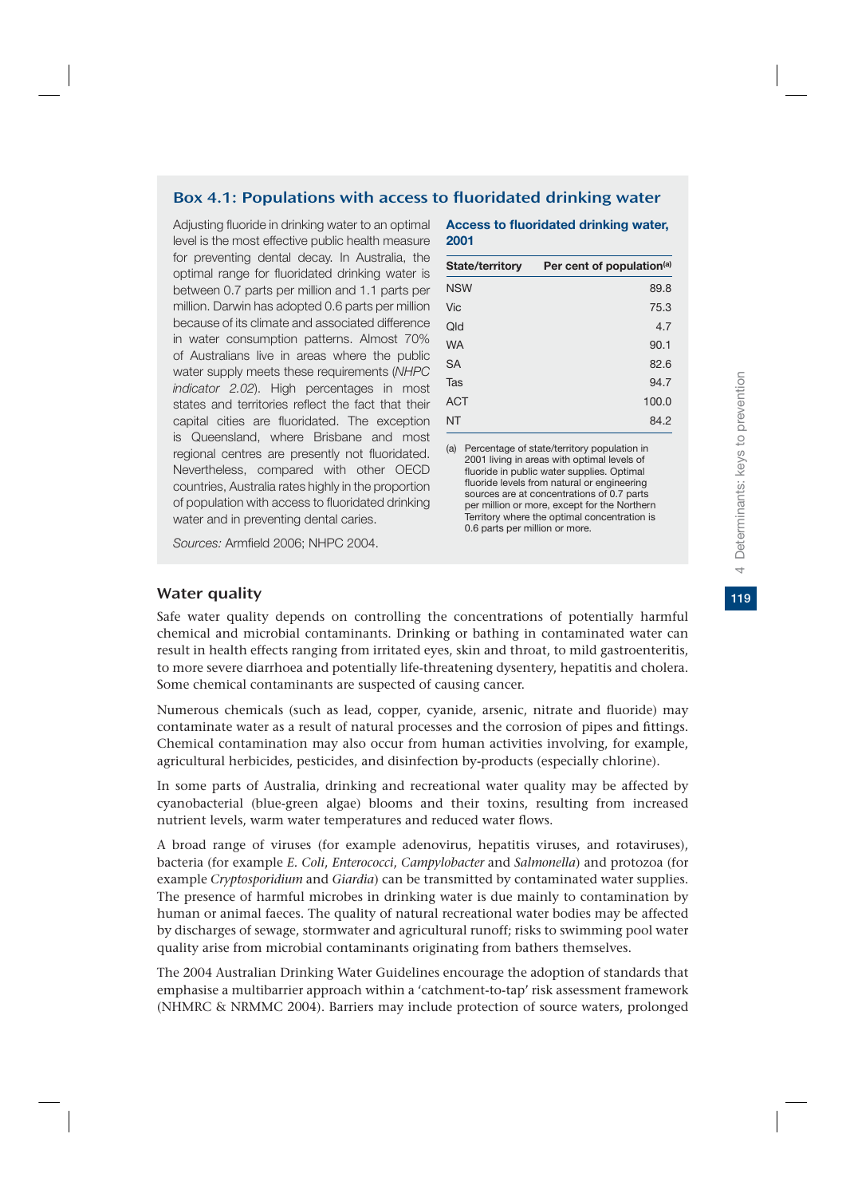## Box 4.1: Populations with access to fluoridated drinking water

Adjusting fluoride in drinking water to an optimal level is the most effective public health measure for preventing dental decay. In Australia, the optimal range for fluoridated drinking water is between 0.7 parts per million and 1.1 parts per million. Darwin has adopted 0.6 parts per million because of its climate and associated difference in water consumption patterns. Almost 70% of Australians live in areas where the public water supply meets these requirements (*NHPC indicator 2.02*). High percentages in most states and territories reflect the fact that their capital cities are fluoridated. The exception is Queensland, where Brisbane and most regional centres are presently not fluoridated. Nevertheless, compared with other OECD countries, Australia rates highly in the proportion of population with access to fluoridated drinking water and in preventing dental caries.

**Access to fluoridated drinking water, 2001**

| State/territory | Per cent of population[(a)] |
|---|---|
| NSW | 89.8 |
| Vic | 75.3 |
| Qld | 4.7 |
| WA | 90.1 |
| SA | 82.6 |
| Tas | 94.7 |
| ACT | 100.0 |
| NT | 84.2 |

(a) Percentage of state/territory population in 2001 living in areas with optimal levels of fluoride in public water supplies. Optimal fluoride levels from natural or engineering sources are at concentrations of 0.7 parts per million or more, except for the Northern Territory where the optimal concentration is 0.6 parts per million or more.

*Sources:* Armfield 2006; NHPC 2004.

### Water quality

Safe water quality depends on controlling the concentrations of potentially harmful chemical and microbial contaminants. Drinking or bathing in contaminated water can result in health effects ranging from irritated eyes, skin and throat, to mild gastroenteritis, to more severe diarrhoea and potentially life-threatening dysentery, hepatitis and cholera. Some chemical contaminants are suspected of causing cancer.

Numerous chemicals (such as lead, copper, cyanide, arsenic, nitrate and fluoride) may contaminate water as a result of natural processes and the corrosion of pipes and fittings. Chemical contamination may also occur from human activities involving, for example, agricultural herbicides, pesticides, and disinfection by-products (especially chlorine).

In some parts of Australia, drinking and recreational water quality may be affected by cyanobacterial (blue-green algae) blooms and their toxins, resulting from increased nutrient levels, warm water temperatures and reduced water flows.

A broad range of viruses (for example adenovirus, hepatitis viruses, and rotaviruses), bacteria (for example *E. Coli*, *Enterococci*, *Campylobacter* and *Salmonella*) and protozoa (for example *Cryptosporidium* and *Giardia*) can be transmitted by contaminated water supplies. The presence of harmful microbes in drinking water is due mainly to contamination by human or animal faeces. The quality of natural recreational water bodies may be affected by discharges of sewage, stormwater and agricultural runoff; risks to swimming pool water quality arise from microbial contaminants originating from bathers themselves.

The 2004 Australian Drinking Water Guidelines encourage the adoption of standards that emphasise a multibarrier approach within a 'catchment-to-tap' risk assessment framework (NHMRC & NRMMC 2004). Barriers may include protection of source waters, prolonged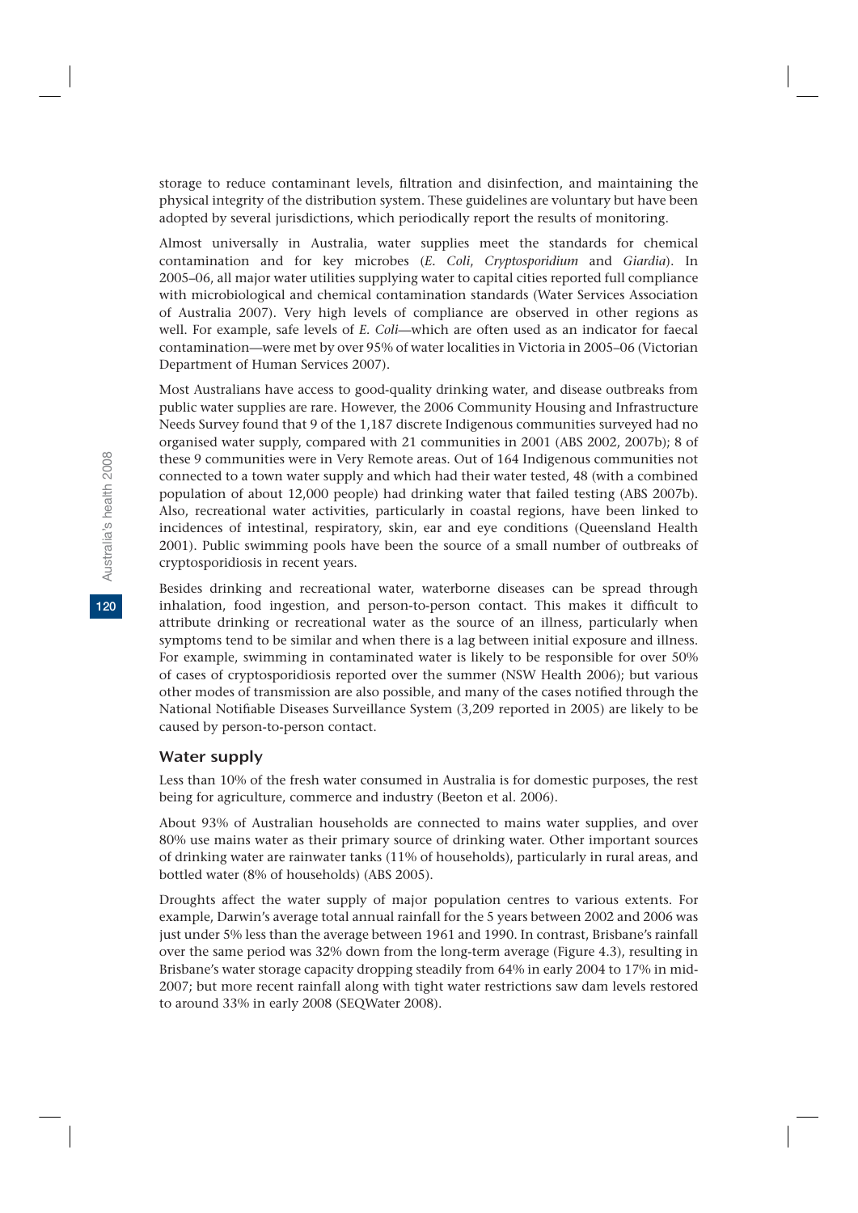storage to reduce contaminant levels, filtration and disinfection, and maintaining the physical integrity of the distribution system. These guidelines are voluntary but have been adopted by several jurisdictions, which periodically report the results of monitoring.

Almost universally in Australia, water supplies meet the standards for chemical contamination and for key microbes (*E. Coli*, *Cryptosporidium* and *Giardia*). In 2005–06, all major water utilities supplying water to capital cities reported full compliance with microbiological and chemical contamination standards (Water Services Association of Australia 2007). Very high levels of compliance are observed in other regions as well. For example, safe levels of *E. Coli*—which are often used as an indicator for faecal contamination—were met by over 95% of water localities in Victoria in 2005–06 (Victorian Department of Human Services 2007).

Most Australians have access to good-quality drinking water, and disease outbreaks from public water supplies are rare. However, the 2006 Community Housing and Infrastructure Needs Survey found that 9 of the 1,187 discrete Indigenous communities surveyed had no organised water supply, compared with 21 communities in 2001 (ABS 2002, 2007b); 8 of these 9 communities were in Very Remote areas. Out of 164 Indigenous communities not connected to a town water supply and which had their water tested, 48 (with a combined population of about 12,000 people) had drinking water that failed testing (ABS 2007b). Also, recreational water activities, particularly in coastal regions, have been linked to incidences of intestinal, respiratory, skin, ear and eye conditions (Queensland Health 2001). Public swimming pools have been the source of a small number of outbreaks of cryptosporidiosis in recent years.

Besides drinking and recreational water, waterborne diseases can be spread through inhalation, food ingestion, and person-to-person contact. This makes it difficult to attribute drinking or recreational water as the source of an illness, particularly when symptoms tend to be similar and when there is a lag between initial exposure and illness. For example, swimming in contaminated water is likely to be responsible for over 50% of cases of cryptosporidiosis reported over the summer (NSW Health 2006); but various other modes of transmission are also possible, and many of the cases notified through the National Notifiable Diseases Surveillance System (3,209 reported in 2005) are likely to be caused by person-to-person contact.

### Water supply

Less than 10% of the fresh water consumed in Australia is for domestic purposes, the rest being for agriculture, commerce and industry (Beeton et al. 2006).

About 93% of Australian households are connected to mains water supplies, and over 80% use mains water as their primary source of drinking water. Other important sources of drinking water are rainwater tanks (11% of households), particularly in rural areas, and bottled water (8% of households) (ABS 2005).

Droughts affect the water supply of major population centres to various extents. For example, Darwin's average total annual rainfall for the 5 years between 2002 and 2006 was just under 5% less than the average between 1961 and 1990. In contrast, Brisbane's rainfall over the same period was 32% down from the long-term average (Figure 4.3), resulting in Brisbane's water storage capacity dropping steadily from 64% in early 2004 to 17% in mid-2007; but more recent rainfall along with tight water restrictions saw dam levels restored to around 33% in early 2008 (SEQWater 2008).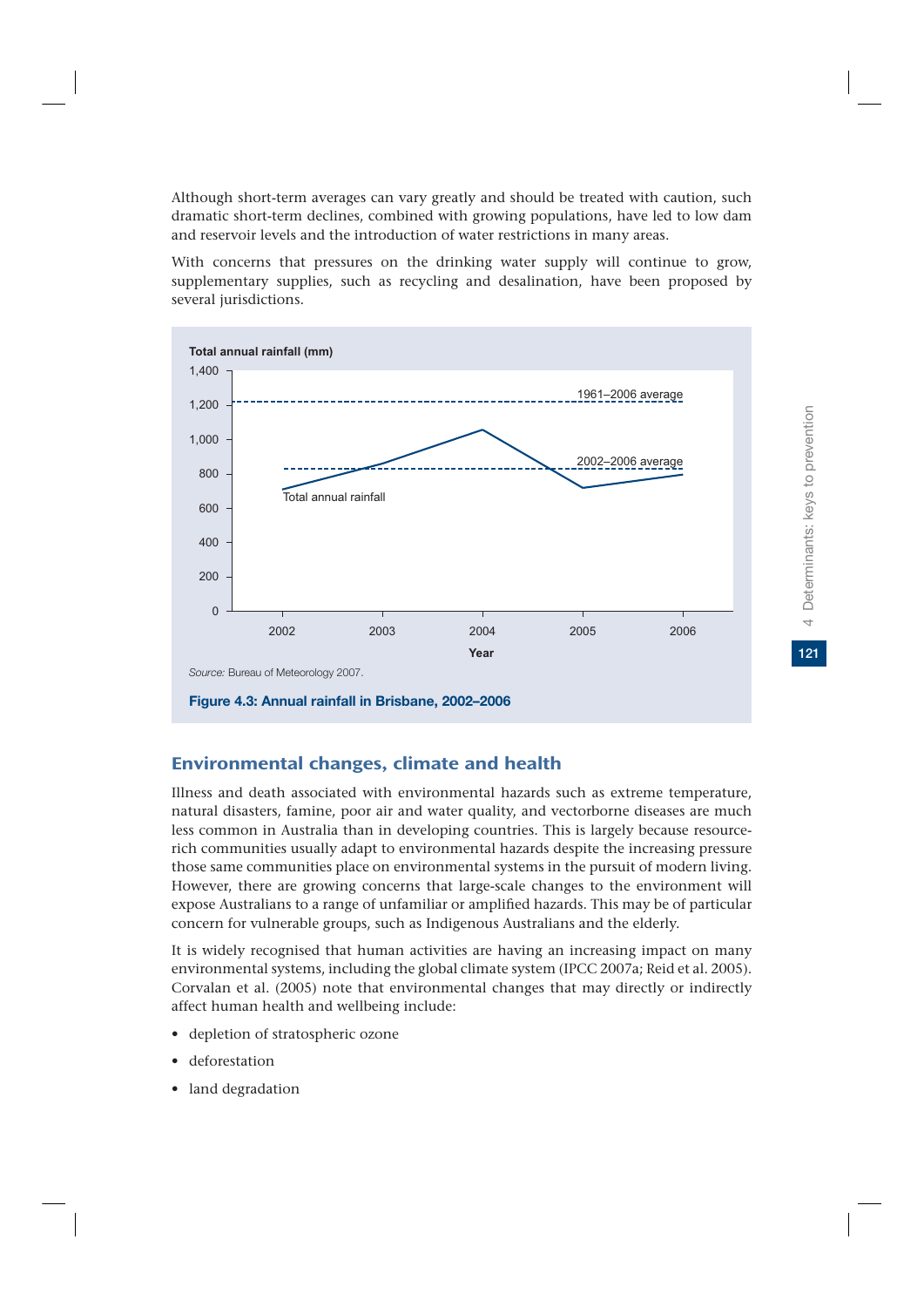Although short-term averages can vary greatly and should be treated with caution, such dramatic short-term declines, combined with growing populations, have led to low dam and reservoir levels and the introduction of water restrictions in many areas.

With concerns that pressures on the drinking water supply will continue to grow, supplementary supplies, such as recycling and desalination, have been proposed by several jurisdictions.

*Source:* Bureau of Meteorology 2007.

**Figure 4.3: Annual rainfall in Brisbane, 2002–2006**

## Environmental changes, climate and health

Illness and death associated with environmental hazards such as extreme temperature, natural disasters, famine, poor air and water quality, and vectorborne diseases are much less common in Australia than in developing countries. This is largely because resource-rich communities usually adapt to environmental hazards despite the increasing pressure those same communities place on environmental systems in the pursuit of modern living. However, there are growing concerns that large-scale changes to the environment will expose Australians to a range of unfamiliar or amplified hazards. This may be of particular concern for vulnerable groups, such as Indigenous Australians and the elderly.

It is widely recognised that human activities are having an increasing impact on many environmental systems, including the global climate system (IPCC 2007a; Reid et al. 2005). Corvalan et al. (2005) note that environmental changes that may directly or indirectly affect human health and wellbeing include:

- depletion of stratospheric ozone
- deforestation
- land degradation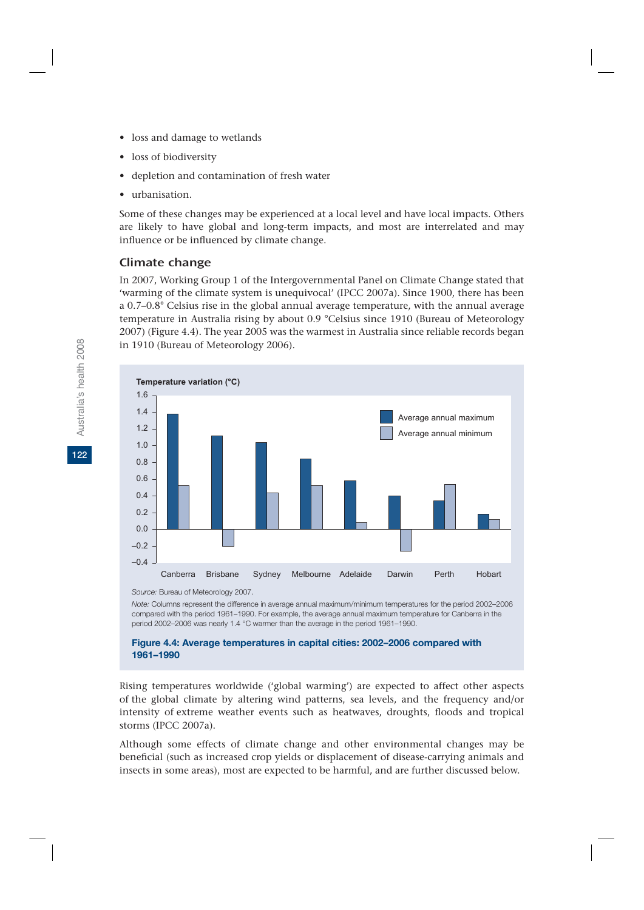- loss and damage to wetlands
- loss of biodiversity
- depletion and contamination of fresh water
- urbanisation.

Some of these changes may be experienced at a local level and have local impacts. Others are likely to have global and long-term impacts, and most are interrelated and may influence or be influenced by climate change.

## Climate change

In 2007, Working Group 1 of the Intergovernmental Panel on Climate Change stated that 'warming of the climate system is unequivocal' (IPCC 2007a). Since 1900, there has been a 0.7–0.8° Celsius rise in the global annual average temperature, with the annual average temperature in Australia rising by about 0.9 °Celsius since 1910 (Bureau of Meteorology 2007) (Figure 4.4). The year 2005 was the warmest in Australia since reliable records began in 1910 (Bureau of Meteorology 2006).

*Source:* Bureau of Meteorology 2007.

*Note:* Columns represent the difference in average annual maximum/minimum temperatures for the period 2002–2006 compared with the period 1961–1990. For example, the average annual maximum temperature for Canberra in the period 2002–2006 was nearly 1.4 °C warmer than the average in the period 1961–1990.

**Figure 4.4: Average temperatures in capital cities: 2002–2006 compared with 1961–1990**

Rising temperatures worldwide ('global warming') are expected to affect other aspects of the global climate by altering wind patterns, sea levels, and the frequency and/or intensity of extreme weather events such as heatwaves, droughts, floods and tropical storms (IPCC 2007a).

Although some effects of climate change and other environmental changes may be beneficial (such as increased crop yields or displacement of disease-carrying animals and insects in some areas), most are expected to be harmful, and are further discussed below.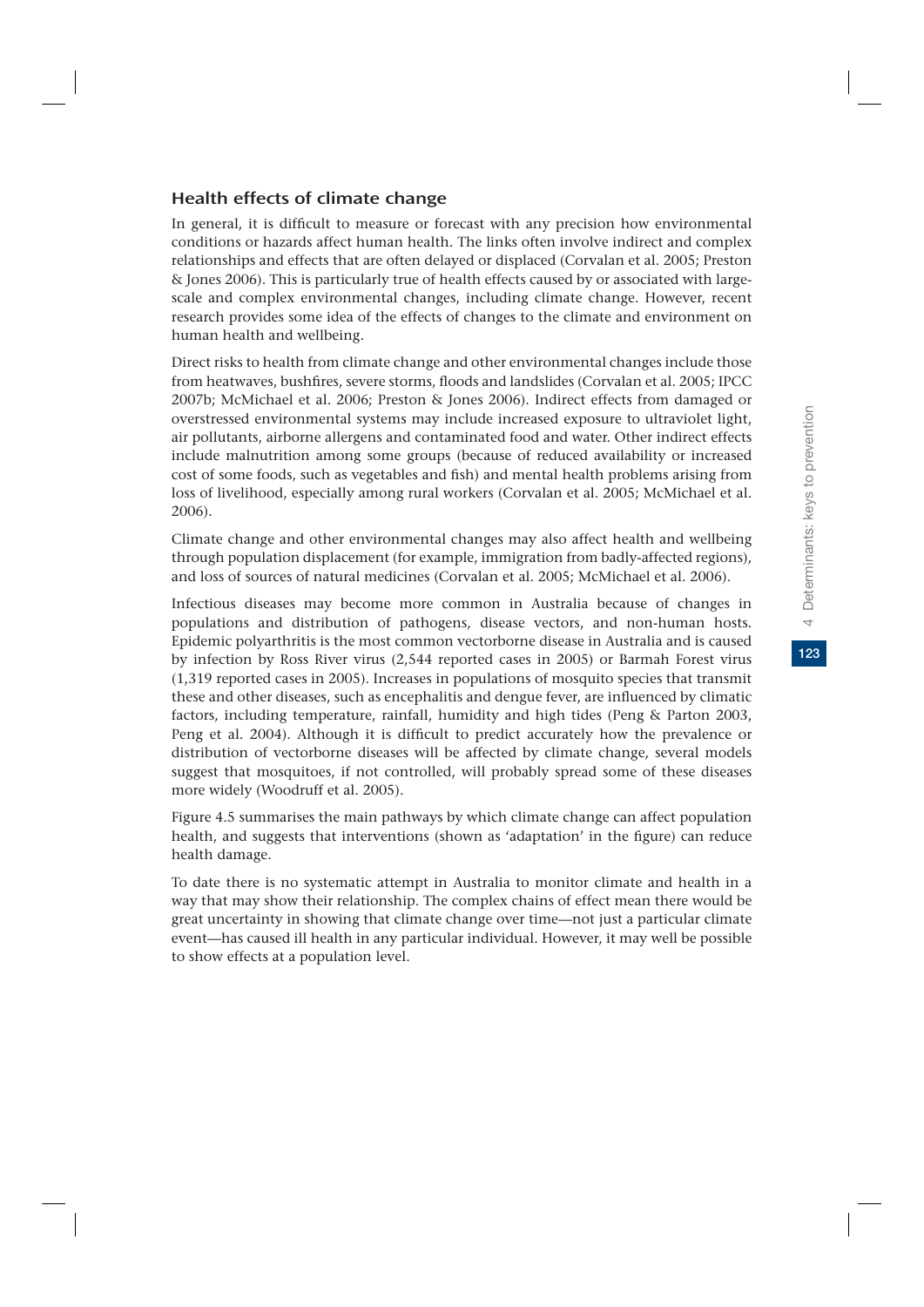### Health effects of climate change

In general, it is difficult to measure or forecast with any precision how environmental conditions or hazards affect human health. The links often involve indirect and complex relationships and effects that are often delayed or displaced (Corvalan et al. 2005; Preston & Jones 2006). This is particularly true of health effects caused by or associated with large-scale and complex environmental changes, including climate change. However, recent research provides some idea of the effects of changes to the climate and environment on human health and wellbeing.

Direct risks to health from climate change and other environmental changes include those from heatwaves, bushfires, severe storms, floods and landslides (Corvalan et al. 2005; IPCC 2007b; McMichael et al. 2006; Preston & Jones 2006). Indirect effects from damaged or overstressed environmental systems may include increased exposure to ultraviolet light, air pollutants, airborne allergens and contaminated food and water. Other indirect effects include malnutrition among some groups (because of reduced availability or increased cost of some foods, such as vegetables and fish) and mental health problems arising from loss of livelihood, especially among rural workers (Corvalan et al. 2005; McMichael et al. 2006).

Climate change and other environmental changes may also affect health and wellbeing through population displacement (for example, immigration from badly-affected regions), and loss of sources of natural medicines (Corvalan et al. 2005; McMichael et al. 2006).

Infectious diseases may become more common in Australia because of changes in populations and distribution of pathogens, disease vectors, and non-human hosts. Epidemic polyarthritis is the most common vectorborne disease in Australia and is caused by infection by Ross River virus (2,544 reported cases in 2005) or Barmah Forest virus (1,319 reported cases in 2005). Increases in populations of mosquito species that transmit these and other diseases, such as encephalitis and dengue fever, are influenced by climatic factors, including temperature, rainfall, humidity and high tides (Peng & Parton 2003, Peng et al. 2004). Although it is difficult to predict accurately how the prevalence or distribution of vectorborne diseases will be affected by climate change, several models suggest that mosquitoes, if not controlled, will probably spread some of these diseases more widely (Woodruff et al. 2005).

Figure 4.5 summarises the main pathways by which climate change can affect population health, and suggests that interventions (shown as 'adaptation' in the figure) can reduce health damage.

To date there is no systematic attempt in Australia to monitor climate and health in a way that may show their relationship. The complex chains of effect mean there would be great uncertainty in showing that climate change over time—not just a particular climate event—has caused ill health in any particular individual. However, it may well be possible to show effects at a population level.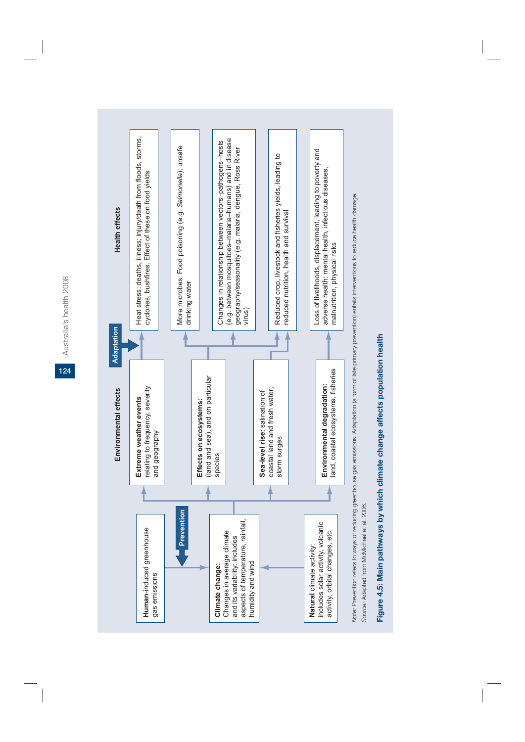**Human**-induced greenhouse gas emissions

**Prevention**

**Climate change:** Changes in average climate and its variability: includes aspects of temperature, rainfall, humidity and wind

**Natural** climate activity: includes solar activity, volcanic activity, orbital changes, etc.

**Environmental effects**

**Extreme weather events** relating to frequency, severity and geography

**Effects on ecosystems:** (land and sea), and on particular species

**Sea-level rise:** salination of coastal land and fresh water; storm surges

**Environmental degradation:** land, coastal ecosystems, fisheries

**Adaptation**

**Health effects**

Heat stress: deaths, illness; injury/death from floods, storms, cyclones, bushfires. Effect of these on food yields

More microbes: Food poisoning (e.g. *Salmonella*); unsafe drinking water

Changes in relationship between vectors–pathogens–hosts (e.g. between mosquitoes–malaria–humans) and in disease geography/seasonality (e.g. malaria, dengue, Ross River virus)

Reduced crop, livestock and fisheries yields, leading to reduced nutrition, health and survival

Loss of livelihoods, displacement, leading to poverty and adverse health: mental health, infectious diseases, malnutrition, physical risks

*Note:* Prevention refers to ways of reducing greenhouse gas emissions. Adaptation (a form of late primary prevention) entails interventions to reduce health damage.

*Source:* Adapted from McMichael et al. 2006.

**Figure 4.5: Main pathways by which climate change affects population health**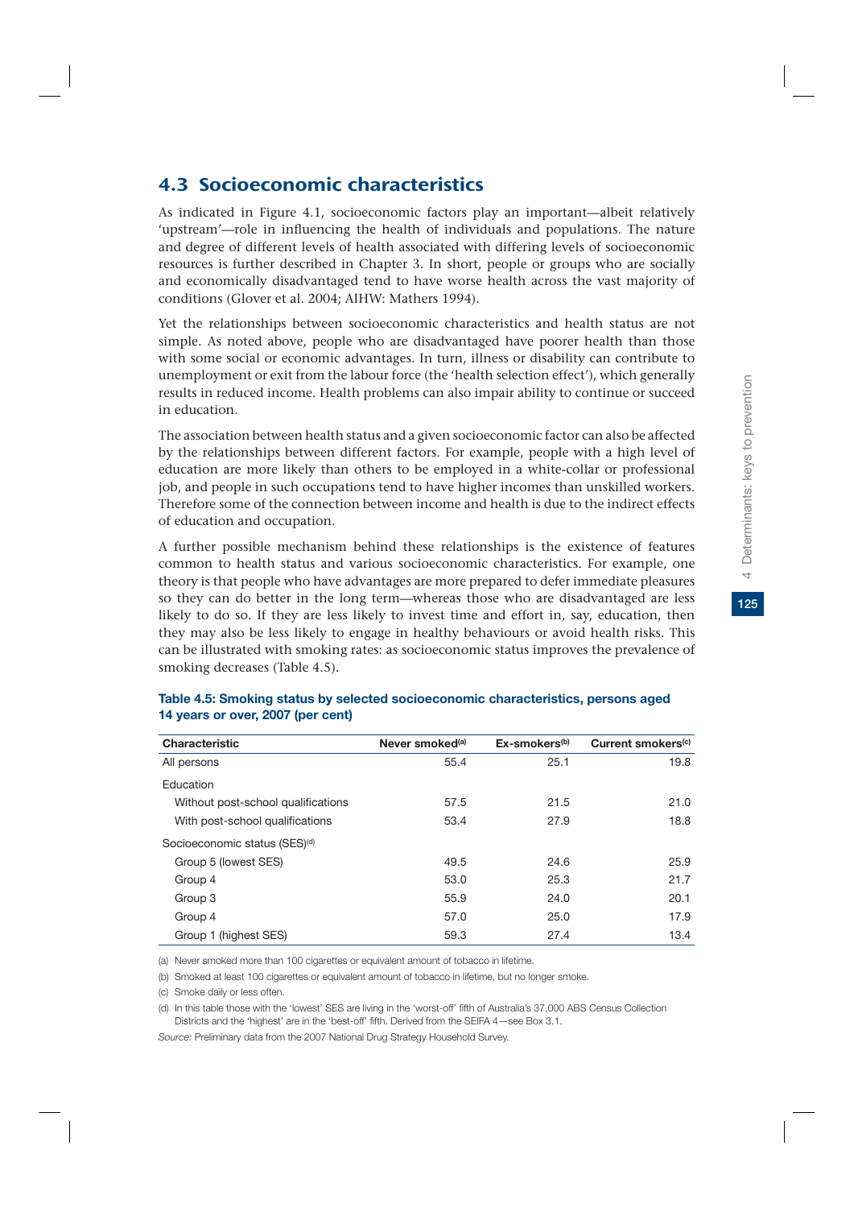## 4.3 Socioeconomic characteristics

As indicated in Figure 4.1, socioeconomic factors play an important—albeit relatively 'upstream'—role in influencing the health of individuals and populations. The nature and degree of different levels of health associated with differing levels of socioeconomic resources is further described in Chapter 3. In short, people or groups who are socially and economically disadvantaged tend to have worse health across the vast majority of conditions (Glover et al. 2004; AIHW: Mathers 1994).

Yet the relationships between socioeconomic characteristics and health status are not simple. As noted above, people who are disadvantaged have poorer health than those with some social or economic advantages. In turn, illness or disability can contribute to unemployment or exit from the labour force (the 'health selection effect'), which generally results in reduced income. Health problems can also impair ability to continue or succeed in education.

The association between health status and a given socioeconomic factor can also be affected by the relationships between different factors. For example, people with a high level of education are more likely than others to be employed in a white-collar or professional job, and people in such occupations tend to have higher incomes than unskilled workers. Therefore some of the connection between income and health is due to the indirect effects of education and occupation.

A further possible mechanism behind these relationships is the existence of features common to health status and various socioeconomic characteristics. For example, one theory is that people who have advantages are more prepared to defer immediate pleasures so they can do better in the long term—whereas those who are disadvantaged are less likely to do so. If they are less likely to invest time and effort in, say, education, then they may also be less likely to engage in healthy behaviours or avoid health risks. This can be illustrated with smoking rates: as socioeconomic status improves the prevalence of smoking decreases (Table 4.5).

**Table 4.5: Smoking status by selected socioeconomic characteristics, persons aged 14 years or over, 2007 (per cent)**

| Characteristic | Never smoked[(a)] | Ex-smokers[(b)] | Current smokers[(c)] |
|---|---|---|---|
| All persons | 55.4 | 25.1 | 19.8 |
| Education | | | |
| Without post-school qualifications | 57.5 | 21.5 | 21.0 |
| With post-school qualifications | 53.4 | 27.9 | 18.8 |
| Socioeconomic status (SES)[(d)] | | | |
| Group 5 (lowest SES) | 49.5 | 24.6 | 25.9 |
| Group 4 | 53.0 | 25.3 | 21.7 |
| Group 3 | 55.9 | 24.0 | 20.1 |
| Group 4 | 57.0 | 25.0 | 17.9 |
| Group 1 (highest SES) | 59.3 | 27.4 | 13.4 |

(a) Never smoked more than 100 cigarettes or equivalent amount of tobacco in lifetime.

(b) Smoked at least 100 cigarettes or equivalent amount of tobacco in lifetime, but no longer smoke.

(c) Smoke daily or less often.

(d) In this table those with the 'lowest' SES are living in the 'worst-off' fifth of Australia's 37,000 ABS Census Collection Districts and the 'highest' are in the 'best-off' fifth. Derived from the SEIFA 4—see Box 3.1.

*Source:* Preliminary data from the 2007 National Drug Strategy Household Survey.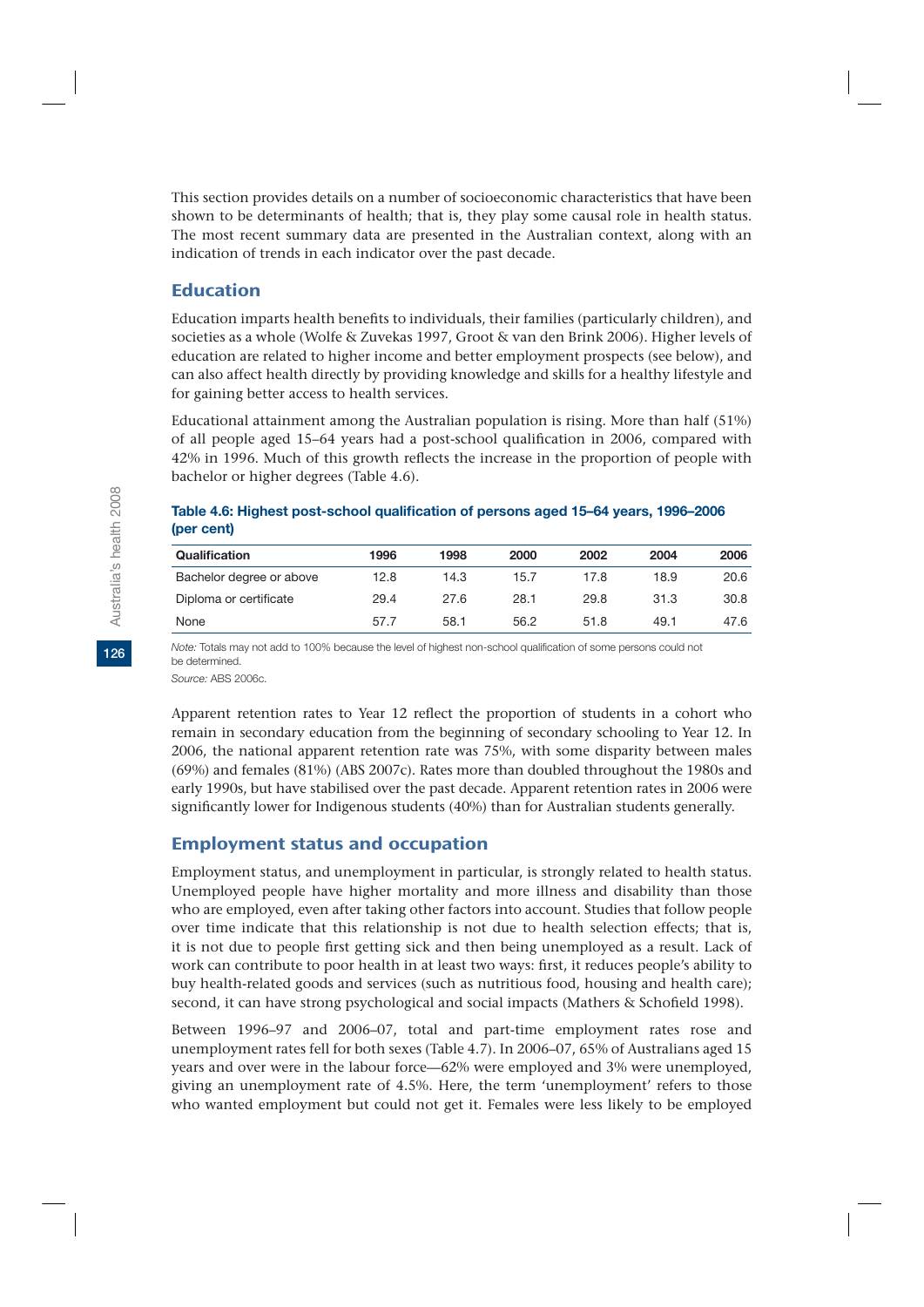This section provides details on a number of socioeconomic characteristics that have been shown to be determinants of health; that is, they play some causal role in health status. The most recent summary data are presented in the Australian context, along with an indication of trends in each indicator over the past decade.

## Education

Education imparts health benefits to individuals, their families (particularly children), and societies as a whole (Wolfe & Zuvekas 1997, Groot & van den Brink 2006). Higher levels of education are related to higher income and better employment prospects (see below), and can also affect health directly by providing knowledge and skills for a healthy lifestyle and for gaining better access to health services.

Educational attainment among the Australian population is rising. More than half (51%) of all people aged 15–64 years had a post-school qualification in 2006, compared with 42% in 1996. Much of this growth reflects the increase in the proportion of people with bachelor or higher degrees (Table 4.6).

**Table 4.6: Highest post-school qualification of persons aged 15–64 years, 1996–2006 (per cent)**

| Qualification | 1996 | 1998 | 2000 | 2002 | 2004 | 2006 |
|---|---|---|---|---|---|---|
| Bachelor degree or above | 12.8 | 14.3 | 15.7 | 17.8 | 18.9 | 20.6 |
| Diploma or certificate | 29.4 | 27.6 | 28.1 | 29.8 | 31.3 | 30.8 |
| None | 57.7 | 58.1 | 56.2 | 51.8 | 49.1 | 47.6 |

*Note:* Totals may not add to 100% because the level of highest non-school qualification of some persons could not be determined.

*Source:* ABS 2006c.

Apparent retention rates to Year 12 reflect the proportion of students in a cohort who remain in secondary education from the beginning of secondary schooling to Year 12. In 2006, the national apparent retention rate was 75%, with some disparity between males (69%) and females (81%) (ABS 2007c). Rates more than doubled throughout the 1980s and early 1990s, but have stabilised over the past decade. Apparent retention rates in 2006 were significantly lower for Indigenous students (40%) than for Australian students generally.

## Employment status and occupation

Employment status, and unemployment in particular, is strongly related to health status. Unemployed people have higher mortality and more illness and disability than those who are employed, even after taking other factors into account. Studies that follow people over time indicate that this relationship is not due to health selection effects; that is, it is not due to people first getting sick and then being unemployed as a result. Lack of work can contribute to poor health in at least two ways: first, it reduces people's ability to buy health-related goods and services (such as nutritious food, housing and health care); second, it can have strong psychological and social impacts (Mathers & Schofield 1998).

Between 1996–97 and 2006–07, total and part-time employment rates rose and unemployment rates fell for both sexes (Table 4.7). In 2006–07, 65% of Australians aged 15 years and over were in the labour force—62% were employed and 3% were unemployed, giving an unemployment rate of 4.5%. Here, the term 'unemployment' refers to those who wanted employment but could not get it. Females were less likely to be employed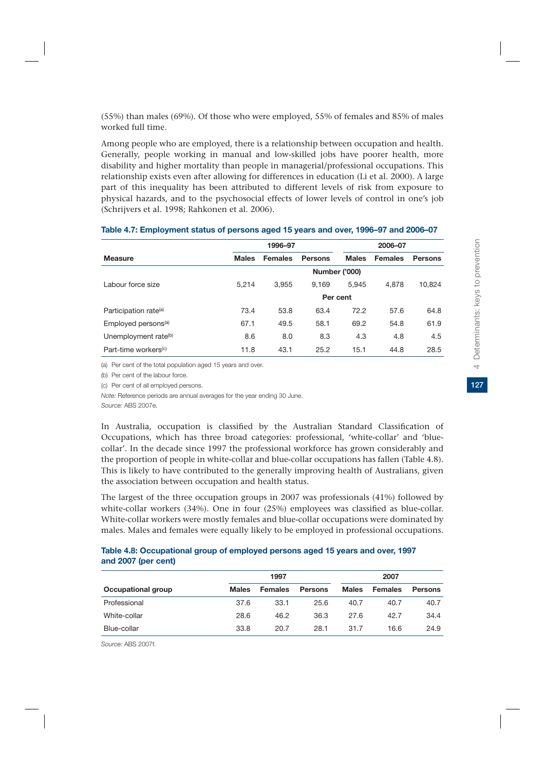(55%) than males (69%). Of those who were employed, 55% of females and 85% of males worked full time.

Among people who are employed, there is a relationship between occupation and health. Generally, people working in manual and low-skilled jobs have poorer health, more disability and higher mortality than people in managerial/professional occupations. This relationship exists even after allowing for differences in education (Li et al. 2000). A large part of this inequality has been attributed to different levels of risk from exposure to physical hazards, and to the psychosocial effects of lower levels of control in one's job (Schrijvers et al. 1998; Rahkonen et al. 2006).

**Table 4.7: Employment status of persons aged 15 years and over, 1996–97 and 2006–07**

| | 1996–97 | | | 2006–07 | | |
|---|---|---|---|---|---|---|
| **Measure** | **Males** | **Females** | **Persons** | **Males** | **Females** | **Persons** |
| | | | **Number ('000)** | | | |
| Labour force size | 5,214 | 3,955 | 9,169 | 5,945 | 4,878 | 10,824 |
| | | | **Per cent** | | | |
| Participation rate[(a)] | 73.4 | 53.8 | 63.4 | 72.2 | 57.6 | 64.8 |
| Employed persons[(a)] | 67.1 | 49.5 | 58.1 | 69.2 | 54.8 | 61.9 |
| Unemployment rate[(b)] | 8.6 | 8.0 | 8.3 | 4.3 | 4.8 | 4.5 |
| Part-time workers[(c)] | 11.8 | 43.1 | 25.2 | 15.1 | 44.8 | 28.5 |

(a) Per cent of the total population aged 15 years and over.

(b) Per cent of the labour force.

(c) Per cent of all employed persons.

*Note:* Reference periods are annual averages for the year ending 30 June.

*Source:* ABS 2007e.

In Australia, occupation is classified by the Australian Standard Classification of Occupations, which has three broad categories: professional, 'white-collar' and 'blue-collar'. In the decade since 1997 the professional workforce has grown considerably and the proportion of people in white-collar and blue-collar occupations has fallen (Table 4.8). This is likely to have contributed to the generally improving health of Australians, given the association between occupation and health status.

The largest of the three occupation groups in 2007 was professionals (41%) followed by white-collar workers (34%). One in four (25%) employees was classified as blue-collar. White-collar workers were mostly females and blue-collar occupations were dominated by males. Males and females were equally likely to be employed in professional occupations.

**Table 4.8: Occupational group of employed persons aged 15 years and over, 1997 and 2007 (per cent)**

| | 1997 | | | 2007 | | |
|---|---|---|---|---|---|---|
| **Occupational group** | **Males** | **Females** | **Persons** | **Males** | **Females** | **Persons** |
| Professional | 37.6 | 33.1 | 25.6 | 40.7 | 40.7 | 40.7 |
| White-collar | 28.6 | 46.2 | 36.3 | 27.6 | 42.7 | 34.4 |
| Blue-collar | 33.8 | 20.7 | 28.1 | 31.7 | 16.6 | 24.9 |

*Source:* ABS 2007f.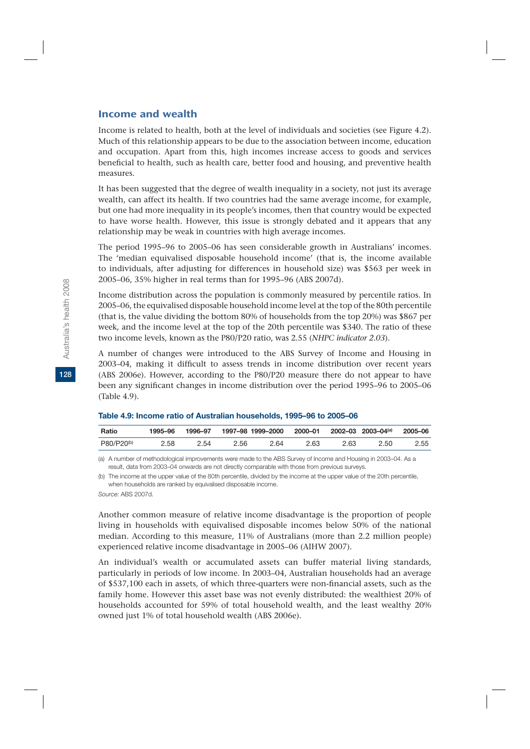## Income and wealth

Income is related to health, both at the level of individuals and societies (see Figure 4.2). Much of this relationship appears to be due to the association between income, education and occupation. Apart from this, high incomes increase access to goods and services beneficial to health, such as health care, better food and housing, and preventive health measures.

It has been suggested that the degree of wealth inequality in a society, not just its average wealth, can affect its health. If two countries had the same average income, for example, but one had more inequality in its people's incomes, then that country would be expected to have worse health. However, this issue is strongly debated and it appears that any relationship may be weak in countries with high average incomes.

The period 1995–96 to 2005–06 has seen considerable growth in Australians' incomes. The 'median equivalised disposable household income' (that is, the income available to individuals, after adjusting for differences in household size) was $563 per week in 2005–06, 35% higher in real terms than for 1995–96 (ABS 2007d).

Income distribution across the population is commonly measured by percentile ratios. In 2005–06, the equivalised disposable household income level at the top of the 80th percentile (that is, the value dividing the bottom 80% of households from the top 20%) was $867 per week, and the income level at the top of the 20th percentile was $340. The ratio of these two income levels, known as the P80/P20 ratio, was 2.55 (*NHPC indicator 2.03*).

A number of changes were introduced to the ABS Survey of Income and Housing in 2003–04, making it difficult to assess trends in income distribution over recent years (ABS 2006e). However, according to the P80/P20 measure there do not appear to have been any significant changes in income distribution over the period 1995–96 to 2005–06 (Table 4.9).

**Table 4.9: Income ratio of Australian households, 1995–96 to 2005–06**

| Ratio | 1995–96 | 1996–97 | 1997–98 | 1999–2000 | 2000–01 | 2002–03 | 2003–04[(a)] | 2005–06 |
|---|---|---|---|---|---|---|---|---|
| P80/P20[(b)] | 2.58 | 2.54 | 2.56 | 2.64 | 2.63 | 2.63 | 2.50 | 2.55 |

(a) A number of methodological improvements were made to the ABS Survey of Income and Housing in 2003–04. As a result, data from 2003–04 onwards are not directly comparable with those from previous surveys.

(b) The income at the upper value of the 80th percentile, divided by the income at the upper value of the 20th percentile, when households are ranked by equivalised disposable income.

*Source:* ABS 2007d.

Another common measure of relative income disadvantage is the proportion of people living in households with equivalised disposable incomes below 50% of the national median. According to this measure, 11% of Australians (more than 2.2 million people) experienced relative income disadvantage in 2005–06 (AIHW 2007).

An individual's wealth or accumulated assets can buffer material living standards, particularly in periods of low income. In 2003–04, Australian households had an average of $537,100 each in assets, of which three-quarters were non-financial assets, such as the family home. However this asset base was not evenly distributed: the wealthiest 20% of households accounted for 59% of total household wealth, and the least wealthy 20% owned just 1% of total household wealth (ABS 2006e).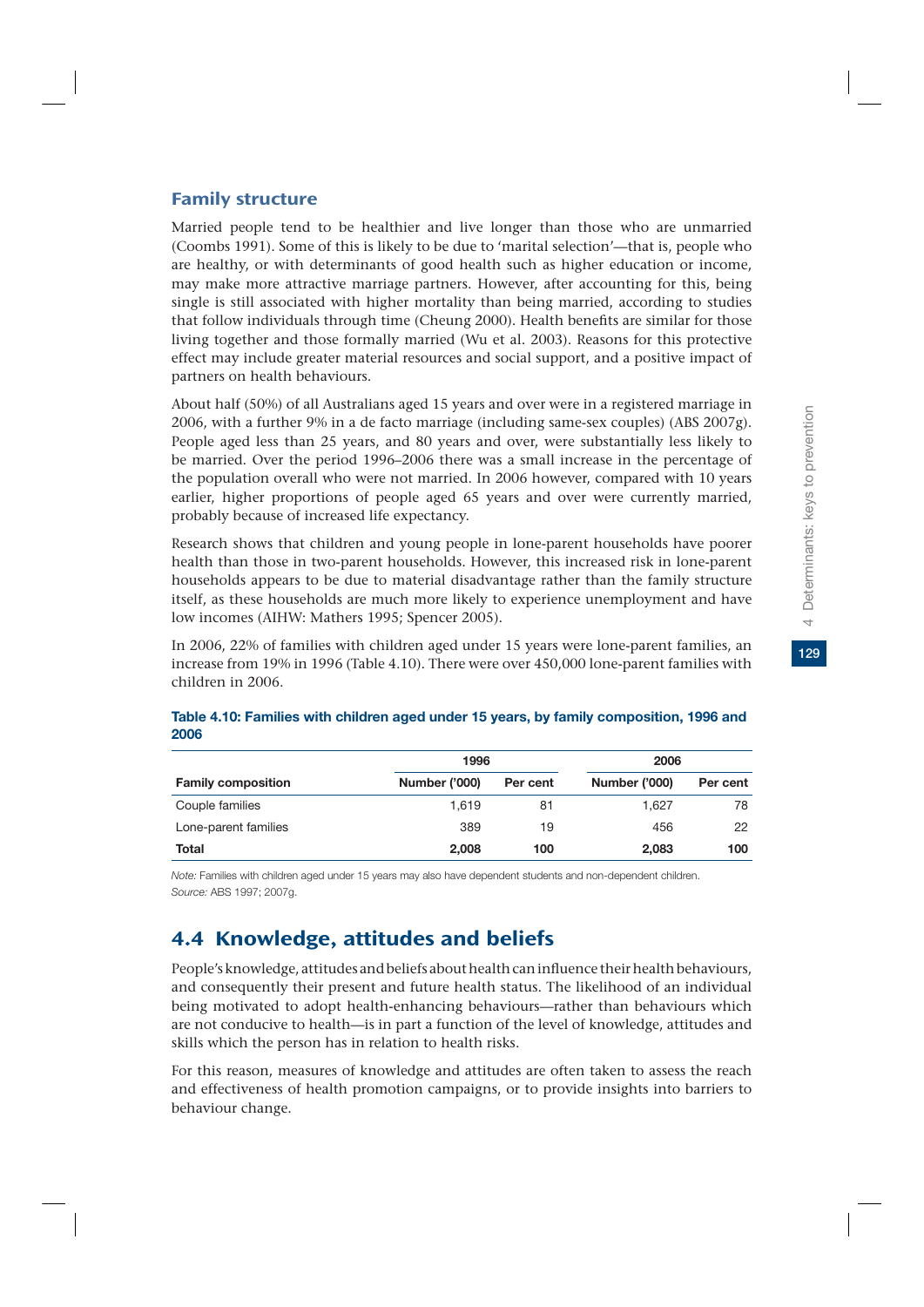### Family structure

Married people tend to be healthier and live longer than those who are unmarried (Coombs 1991). Some of this is likely to be due to 'marital selection'—that is, people who are healthy, or with determinants of good health such as higher education or income, may make more attractive marriage partners. However, after accounting for this, being single is still associated with higher mortality than being married, according to studies that follow individuals through time (Cheung 2000). Health benefits are similar for those living together and those formally married (Wu et al. 2003). Reasons for this protective effect may include greater material resources and social support, and a positive impact of partners on health behaviours.

About half (50%) of all Australians aged 15 years and over were in a registered marriage in 2006, with a further 9% in a de facto marriage (including same-sex couples) (ABS 2007g). People aged less than 25 years, and 80 years and over, were substantially less likely to be married. Over the period 1996–2006 there was a small increase in the percentage of the population overall who were not married. In 2006 however, compared with 10 years earlier, higher proportions of people aged 65 years and over were currently married, probably because of increased life expectancy.

Research shows that children and young people in lone-parent households have poorer health than those in two-parent households. However, this increased risk in lone-parent households appears to be due to material disadvantage rather than the family structure itself, as these households are much more likely to experience unemployment and have low incomes (AIHW: Mathers 1995; Spencer 2005).

In 2006, 22% of families with children aged under 15 years were lone-parent families, an increase from 19% in 1996 (Table 4.10). There were over 450,000 lone-parent families with children in 2006.

**Table 4.10: Families with children aged under 15 years, by family composition, 1996 and 2006**

| | 1996 | | 2006 | |
|---|---|---|---|---|
| **Family composition** | **Number ('000)** | **Per cent** | **Number ('000)** | **Per cent** |
| Couple families | 1,619 | 81 | 1,627 | 78 |
| Lone-parent families | 389 | 19 | 456 | 22 |
| **Total** | **2,008** | **100** | **2,083** | **100** |

*Note:* Families with children aged under 15 years may also have dependent students and non-dependent children.
*Source:* ABS 1997; 2007g.

## 4.4 Knowledge, attitudes and beliefs

People's knowledge, attitudes and beliefs about health can influence their health behaviours, and consequently their present and future health status. The likelihood of an individual being motivated to adopt health-enhancing behaviours—rather than behaviours which are not conducive to health—is in part a function of the level of knowledge, attitudes and skills which the person has in relation to health risks.

For this reason, measures of knowledge and attitudes are often taken to assess the reach and effectiveness of health promotion campaigns, or to provide insights into barriers to behaviour change.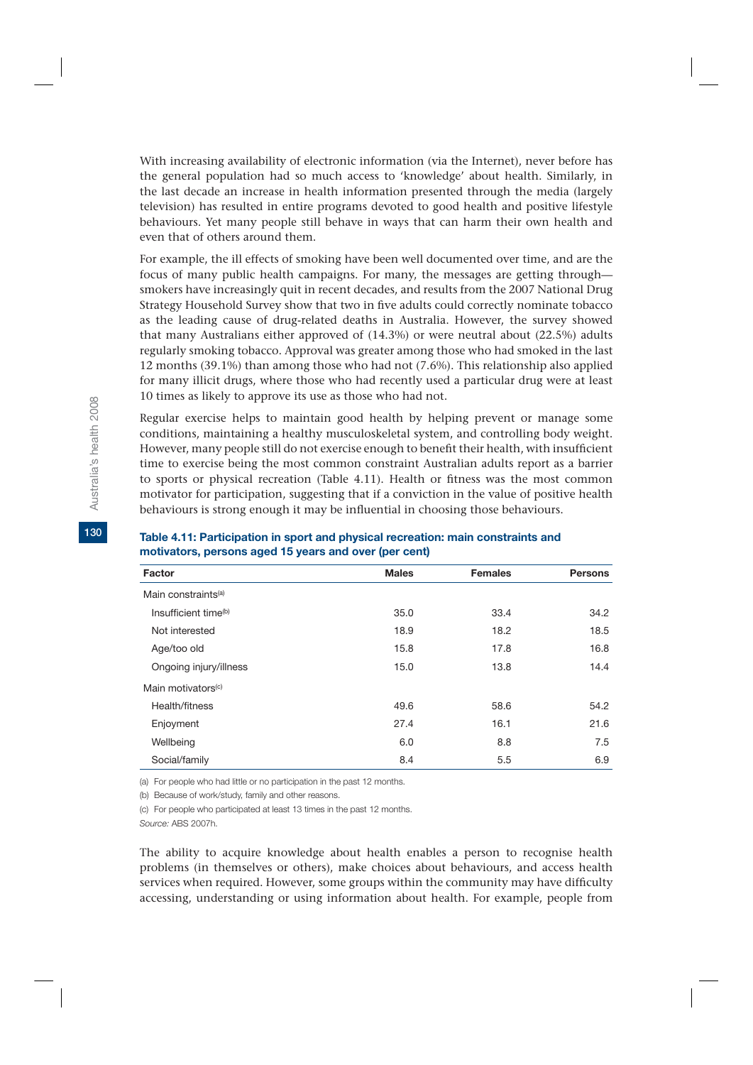With increasing availability of electronic information (via the Internet), never before has the general population had so much access to 'knowledge' about health. Similarly, in the last decade an increase in health information presented through the media (largely television) has resulted in entire programs devoted to good health and positive lifestyle behaviours. Yet many people still behave in ways that can harm their own health and even that of others around them.

For example, the ill effects of smoking have been well documented over time, and are the focus of many public health campaigns. For many, the messages are getting through—smokers have increasingly quit in recent decades, and results from the 2007 National Drug Strategy Household Survey show that two in five adults could correctly nominate tobacco as the leading cause of drug-related deaths in Australia. However, the survey showed that many Australians either approved of (14.3%) or were neutral about (22.5%) adults regularly smoking tobacco. Approval was greater among those who had smoked in the last 12 months (39.1%) than among those who had not (7.6%). This relationship also applied for many illicit drugs, where those who had recently used a particular drug were at least 10 times as likely to approve its use as those who had not.

Regular exercise helps to maintain good health by helping prevent or manage some conditions, maintaining a healthy musculoskeletal system, and controlling body weight. However, many people still do not exercise enough to benefit their health, with insufficient time to exercise being the most common constraint Australian adults report as a barrier to sports or physical recreation (Table 4.11). Health or fitness was the most common motivator for participation, suggesting that if a conviction in the value of positive health behaviours is strong enough it may be influential in choosing those behaviours.

**Table 4.11: Participation in sport and physical recreation: main constraints and motivators, persons aged 15 years and over (per cent)**

| Factor | Males | Females | Persons |
|---|---|---|---|
| Main constraints[(a)] | | | |
| Insufficient time[(b)] | 35.0 | 33.4 | 34.2 |
| Not interested | 18.9 | 18.2 | 18.5 |
| Age/too old | 15.8 | 17.8 | 16.8 |
| Ongoing injury/illness | 15.0 | 13.8 | 14.4 |
| Main motivators[(c)] | | | |
| Health/fitness | 49.6 | 58.6 | 54.2 |
| Enjoyment | 27.4 | 16.1 | 21.6 |
| Wellbeing | 6.0 | 8.8 | 7.5 |
| Social/family | 8.4 | 5.5 | 6.9 |

(a) For people who had little or no participation in the past 12 months.

(b) Because of work/study, family and other reasons.

(c) For people who participated at least 13 times in the past 12 months.

*Source:* ABS 2007h.

The ability to acquire knowledge about health enables a person to recognise health problems (in themselves or others), make choices about behaviours, and access health services when required. However, some groups within the community may have difficulty accessing, understanding or using information about health. For example, people from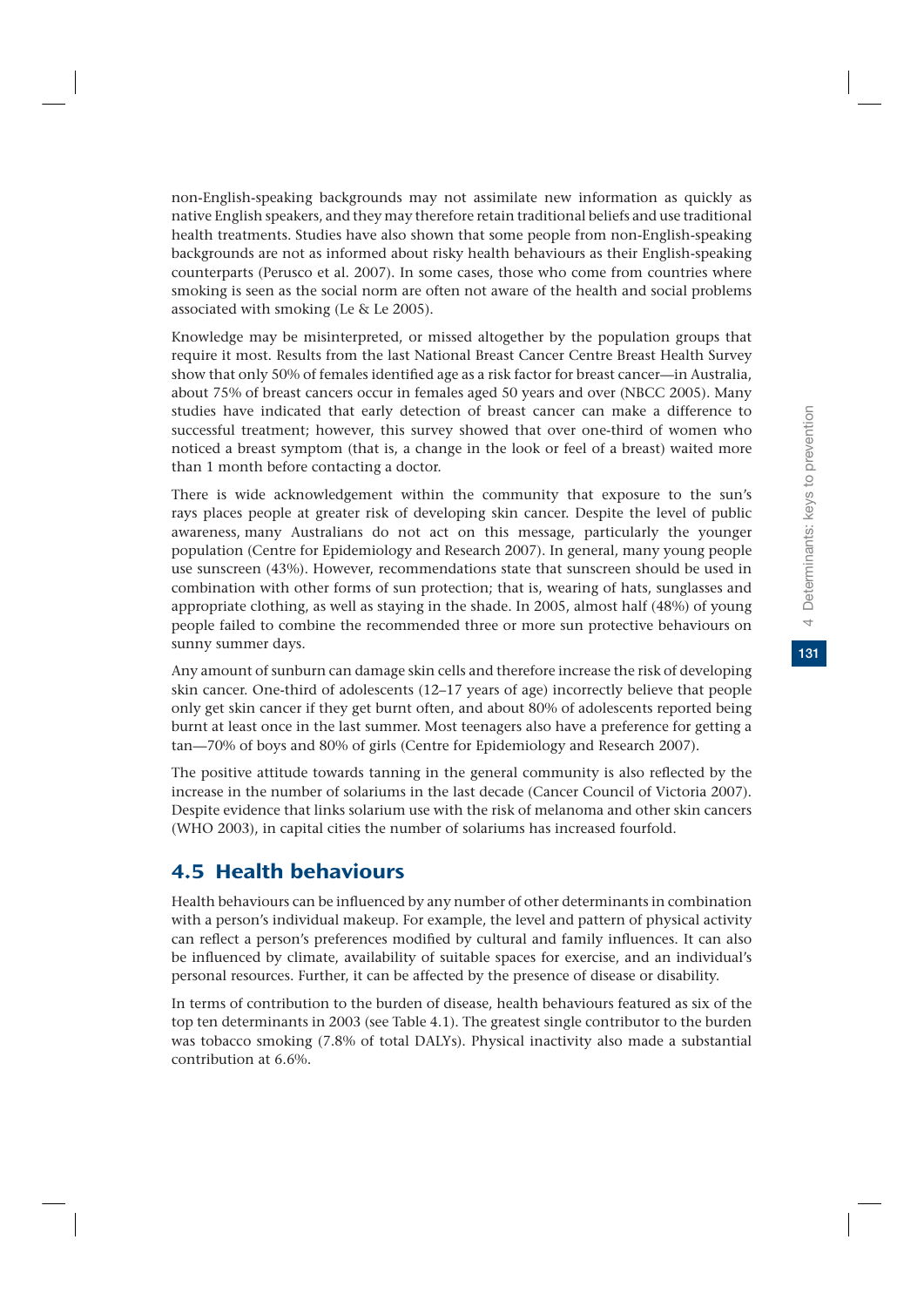non-English-speaking backgrounds may not assimilate new information as quickly as native English speakers, and they may therefore retain traditional beliefs and use traditional health treatments. Studies have also shown that some people from non-English-speaking backgrounds are not as informed about risky health behaviours as their English-speaking counterparts (Perusco et al. 2007). In some cases, those who come from countries where smoking is seen as the social norm are often not aware of the health and social problems associated with smoking (Le & Le 2005).

Knowledge may be misinterpreted, or missed altogether by the population groups that require it most. Results from the last National Breast Cancer Centre Breast Health Survey show that only 50% of females identified age as a risk factor for breast cancer—in Australia, about 75% of breast cancers occur in females aged 50 years and over (NBCC 2005). Many studies have indicated that early detection of breast cancer can make a difference to successful treatment; however, this survey showed that over one-third of women who noticed a breast symptom (that is, a change in the look or feel of a breast) waited more than 1 month before contacting a doctor.

There is wide acknowledgement within the community that exposure to the sun's rays places people at greater risk of developing skin cancer. Despite the level of public awareness, many Australians do not act on this message, particularly the younger population (Centre for Epidemiology and Research 2007). In general, many young people use sunscreen (43%). However, recommendations state that sunscreen should be used in combination with other forms of sun protection; that is, wearing of hats, sunglasses and appropriate clothing, as well as staying in the shade. In 2005, almost half (48%) of young people failed to combine the recommended three or more sun protective behaviours on sunny summer days.

Any amount of sunburn can damage skin cells and therefore increase the risk of developing skin cancer. One-third of adolescents (12–17 years of age) incorrectly believe that people only get skin cancer if they get burnt often, and about 80% of adolescents reported being burnt at least once in the last summer. Most teenagers also have a preference for getting a tan—70% of boys and 80% of girls (Centre for Epidemiology and Research 2007).

The positive attitude towards tanning in the general community is also reflected by the increase in the number of solariums in the last decade (Cancer Council of Victoria 2007). Despite evidence that links solarium use with the risk of melanoma and other skin cancers (WHO 2003), in capital cities the number of solariums has increased fourfold.

## 4.5 Health behaviours

Health behaviours can be influenced by any number of other determinants in combination with a person's individual makeup. For example, the level and pattern of physical activity can reflect a person's preferences modified by cultural and family influences. It can also be influenced by climate, availability of suitable spaces for exercise, and an individual's personal resources. Further, it can be affected by the presence of disease or disability.

In terms of contribution to the burden of disease, health behaviours featured as six of the top ten determinants in 2003 (see Table 4.1). The greatest single contributor to the burden was tobacco smoking (7.8% of total DALYs). Physical inactivity also made a substantial contribution at 6.6%.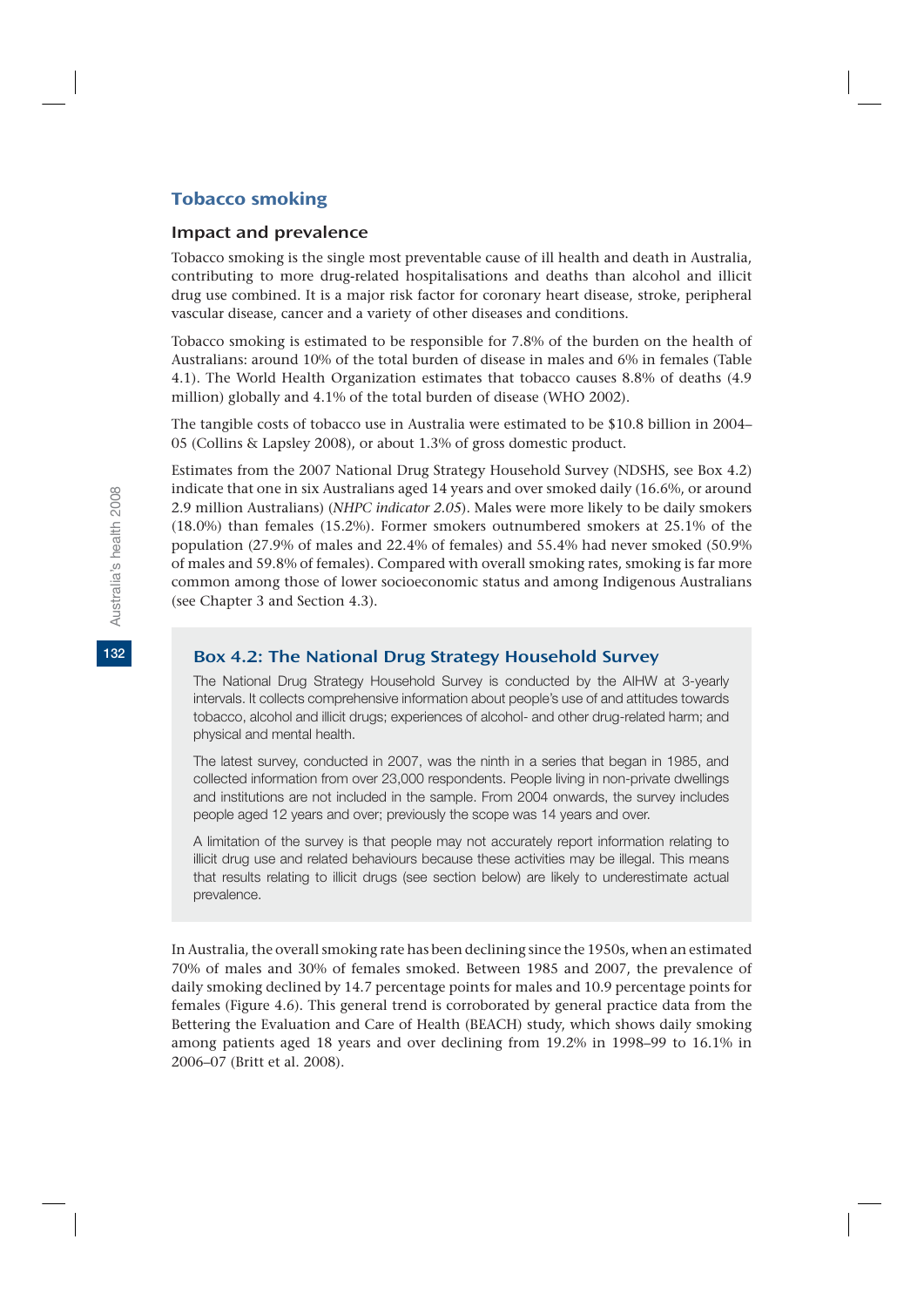## Tobacco smoking

### Impact and prevalence

Tobacco smoking is the single most preventable cause of ill health and death in Australia, contributing to more drug-related hospitalisations and deaths than alcohol and illicit drug use combined. It is a major risk factor for coronary heart disease, stroke, peripheral vascular disease, cancer and a variety of other diseases and conditions.

Tobacco smoking is estimated to be responsible for 7.8% of the burden on the health of Australians: around 10% of the total burden of disease in males and 6% in females (Table 4.1). The World Health Organization estimates that tobacco causes 8.8% of deaths (4.9 million) globally and 4.1% of the total burden of disease (WHO 2002).

The tangible costs of tobacco use in Australia were estimated to be $10.8 billion in 2004–05 (Collins & Lapsley 2008), or about 1.3% of gross domestic product.

Estimates from the 2007 National Drug Strategy Household Survey (NDSHS, see Box 4.2) indicate that one in six Australians aged 14 years and over smoked daily (16.6%, or around 2.9 million Australians) (*NHPC indicator 2.05*). Males were more likely to be daily smokers (18.0%) than females (15.2%). Former smokers outnumbered smokers at 25.1% of the population (27.9% of males and 22.4% of females) and 55.4% had never smoked (50.9% of males and 59.8% of females). Compared with overall smoking rates, smoking is far more common among those of lower socioeconomic status and among Indigenous Australians (see Chapter 3 and Section 4.3).

> **Box 4.2: The National Drug Strategy Household Survey**
>
> The National Drug Strategy Household Survey is conducted by the AIHW at 3-yearly intervals. It collects comprehensive information about people's use of and attitudes towards tobacco, alcohol and illicit drugs; experiences of alcohol- and other drug-related harm; and physical and mental health.
>
> The latest survey, conducted in 2007, was the ninth in a series that began in 1985, and collected information from over 23,000 respondents. People living in non-private dwellings and institutions are not included in the sample. From 2004 onwards, the survey includes people aged 12 years and over; previously the scope was 14 years and over.
>
> A limitation of the survey is that people may not accurately report information relating to illicit drug use and related behaviours because these activities may be illegal. This means that results relating to illicit drugs (see section below) are likely to underestimate actual prevalence.

In Australia, the overall smoking rate has been declining since the 1950s, when an estimated 70% of males and 30% of females smoked. Between 1985 and 2007, the prevalence of daily smoking declined by 14.7 percentage points for males and 10.9 percentage points for females (Figure 4.6). This general trend is corroborated by general practice data from the Bettering the Evaluation and Care of Health (BEACH) study, which shows daily smoking among patients aged 18 years and over declining from 19.2% in 1998–99 to 16.1% in 2006–07 (Britt et al. 2008).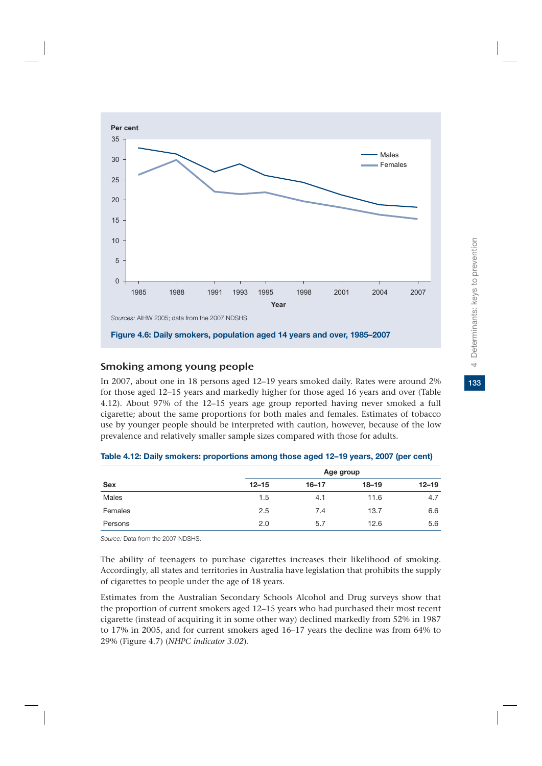Sources: AIHW 2005; data from the 2007 NDSHS.

**Figure 4.6: Daily smokers, population aged 14 years and over, 1985–2007**

## Smoking among young people

In 2007, about one in 18 persons aged 12–19 years smoked daily. Rates were around 2% for those aged 12–15 years and markedly higher for those aged 16 years and over (Table 4.12). About 97% of the 12–15 years age group reported having never smoked a full cigarette; about the same proportions for both males and females. Estimates of tobacco use by younger people should be interpreted with caution, however, because of the low prevalence and relatively smaller sample sizes compared with those for adults.

**Table 4.12: Daily smokers: proportions among those aged 12–19 years, 2007 (per cent)**

| | Age group | | | |
|---|---|---|---|---|
| **Sex** | **12–15** | **16–17** | **18–19** | **12–19** |
| Males | 1.5 | 4.1 | 11.6 | 4.7 |
| Females | 2.5 | 7.4 | 13.7 | 6.6 |
| Persons | 2.0 | 5.7 | 12.6 | 5.6 |

*Source:* Data from the 2007 NDSHS.

The ability of teenagers to purchase cigarettes increases their likelihood of smoking. Accordingly, all states and territories in Australia have legislation that prohibits the supply of cigarettes to people under the age of 18 years.

Estimates from the Australian Secondary Schools Alcohol and Drug surveys show that the proportion of current smokers aged 12–15 years who had purchased their most recent cigarette (instead of acquiring it in some other way) declined markedly from 52% in 1987 to 17% in 2005, and for current smokers aged 16–17 years the decline was from 64% to 29% (Figure 4.7) (*NHPC indicator 3.02*).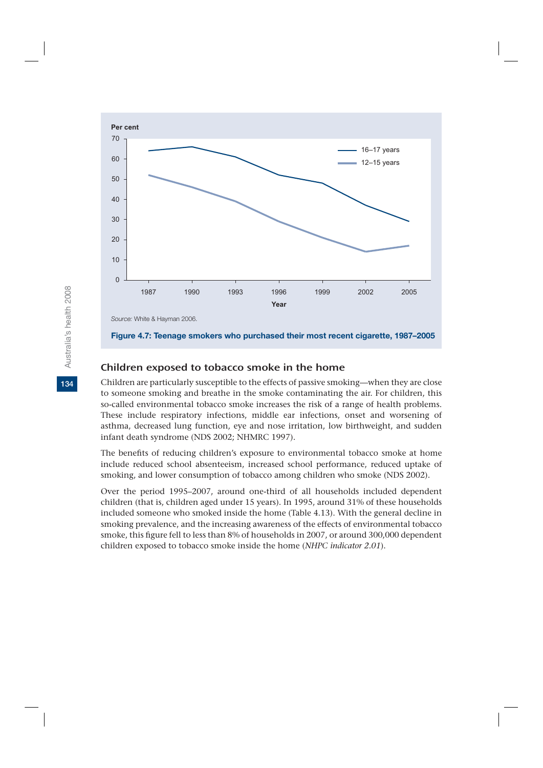Source: White & Hayman 2006.

**Figure 4.7: Teenage smokers who purchased their most recent cigarette, 1987–2005**

## Children exposed to tobacco smoke in the home

Children are particularly susceptible to the effects of passive smoking—when they are close to someone smoking and breathe in the smoke contaminating the air. For children, this so-called environmental tobacco smoke increases the risk of a range of health problems. These include respiratory infections, middle ear infections, onset and worsening of asthma, decreased lung function, eye and nose irritation, low birthweight, and sudden infant death syndrome (NDS 2002; NHMRC 1997).

The benefits of reducing children's exposure to environmental tobacco smoke at home include reduced school absenteeism, increased school performance, reduced uptake of smoking, and lower consumption of tobacco among children who smoke (NDS 2002).

Over the period 1995–2007, around one-third of all households included dependent children (that is, children aged under 15 years). In 1995, around 31% of these households included someone who smoked inside the home (Table 4.13). With the general decline in smoking prevalence, and the increasing awareness of the effects of environmental tobacco smoke, this figure fell to less than 8% of households in 2007, or around 300,000 dependent children exposed to tobacco smoke inside the home (*NHPC indicator 2.01*).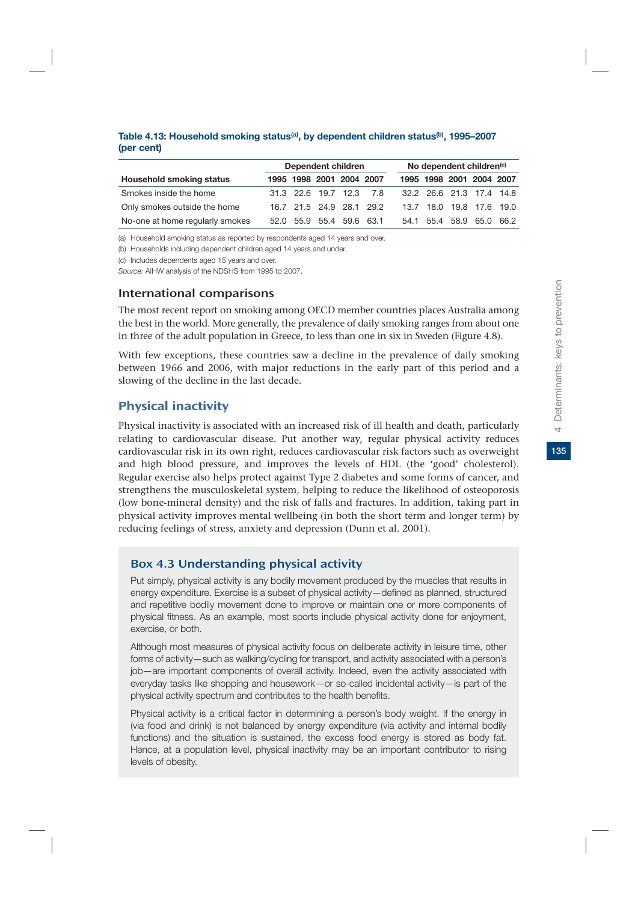**Table 4.13: Household smoking status[(a)], by dependent children status[(b)], 1995–2007 (per cent)**

| | Dependent children | | | | | No dependent children[(c)] | | | | |
|---|---|---|---|---|---|---|---|---|---|---|
| **Household smoking status** | **1995** | **1998** | **2001** | **2004** | **2007** | **1995** | **1998** | **2001** | **2004** | **2007** |
| Smokes inside the home | 31.3 | 22.6 | 19.7 | 12.3 | 7.8 | 32.2 | 26.6 | 21.3 | 17.4 | 14.8 |
| Only smokes outside the home | 16.7 | 21.5 | 24.9 | 28.1 | 29.2 | 13.7 | 18.0 | 19.8 | 17.6 | 19.0 |
| No-one at home regularly smokes | 52.0 | 55.9 | 55.4 | 59.6 | 63.1 | 54.1 | 55.4 | 58.9 | 65.0 | 66.2 |

(a) Household smoking status as reported by respondents aged 14 years and over.

(b) Households including dependent children aged 14 years and under.

(c) Includes dependents aged 15 years and over.

*Source:* AIHW analysis of the NDSHS from 1995 to 2007.

### International comparisons

The most recent report on smoking among OECD member countries places Australia among the best in the world. More generally, the prevalence of daily smoking ranges from about one in three of the adult population in Greece, to less than one in six in Sweden (Figure 4.8).

With few exceptions, these countries saw a decline in the prevalence of daily smoking between 1966 and 2006, with major reductions in the early part of this period and a slowing of the decline in the last decade.

## Physical inactivity

Physical inactivity is associated with an increased risk of ill health and death, particularly relating to cardiovascular disease. Put another way, regular physical activity reduces cardiovascular risk in its own right, reduces cardiovascular risk factors such as overweight and high blood pressure, and improves the levels of HDL (the 'good' cholesterol). Regular exercise also helps protect against Type 2 diabetes and some forms of cancer, and strengthens the musculoskeletal system, helping to reduce the likelihood of osteoporosis (low bone-mineral density) and the risk of falls and fractures. In addition, taking part in physical activity improves mental wellbeing (in both the short term and longer term) by reducing feelings of stress, anxiety and depression (Dunn et al. 2001).

### Box 4.3 Understanding physical activity

Put simply, physical activity is any bodily movement produced by the muscles that results in energy expenditure. Exercise is a subset of physical activity—defined as planned, structured and repetitive bodily movement done to improve or maintain one or more components of physical fitness. As an example, most sports include physical activity done for enjoyment, exercise, or both.

Although most measures of physical activity focus on deliberate activity in leisure time, other forms of activity—such as walking/cycling for transport, and activity associated with a person's job—are important components of overall activity. Indeed, even the activity associated with everyday tasks like shopping and housework—or so-called incidental activity—is part of the physical activity spectrum and contributes to the health benefits.

Physical activity is a critical factor in determining a person's body weight. If the energy in (via food and drink) is not balanced by energy expenditure (via activity and internal bodily functions) and the situation is sustained, the excess food energy is stored as body fat. Hence, at a population level, physical inactivity may be an important contributor to rising levels of obesity.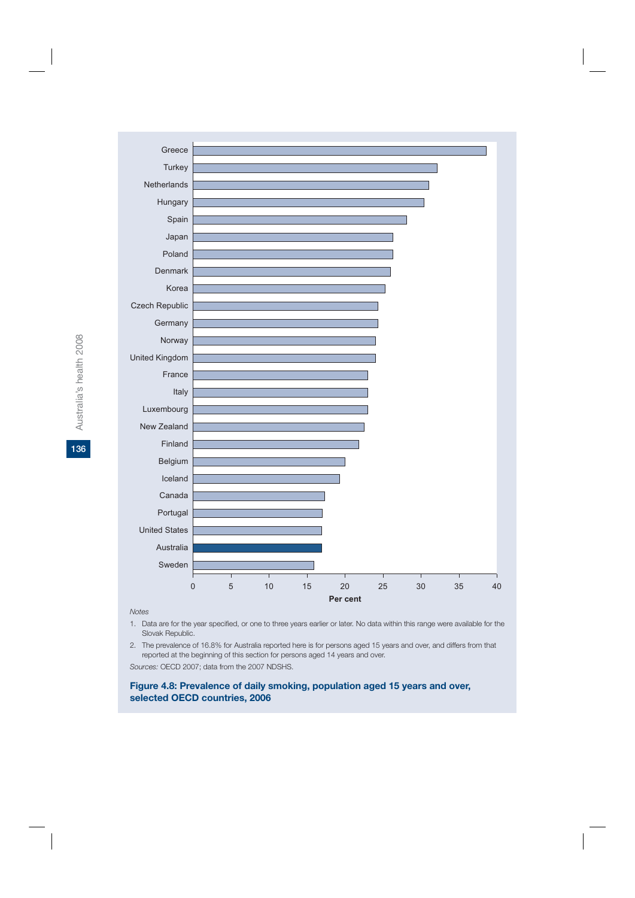| Country | Per cent |
|---|---|
| Greece | |
| Turkey | |
| Netherlands | |
| Hungary | |
| Spain | |
| Japan | |
| Poland | |
| Denmark | |
| Korea | |
| Czech Republic | |
| Germany | |
| Norway | |
| United Kingdom | |
| France | |
| Italy | |
| Luxembourg | |
| New Zealand | |
| Finland | |
| Belgium | |
| Iceland | |
| Canada | |
| Portugal | |
| United States | |
| Australia | 16.8 |
| Sweden | |

*Notes*

1. Data are for the year specified, or one to three years earlier or later. No data within this range were available for the Slovak Republic.
2. The prevalence of 16.8% for Australia reported here is for persons aged 15 years and over, and differs from that reported at the beginning of this section for persons aged 14 years and over.

*Sources:* OECD 2007; data from the 2007 NDSHS.

**Figure 4.8: Prevalence of daily smoking, population aged 15 years and over, selected OECD countries, 2006**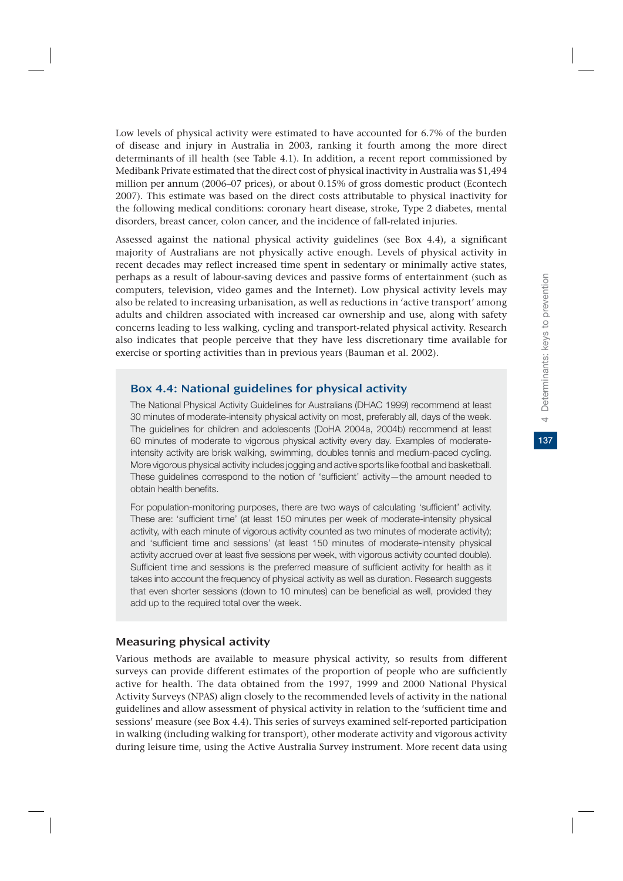Low levels of physical activity were estimated to have accounted for 6.7% of the burden of disease and injury in Australia in 2003, ranking it fourth among the more direct determinants of ill health (see Table 4.1). In addition, a recent report commissioned by Medibank Private estimated that the direct cost of physical inactivity in Australia was $1,494 million per annum (2006–07 prices), or about 0.15% of gross domestic product (Econtech 2007). This estimate was based on the direct costs attributable to physical inactivity for the following medical conditions: coronary heart disease, stroke, Type 2 diabetes, mental disorders, breast cancer, colon cancer, and the incidence of fall-related injuries.

Assessed against the national physical activity guidelines (see Box 4.4), a significant majority of Australians are not physically active enough. Levels of physical activity in recent decades may reflect increased time spent in sedentary or minimally active states, perhaps as a result of labour-saving devices and passive forms of entertainment (such as computers, television, video games and the Internet). Low physical activity levels may also be related to increasing urbanisation, as well as reductions in 'active transport' among adults and children associated with increased car ownership and use, along with safety concerns leading to less walking, cycling and transport-related physical activity. Research also indicates that people perceive that they have less discretionary time available for exercise or sporting activities than in previous years (Bauman et al. 2002).

### Box 4.4: National guidelines for physical activity

The National Physical Activity Guidelines for Australians (DHAC 1999) recommend at least 30 minutes of moderate-intensity physical activity on most, preferably all, days of the week. The guidelines for children and adolescents (DoHA 2004a, 2004b) recommend at least 60 minutes of moderate to vigorous physical activity every day. Examples of moderate-intensity activity are brisk walking, swimming, doubles tennis and medium-paced cycling. More vigorous physical activity includes jogging and active sports like football and basketball. These guidelines correspond to the notion of 'sufficient' activity—the amount needed to obtain health benefits.

For population-monitoring purposes, there are two ways of calculating 'sufficient' activity. These are: 'sufficient time' (at least 150 minutes per week of moderate-intensity physical activity, with each minute of vigorous activity counted as two minutes of moderate activity); and 'sufficient time and sessions' (at least 150 minutes of moderate-intensity physical activity accrued over at least five sessions per week, with vigorous activity counted double). Sufficient time and sessions is the preferred measure of sufficient activity for health as it takes into account the frequency of physical activity as well as duration. Research suggests that even shorter sessions (down to 10 minutes) can be beneficial as well, provided they add up to the required total over the week.

### Measuring physical activity

Various methods are available to measure physical activity, so results from different surveys can provide different estimates of the proportion of people who are sufficiently active for health. The data obtained from the 1997, 1999 and 2000 National Physical Activity Surveys (NPAS) align closely to the recommended levels of activity in the national guidelines and allow assessment of physical activity in relation to the 'sufficient time and sessions' measure (see Box 4.4). This series of surveys examined self-reported participation in walking (including walking for transport), other moderate activity and vigorous activity during leisure time, using the Active Australia Survey instrument. More recent data using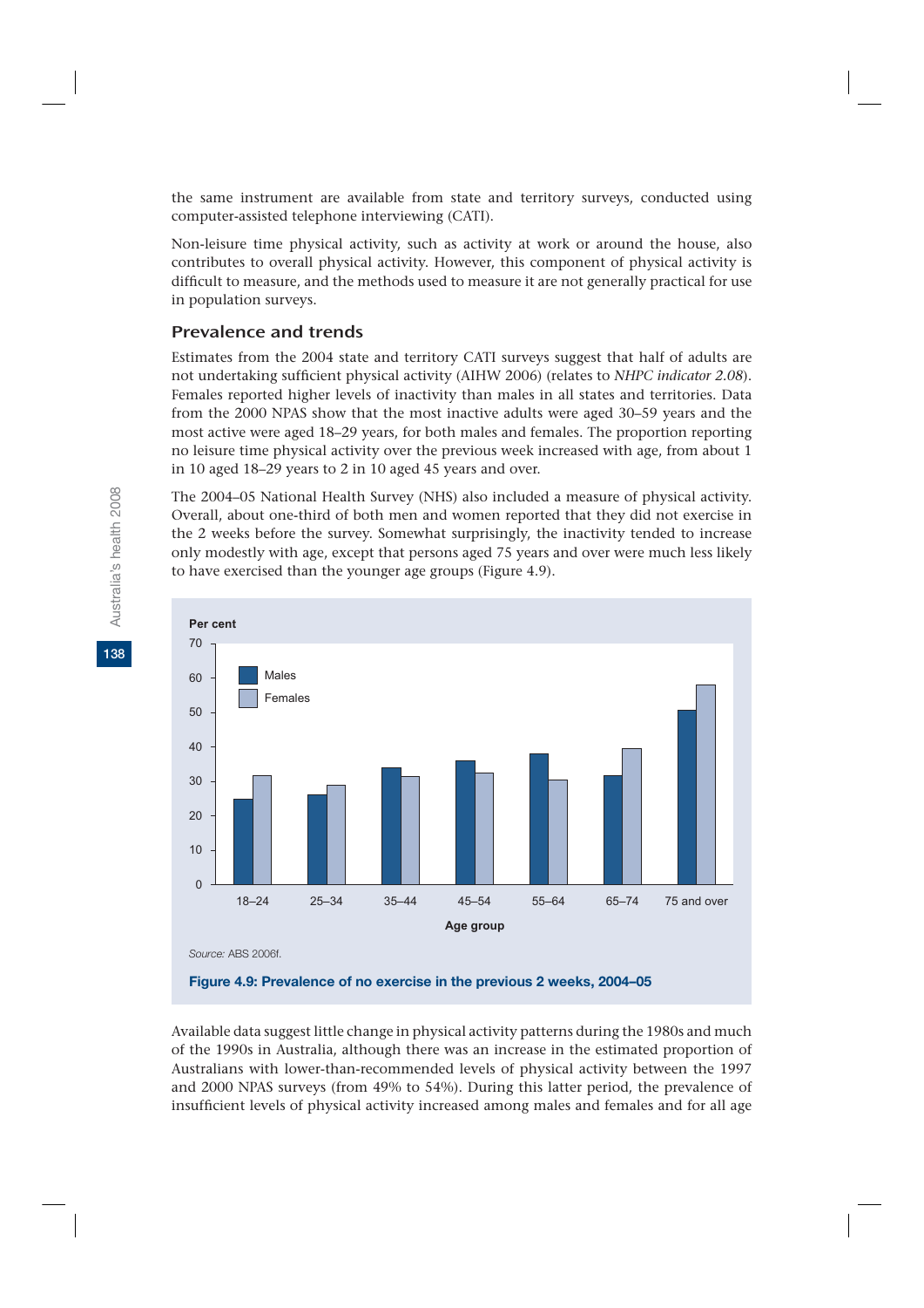the same instrument are available from state and territory surveys, conducted using computer-assisted telephone interviewing (CATI).

Non-leisure time physical activity, such as activity at work or around the house, also contributes to overall physical activity. However, this component of physical activity is difficult to measure, and the methods used to measure it are not generally practical for use in population surveys.

### Prevalence and trends

Estimates from the 2004 state and territory CATI surveys suggest that half of adults are not undertaking sufficient physical activity (AIHW 2006) (relates to *NHPC indicator 2.08*). Females reported higher levels of inactivity than males in all states and territories. Data from the 2000 NPAS show that the most inactive adults were aged 30–59 years and the most active were aged 18–29 years, for both males and females. The proportion reporting no leisure time physical activity over the previous week increased with age, from about 1 in 10 aged 18–29 years to 2 in 10 aged 45 years and over.

The 2004–05 National Health Survey (NHS) also included a measure of physical activity. Overall, about one-third of both men and women reported that they did not exercise in the 2 weeks before the survey. Somewhat surprisingly, the inactivity tended to increase only modestly with age, except that persons aged 75 years and over were much less likely to have exercised than the younger age groups (Figure 4.9).

*Source:* ABS 2006f.

**Figure 4.9: Prevalence of no exercise in the previous 2 weeks, 2004–05**

Available data suggest little change in physical activity patterns during the 1980s and much of the 1990s in Australia, although there was an increase in the estimated proportion of Australians with lower-than-recommended levels of physical activity between the 1997 and 2000 NPAS surveys (from 49% to 54%). During this latter period, the prevalence of insufficient levels of physical activity increased among males and females and for all age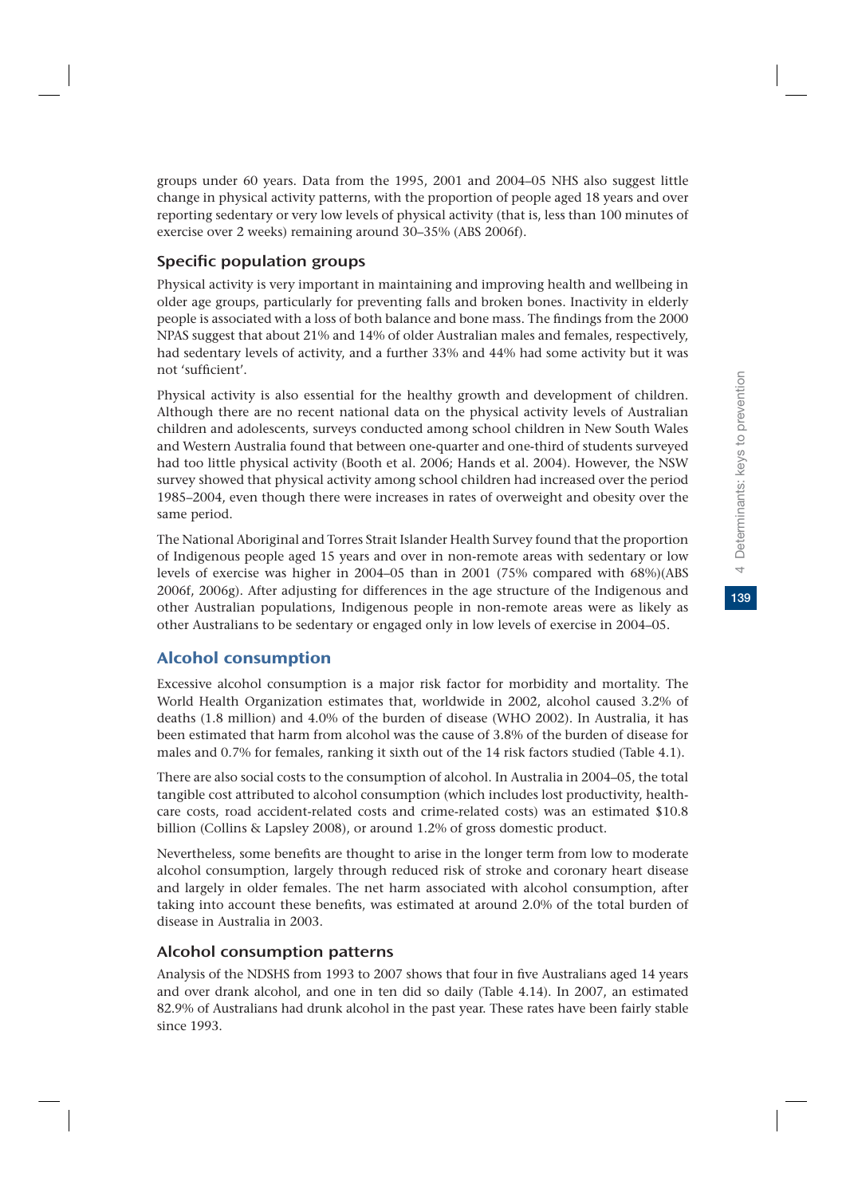groups under 60 years. Data from the 1995, 2001 and 2004–05 NHS also suggest little change in physical activity patterns, with the proportion of people aged 18 years and over reporting sedentary or very low levels of physical activity (that is, less than 100 minutes of exercise over 2 weeks) remaining around 30–35% (ABS 2006f).

### Specific population groups

Physical activity is very important in maintaining and improving health and wellbeing in older age groups, particularly for preventing falls and broken bones. Inactivity in elderly people is associated with a loss of both balance and bone mass. The findings from the 2000 NPAS suggest that about 21% and 14% of older Australian males and females, respectively, had sedentary levels of activity, and a further 33% and 44% had some activity but it was not 'sufficient'.

Physical activity is also essential for the healthy growth and development of children. Although there are no recent national data on the physical activity levels of Australian children and adolescents, surveys conducted among school children in New South Wales and Western Australia found that between one-quarter and one-third of students surveyed had too little physical activity (Booth et al. 2006; Hands et al. 2004). However, the NSW survey showed that physical activity among school children had increased over the period 1985–2004, even though there were increases in rates of overweight and obesity over the same period.

The National Aboriginal and Torres Strait Islander Health Survey found that the proportion of Indigenous people aged 15 years and over in non-remote areas with sedentary or low levels of exercise was higher in 2004–05 than in 2001 (75% compared with 68%)(ABS 2006f, 2006g). After adjusting for differences in the age structure of the Indigenous and other Australian populations, Indigenous people in non-remote areas were as likely as other Australians to be sedentary or engaged only in low levels of exercise in 2004–05.

## Alcohol consumption

Excessive alcohol consumption is a major risk factor for morbidity and mortality. The World Health Organization estimates that, worldwide in 2002, alcohol caused 3.2% of deaths (1.8 million) and 4.0% of the burden of disease (WHO 2002). In Australia, it has been estimated that harm from alcohol was the cause of 3.8% of the burden of disease for males and 0.7% for females, ranking it sixth out of the 14 risk factors studied (Table 4.1).

There are also social costs to the consumption of alcohol. In Australia in 2004–05, the total tangible cost attributed to alcohol consumption (which includes lost productivity, health-care costs, road accident-related costs and crime-related costs) was an estimated $10.8 billion (Collins & Lapsley 2008), or around 1.2% of gross domestic product.

Nevertheless, some benefits are thought to arise in the longer term from low to moderate alcohol consumption, largely through reduced risk of stroke and coronary heart disease and largely in older females. The net harm associated with alcohol consumption, after taking into account these benefits, was estimated at around 2.0% of the total burden of disease in Australia in 2003.

### Alcohol consumption patterns

Analysis of the NDSHS from 1993 to 2007 shows that four in five Australians aged 14 years and over drank alcohol, and one in ten did so daily (Table 4.14). In 2007, an estimated 82.9% of Australians had drunk alcohol in the past year. These rates have been fairly stable since 1993.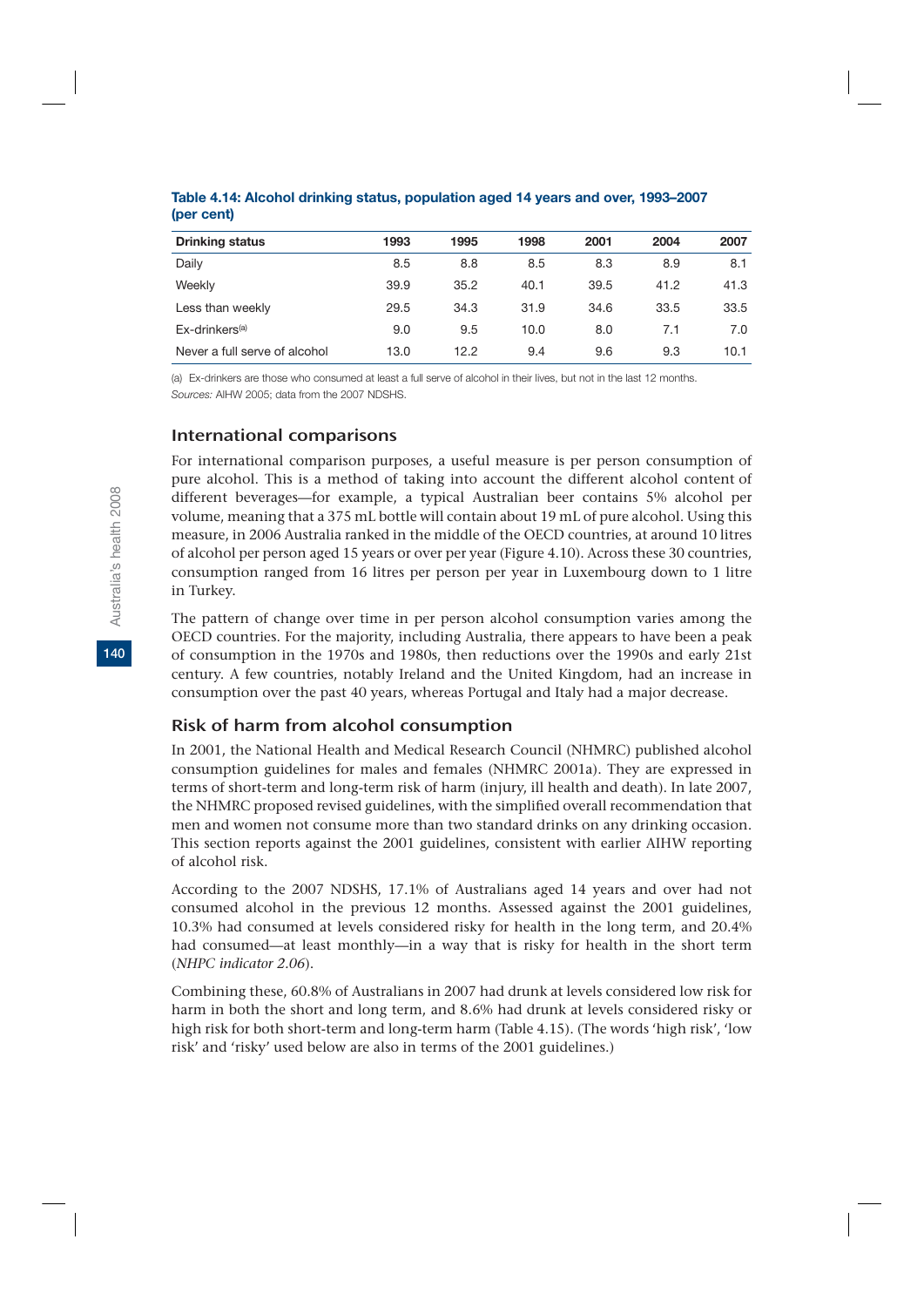**Table 4.14: Alcohol drinking status, population aged 14 years and over, 1993–2007 (per cent)**

| Drinking status | 1993 | 1995 | 1998 | 2001 | 2004 | 2007 |
|---|---|---|---|---|---|---|
| Daily | 8.5 | 8.8 | 8.5 | 8.3 | 8.9 | 8.1 |
| Weekly | 39.9 | 35.2 | 40.1 | 39.5 | 41.2 | 41.3 |
| Less than weekly | 29.5 | 34.3 | 31.9 | 34.6 | 33.5 | 33.5 |
| Ex-drinkers[(a)] | 9.0 | 9.5 | 10.0 | 8.0 | 7.1 | 7.0 |
| Never a full serve of alcohol | 13.0 | 12.2 | 9.4 | 9.6 | 9.3 | 10.1 |

(a) Ex-drinkers are those who consumed at least a full serve of alcohol in their lives, but not in the last 12 months.
*Sources:* AIHW 2005; data from the 2007 NDSHS.

## International comparisons

For international comparison purposes, a useful measure is per person consumption of pure alcohol. This is a method of taking into account the different alcohol content of different beverages—for example, a typical Australian beer contains 5% alcohol per volume, meaning that a 375 mL bottle will contain about 19 mL of pure alcohol. Using this measure, in 2006 Australia ranked in the middle of the OECD countries, at around 10 litres of alcohol per person aged 15 years or over per year (Figure 4.10). Across these 30 countries, consumption ranged from 16 litres per person per year in Luxembourg down to 1 litre in Turkey.

The pattern of change over time in per person alcohol consumption varies among the OECD countries. For the majority, including Australia, there appears to have been a peak of consumption in the 1970s and 1980s, then reductions over the 1990s and early 21st century. A few countries, notably Ireland and the United Kingdom, had an increase in consumption over the past 40 years, whereas Portugal and Italy had a major decrease.

## Risk of harm from alcohol consumption

In 2001, the National Health and Medical Research Council (NHMRC) published alcohol consumption guidelines for males and females (NHMRC 2001a). They are expressed in terms of short-term and long-term risk of harm (injury, ill health and death). In late 2007, the NHMRC proposed revised guidelines, with the simplified overall recommendation that men and women not consume more than two standard drinks on any drinking occasion. This section reports against the 2001 guidelines, consistent with earlier AIHW reporting of alcohol risk.

According to the 2007 NDSHS, 17.1% of Australians aged 14 years and over had not consumed alcohol in the previous 12 months. Assessed against the 2001 guidelines, 10.3% had consumed at levels considered risky for health in the long term, and 20.4% had consumed—at least monthly—in a way that is risky for health in the short term (*NHPC indicator 2.06*).

Combining these, 60.8% of Australians in 2007 had drunk at levels considered low risk for harm in both the short and long term, and 8.6% had drunk at levels considered risky or high risk for both short-term and long-term harm (Table 4.15). (The words 'high risk', 'low risk' and 'risky' used below are also in terms of the 2001 guidelines.)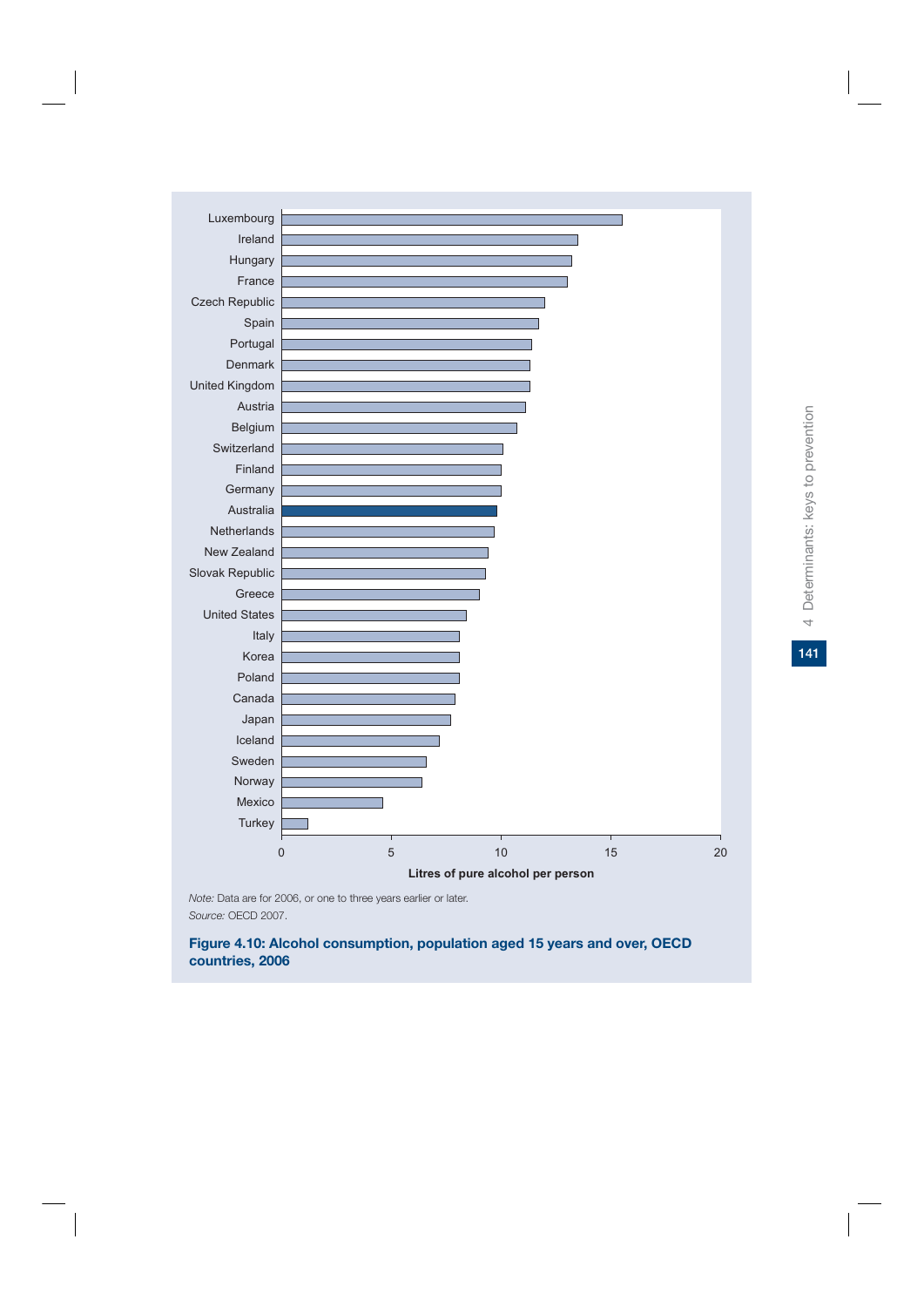Luxembourg
Ireland
Hungary
France
Czech Republic
Spain
Portugal
Denmark
United Kingdom
Austria
Belgium
Switzerland
Finland
Germany
Australia
Netherlands
New Zealand
Slovak Republic
Greece
United States
Italy
Korea
Poland
Canada
Japan
Iceland
Sweden
Norway
Mexico
Turkey

0 5 10 15 20

**Litres of pure alcohol per person**

*Note:* Data are for 2006, or one to three years earlier or later.

*Source:* OECD 2007.

**Figure 4.10: Alcohol consumption, population aged 15 years and over, OECD countries, 2006**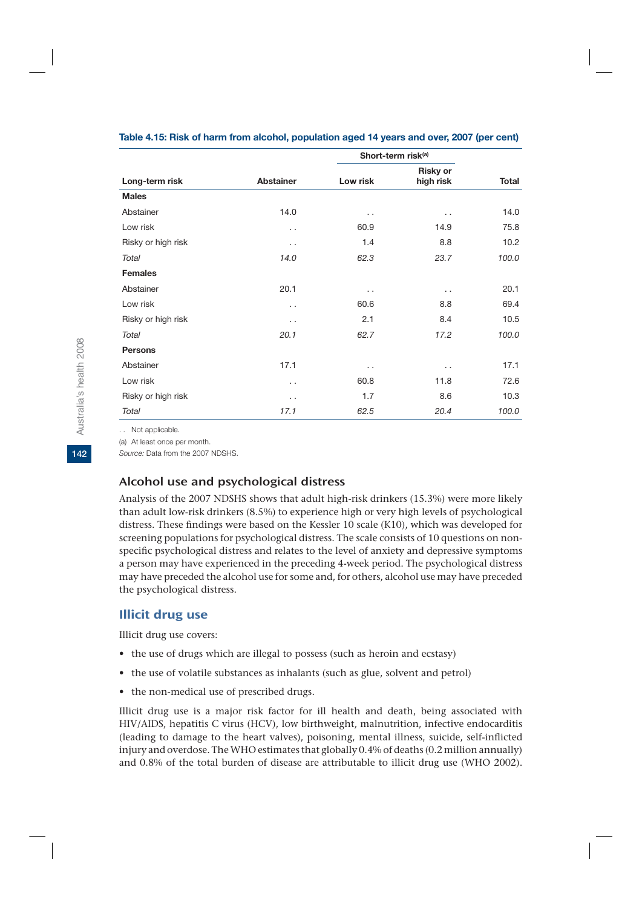**Table 4.15: Risk of harm from alcohol, population aged 14 years and over, 2007 (per cent)**

| | | Short-term risk(a) | | |
|---|---|---|---|---|
| Long-term risk | Abstainer | Low risk | Risky or high risk | Total |
| **Males** | | | | |
| Abstainer | 14.0 | . . | . . | 14.0 |
| Low risk | . . | 60.9 | 14.9 | 75.8 |
| Risky or high risk | . . | 1.4 | 8.8 | 10.2 |
| *Total* | *14.0* | *62.3* | *23.7* | *100.0* |
| **Females** | | | | |
| Abstainer | 20.1 | . . | . . | 20.1 |
| Low risk | . . | 60.6 | 8.8 | 69.4 |
| Risky or high risk | . . | 2.1 | 8.4 | 10.5 |
| *Total* | *20.1* | *62.7* | *17.2* | *100.0* |
| **Persons** | | | | |
| Abstainer | 17.1 | . . | . . | 17.1 |
| Low risk | . . | 60.8 | 11.8 | 72.6 |
| Risky or high risk | . . | 1.7 | 8.6 | 10.3 |
| *Total* | *17.1* | *62.5* | *20.4* | *100.0* |

. . Not applicable.

(a) At least once per month.

*Source:* Data from the 2007 NDSHS.

### Alcohol use and psychological distress

Analysis of the 2007 NDSHS shows that adult high-risk drinkers (15.3%) were more likely than adult low-risk drinkers (8.5%) to experience high or very high levels of psychological distress. These findings were based on the Kessler 10 scale (K10), which was developed for screening populations for psychological distress. The scale consists of 10 questions on non-specific psychological distress and relates to the level of anxiety and depressive symptoms a person may have experienced in the preceding 4-week period. The psychological distress may have preceded the alcohol use for some and, for others, alcohol use may have preceded the psychological distress.

## Illicit drug use

Illicit drug use covers:

- the use of drugs which are illegal to possess (such as heroin and ecstasy)
- the use of volatile substances as inhalants (such as glue, solvent and petrol)
- the non-medical use of prescribed drugs.

Illicit drug use is a major risk factor for ill health and death, being associated with HIV/AIDS, hepatitis C virus (HCV), low birthweight, malnutrition, infective endocarditis (leading to damage to the heart valves), poisoning, mental illness, suicide, self-inflicted injury and overdose. The WHO estimates that globally 0.4% of deaths (0.2 million annually) and 0.8% of the total burden of disease are attributable to illicit drug use (WHO 2002).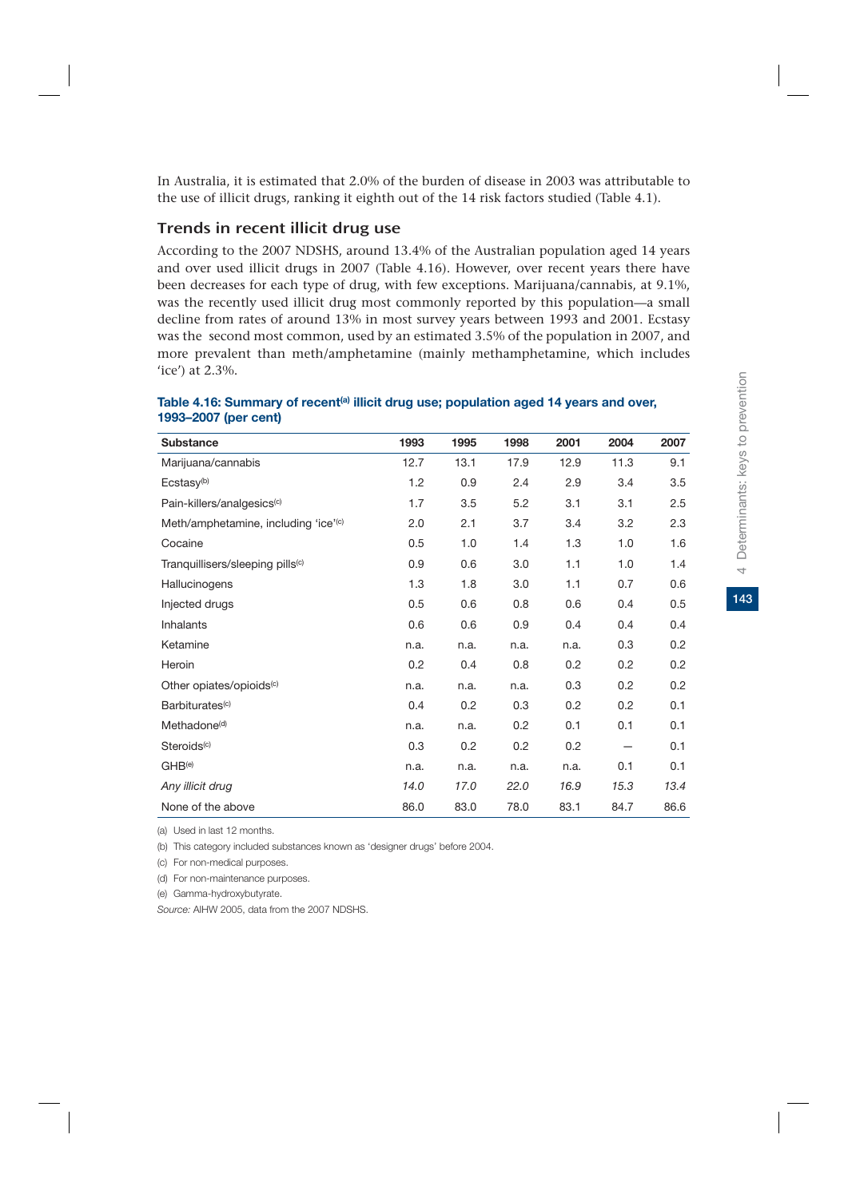In Australia, it is estimated that 2.0% of the burden of disease in 2003 was attributable to the use of illicit drugs, ranking it eighth out of the 14 risk factors studied (Table 4.1).

## Trends in recent illicit drug use

According to the 2007 NDSHS, around 13.4% of the Australian population aged 14 years and over used illicit drugs in 2007 (Table 4.16). However, over recent years there have been decreases for each type of drug, with few exceptions. Marijuana/cannabis, at 9.1%, was the recently used illicit drug most commonly reported by this population—a small decline from rates of around 13% in most survey years between 1993 and 2001. Ecstasy was the second most common, used by an estimated 3.5% of the population in 2007, and more prevalent than meth/amphetamine (mainly methamphetamine, which includes 'ice') at 2.3%.

**Table 4.16: Summary of recent[(a)] illicit drug use; population aged 14 years and over, 1993–2007 (per cent)**

| Substance | 1993 | 1995 | 1998 | 2001 | 2004 | 2007 |
|---|---|---|---|---|---|---|
| Marijuana/cannabis | 12.7 | 13.1 | 17.9 | 12.9 | 11.3 | 9.1 |
| Ecstasy[(b)] | 1.2 | 0.9 | 2.4 | 2.9 | 3.4 | 3.5 |
| Pain-killers/analgesics[(c)] | 1.7 | 3.5 | 5.2 | 3.1 | 3.1 | 2.5 |
| Meth/amphetamine, including 'ice'[(c)] | 2.0 | 2.1 | 3.7 | 3.4 | 3.2 | 2.3 |
| Cocaine | 0.5 | 1.0 | 1.4 | 1.3 | 1.0 | 1.6 |
| Tranquillisers/sleeping pills[(c)] | 0.9 | 0.6 | 3.0 | 1.1 | 1.0 | 1.4 |
| Hallucinogens | 1.3 | 1.8 | 3.0 | 1.1 | 0.7 | 0.6 |
| Injected drugs | 0.5 | 0.6 | 0.8 | 0.6 | 0.4 | 0.5 |
| Inhalants | 0.6 | 0.6 | 0.9 | 0.4 | 0.4 | 0.4 |
| Ketamine | n.a. | n.a. | n.a. | n.a. | 0.3 | 0.2 |
| Heroin | 0.2 | 0.4 | 0.8 | 0.2 | 0.2 | 0.2 |
| Other opiates/opioids[(c)] | n.a. | n.a. | n.a. | 0.3 | 0.2 | 0.2 |
| Barbiturates[(c)] | 0.4 | 0.2 | 0.3 | 0.2 | 0.2 | 0.1 |
| Methadone[(d)] | n.a. | n.a. | 0.2 | 0.1 | 0.1 | 0.1 |
| Steroids[(c)] | 0.3 | 0.2 | 0.2 | 0.2 | — | 0.1 |
| GHB[(e)] | n.a. | n.a. | n.a. | n.a. | 0.1 | 0.1 |
| *Any illicit drug* | *14.0* | *17.0* | *22.0* | *16.9* | *15.3* | *13.4* |
| None of the above | 86.0 | 83.0 | 78.0 | 83.1 | 84.7 | 86.6 |

(a) Used in last 12 months.

(b) This category included substances known as 'designer drugs' before 2004.

(c) For non-medical purposes.

(d) For non-maintenance purposes.

(e) Gamma-hydroxybutyrate.

*Source:* AIHW 2005, data from the 2007 NDSHS.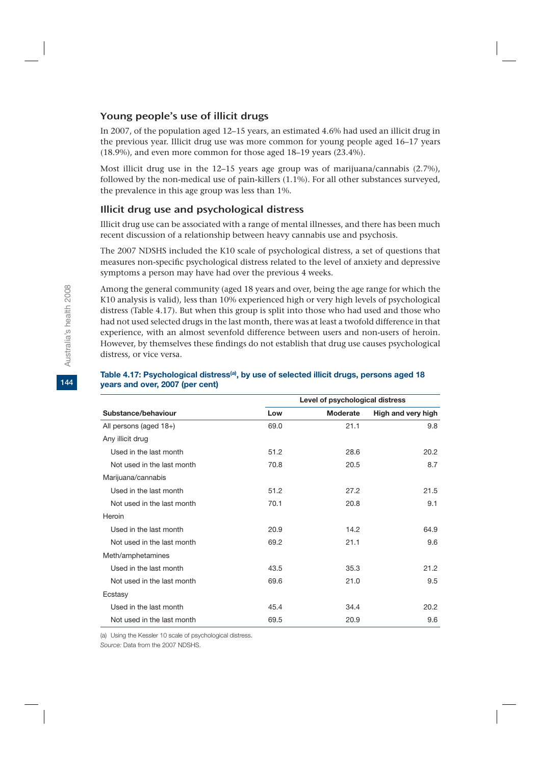## Young people's use of illicit drugs

In 2007, of the population aged 12–15 years, an estimated 4.6% had used an illicit drug in the previous year. Illicit drug use was more common for young people aged 16–17 years (18.9%), and even more common for those aged 18–19 years (23.4%).

Most illicit drug use in the 12–15 years age group was of marijuana/cannabis (2.7%), followed by the non-medical use of pain-killers (1.1%). For all other substances surveyed, the prevalence in this age group was less than 1%.

## Illicit drug use and psychological distress

Illicit drug use can be associated with a range of mental illnesses, and there has been much recent discussion of a relationship between heavy cannabis use and psychosis.

The 2007 NDSHS included the K10 scale of psychological distress, a set of questions that measures non-specific psychological distress related to the level of anxiety and depressive symptoms a person may have had over the previous 4 weeks.

Among the general community (aged 18 years and over, being the age range for which the K10 analysis is valid), less than 10% experienced high or very high levels of psychological distress (Table 4.17). But when this group is split into those who had used and those who had not used selected drugs in the last month, there was at least a twofold difference in that experience, with an almost sevenfold difference between users and non-users of heroin. However, by themselves these findings do not establish that drug use causes psychological distress, or vice versa.

**Table 4.17: Psychological distress[(a)], by use of selected illicit drugs, persons aged 18 years and over, 2007 (per cent)**

| | Level of psychological distress | | |
|---|---|---|---|
| **Substance/behaviour** | **Low** | **Moderate** | **High and very high** |
| All persons (aged 18+) | 69.0 | 21.1 | 9.8 |
| Any illicit drug | | | |
| Used in the last month | 51.2 | 28.6 | 20.2 |
| Not used in the last month | 70.8 | 20.5 | 8.7 |
| Marijuana/cannabis | | | |
| Used in the last month | 51.2 | 27.2 | 21.5 |
| Not used in the last month | 70.1 | 20.8 | 9.1 |
| Heroin | | | |
| Used in the last month | 20.9 | 14.2 | 64.9 |
| Not used in the last month | 69.2 | 21.1 | 9.6 |
| Meth/amphetamines | | | |
| Used in the last month | 43.5 | 35.3 | 21.2 |
| Not used in the last month | 69.6 | 21.0 | 9.5 |
| Ecstasy | | | |
| Used in the last month | 45.4 | 34.4 | 20.2 |
| Not used in the last month | 69.5 | 20.9 | 9.6 |

(a) Using the Kessler 10 scale of psychological distress.

*Source:* Data from the 2007 NDSHS.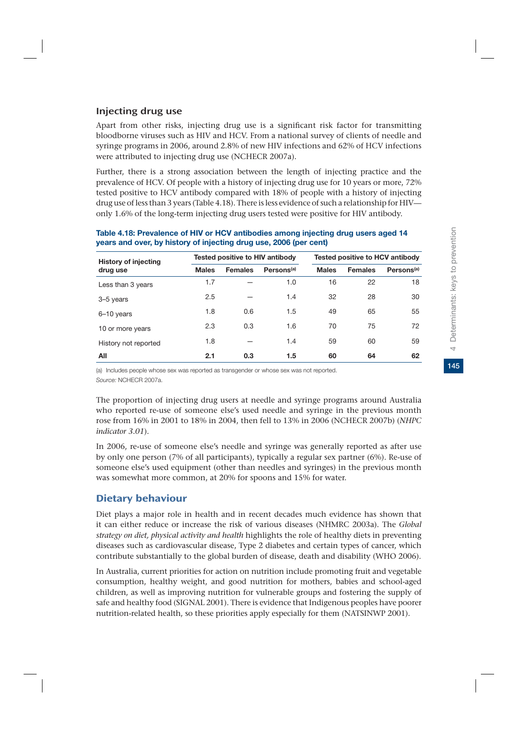### Injecting drug use

Apart from other risks, injecting drug use is a significant risk factor for transmitting bloodborne viruses such as HIV and HCV. From a national survey of clients of needle and syringe programs in 2006, around 2.8% of new HIV infections and 62% of HCV infections were attributed to injecting drug use (NCHECR 2007a).

Further, there is a strong association between the length of injecting practice and the prevalence of HCV. Of people with a history of injecting drug use for 10 years or more, 72% tested positive to HCV antibody compared with 18% of people with a history of injecting drug use of less than 3 years (Table 4.18). There is less evidence of such a relationship for HIV—only 1.6% of the long-term injecting drug users tested were positive for HIV antibody.

**Table 4.18: Prevalence of HIV or HCV antibodies among injecting drug users aged 14 years and over, by history of injecting drug use, 2006 (per cent)**

| History of injecting drug use | Tested positive to HIV antibody | | | Tested positive to HCV antibody | | |
|---|---|---|---|---|---|---|
| | Males | Females | Persons[(a)] | Males | Females | Persons[(a)] |
| Less than 3 years | 1.7 | — | 1.0 | 16 | 22 | 18 |
| 3–5 years | 2.5 | — | 1.4 | 32 | 28 | 30 |
| 6–10 years | 1.8 | 0.6 | 1.5 | 49 | 65 | 55 |
| 10 or more years | 2.3 | 0.3 | 1.6 | 70 | 75 | 72 |
| History not reported | 1.8 | — | 1.4 | 59 | 60 | 59 |
| **All** | **2.1** | **0.3** | **1.5** | **60** | **64** | **62** |

(a) Includes people whose sex was reported as transgender or whose sex was not reported.

*Source:* NCHECR 2007a.

The proportion of injecting drug users at needle and syringe programs around Australia who reported re-use of someone else's used needle and syringe in the previous month rose from 16% in 2001 to 18% in 2004, then fell to 13% in 2006 (NCHECR 2007b) (*NHPC indicator 3.01*).

In 2006, re-use of someone else's needle and syringe was generally reported as after use by only one person (7% of all participants), typically a regular sex partner (6%). Re-use of someone else's used equipment (other than needles and syringes) in the previous month was somewhat more common, at 20% for spoons and 15% for water.

## Dietary behaviour

Diet plays a major role in health and in recent decades much evidence has shown that it can either reduce or increase the risk of various diseases (NHMRC 2003a). The *Global strategy on diet, physical activity and health* highlights the role of healthy diets in preventing diseases such as cardiovascular disease, Type 2 diabetes and certain types of cancer, which contribute substantially to the global burden of disease, death and disability (WHO 2006).

In Australia, current priorities for action on nutrition include promoting fruit and vegetable consumption, healthy weight, and good nutrition for mothers, babies and school-aged children, as well as improving nutrition for vulnerable groups and fostering the supply of safe and healthy food (SIGNAL 2001). There is evidence that Indigenous peoples have poorer nutrition-related health, so these priorities apply especially for them (NATSINWP 2001).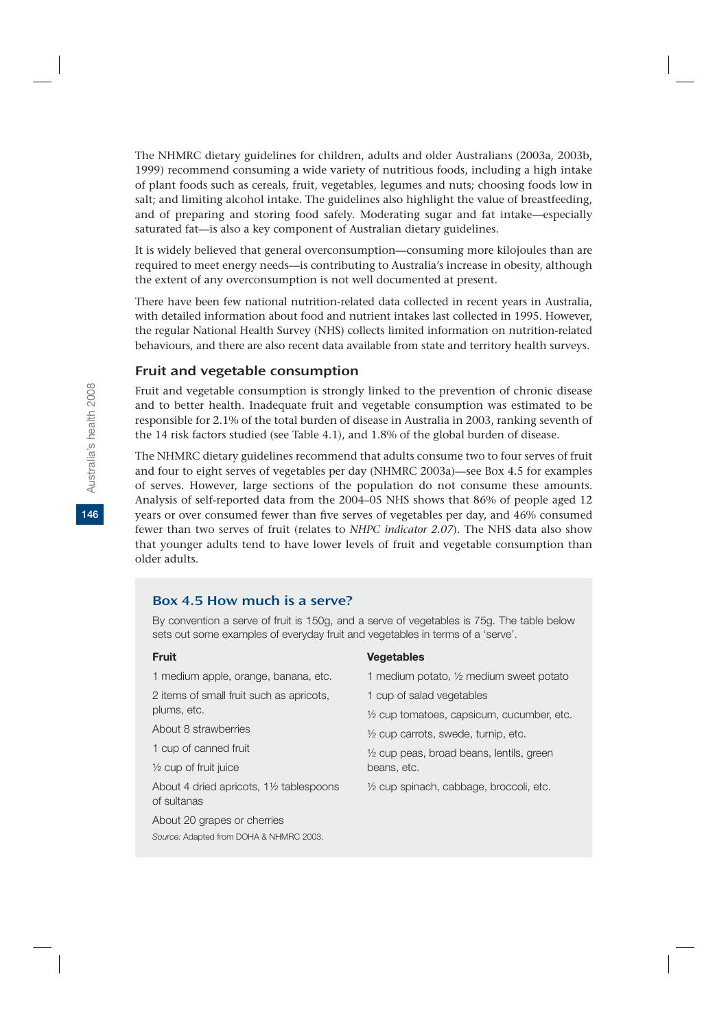The NHMRC dietary guidelines for children, adults and older Australians (2003a, 2003b, 1999) recommend consuming a wide variety of nutritious foods, including a high intake of plant foods such as cereals, fruit, vegetables, legumes and nuts; choosing foods low in salt; and limiting alcohol intake. The guidelines also highlight the value of breastfeeding, and of preparing and storing food safely. Moderating sugar and fat intake—especially saturated fat—is also a key component of Australian dietary guidelines.

It is widely believed that general overconsumption—consuming more kilojoules than are required to meet energy needs—is contributing to Australia's increase in obesity, although the extent of any overconsumption is not well documented at present.

There have been few national nutrition-related data collected in recent years in Australia, with detailed information about food and nutrient intakes last collected in 1995. However, the regular National Health Survey (NHS) collects limited information on nutrition-related behaviours, and there are also recent data available from state and territory health surveys.

## Fruit and vegetable consumption

Fruit and vegetable consumption is strongly linked to the prevention of chronic disease and to better health. Inadequate fruit and vegetable consumption was estimated to be responsible for 2.1% of the total burden of disease in Australia in 2003, ranking seventh of the 14 risk factors studied (see Table 4.1), and 1.8% of the global burden of disease.

The NHMRC dietary guidelines recommend that adults consume two to four serves of fruit and four to eight serves of vegetables per day (NHMRC 2003a)—see Box 4.5 for examples of serves. However, large sections of the population do not consume these amounts. Analysis of self-reported data from the 2004–05 NHS shows that 86% of people aged 12 years or over consumed fewer than five serves of vegetables per day, and 46% consumed fewer than two serves of fruit (relates to *NHPC indicator 2.07*). The NHS data also show that younger adults tend to have lower levels of fruit and vegetable consumption than older adults.

### Box 4.5 How much is a serve?

By convention a serve of fruit is 150g, and a serve of vegetables is 75g. The table below sets out some examples of everyday fruit and vegetables in terms of a 'serve'.

| **Fruit** | **Vegetables** |
|---|---|
| 1 medium apple, orange, banana, etc. | 1 medium potato, ½ medium sweet potato |
| 2 items of small fruit such as apricots, plums, etc. | 1 cup of salad vegetables |
| About 8 strawberries | ½ cup tomatoes, capsicum, cucumber, etc. |
| 1 cup of canned fruit | ½ cup carrots, swede, turnip, etc. |
| ½ cup of fruit juice | ½ cup peas, broad beans, lentils, green beans, etc. |
| About 4 dried apricots, 1½ tablespoons of sultanas | ½ cup spinach, cabbage, broccoli, etc. |
| About 20 grapes or cherries | |

*Source:* Adapted from DOHA & NHMRC 2003.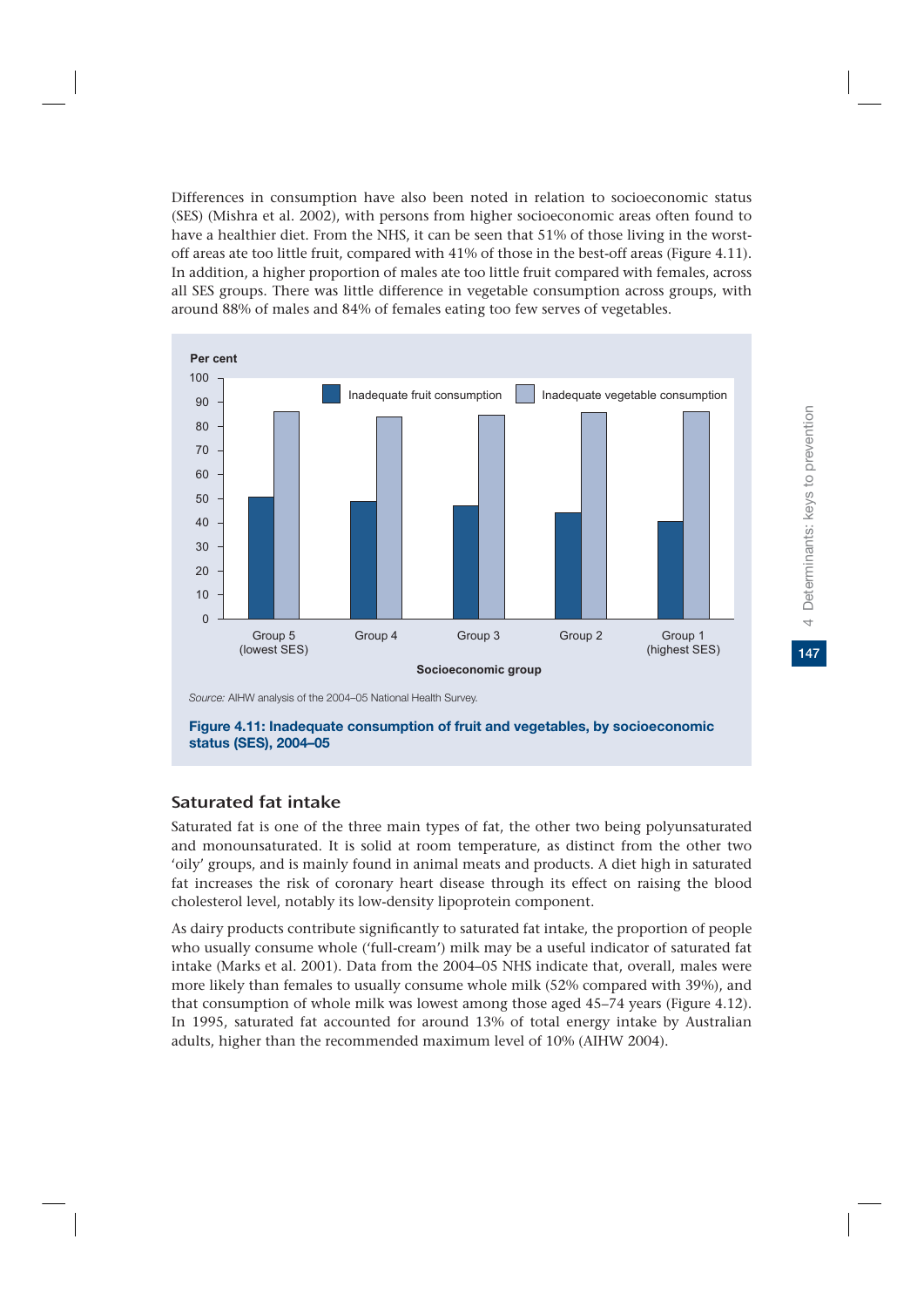Differences in consumption have also been noted in relation to socioeconomic status (SES) (Mishra et al. 2002), with persons from higher socioeconomic areas often found to have a healthier diet. From the NHS, it can be seen that 51% of those living in the worst-off areas ate too little fruit, compared with 41% of those in the best-off areas (Figure 4.11). In addition, a higher proportion of males ate too little fruit compared with females, across all SES groups. There was little difference in vegetable consumption across groups, with around 88% of males and 84% of females eating too few serves of vegetables.

*Source:* AIHW analysis of the 2004–05 National Health Survey.

**Figure 4.11: Inadequate consumption of fruit and vegetables, by socioeconomic status (SES), 2004–05**

## Saturated fat intake

Saturated fat is one of the three main types of fat, the other two being polyunsaturated and monounsaturated. It is solid at room temperature, as distinct from the other two 'oily' groups, and is mainly found in animal meats and products. A diet high in saturated fat increases the risk of coronary heart disease through its effect on raising the blood cholesterol level, notably its low-density lipoprotein component.

As dairy products contribute significantly to saturated fat intake, the proportion of people who usually consume whole ('full-cream') milk may be a useful indicator of saturated fat intake (Marks et al. 2001). Data from the 2004–05 NHS indicate that, overall, males were more likely than females to usually consume whole milk (52% compared with 39%), and that consumption of whole milk was lowest among those aged 45–74 years (Figure 4.12). In 1995, saturated fat accounted for around 13% of total energy intake by Australian adults, higher than the recommended maximum level of 10% (AIHW 2004).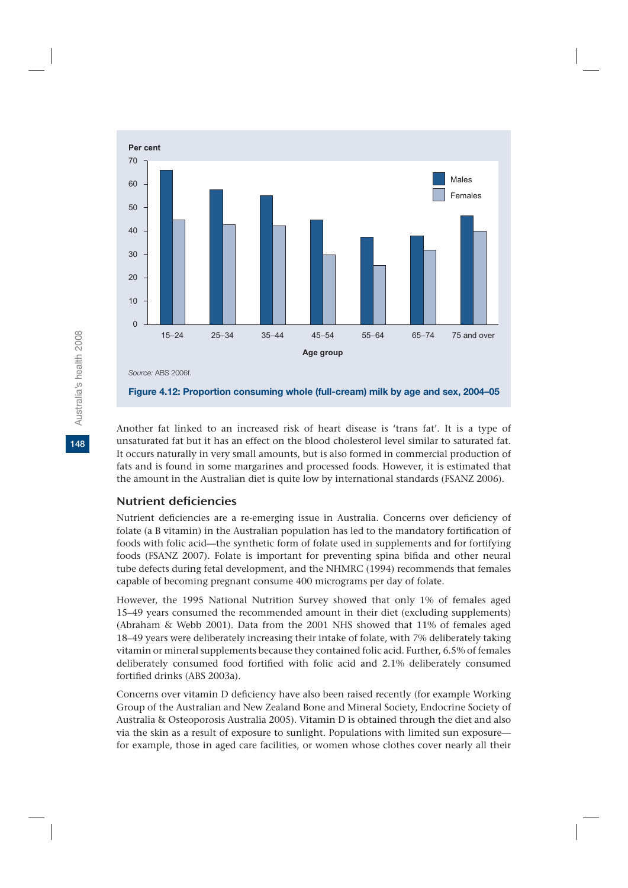Source: ABS 2006f.

**Figure 4.12: Proportion consuming whole (full-cream) milk by age and sex, 2004–05**

Another fat linked to an increased risk of heart disease is 'trans fat'. It is a type of unsaturated fat but it has an effect on the blood cholesterol level similar to saturated fat. It occurs naturally in very small amounts, but is also formed in commercial production of fats and is found in some margarines and processed foods. However, it is estimated that the amount in the Australian diet is quite low by international standards (FSANZ 2006).

## Nutrient deficiencies

Nutrient deficiencies are a re-emerging issue in Australia. Concerns over deficiency of folate (a B vitamin) in the Australian population has led to the mandatory fortification of foods with folic acid—the synthetic form of folate used in supplements and for fortifying foods (FSANZ 2007). Folate is important for preventing spina bifida and other neural tube defects during fetal development, and the NHMRC (1994) recommends that females capable of becoming pregnant consume 400 micrograms per day of folate.

However, the 1995 National Nutrition Survey showed that only 1% of females aged 15–49 years consumed the recommended amount in their diet (excluding supplements) (Abraham & Webb 2001). Data from the 2001 NHS showed that 11% of females aged 18–49 years were deliberately increasing their intake of folate, with 7% deliberately taking vitamin or mineral supplements because they contained folic acid. Further, 6.5% of females deliberately consumed food fortified with folic acid and 2.1% deliberately consumed fortified drinks (ABS 2003a).

Concerns over vitamin D deficiency have also been raised recently (for example Working Group of the Australian and New Zealand Bone and Mineral Society, Endocrine Society of Australia & Osteoporosis Australia 2005). Vitamin D is obtained through the diet and also via the skin as a result of exposure to sunlight. Populations with limited sun exposure—for example, those in aged care facilities, or women whose clothes cover nearly all their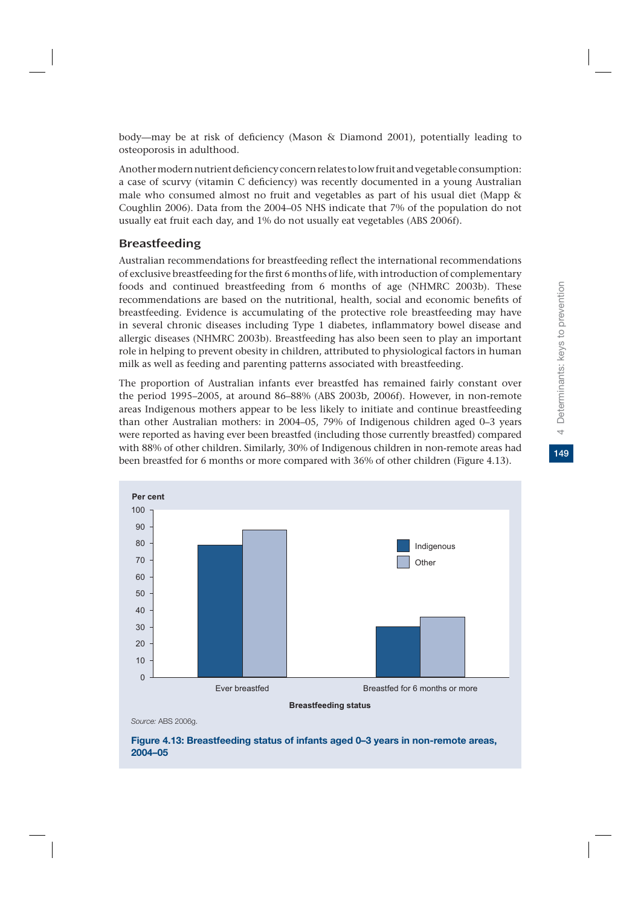body—may be at risk of deficiency (Mason & Diamond 2001), potentially leading to osteoporosis in adulthood.

Another modern nutrient deficiency concern relates to low fruit and vegetable consumption: a case of scurvy (vitamin C deficiency) was recently documented in a young Australian male who consumed almost no fruit and vegetables as part of his usual diet (Mapp & Coughlin 2006). Data from the 2004–05 NHS indicate that 7% of the population do not usually eat fruit each day, and 1% do not usually eat vegetables (ABS 2006f).

## Breastfeeding

Australian recommendations for breastfeeding reflect the international recommendations of exclusive breastfeeding for the first 6 months of life, with introduction of complementary foods and continued breastfeeding from 6 months of age (NHMRC 2003b). These recommendations are based on the nutritional, health, social and economic benefits of breastfeeding. Evidence is accumulating of the protective role breastfeeding may have in several chronic diseases including Type 1 diabetes, inflammatory bowel disease and allergic diseases (NHMRC 2003b). Breastfeeding has also been seen to play an important role in helping to prevent obesity in children, attributed to physiological factors in human milk as well as feeding and parenting patterns associated with breastfeeding.

The proportion of Australian infants ever breastfed has remained fairly constant over the period 1995–2005, at around 86–88% (ABS 2003b, 2006f). However, in non-remote areas Indigenous mothers appear to be less likely to initiate and continue breastfeeding than other Australian mothers: in 2004–05, 79% of Indigenous children aged 0–3 years were reported as having ever been breastfed (including those currently breastfed) compared with 88% of other children. Similarly, 30% of Indigenous children in non-remote areas had been breastfed for 6 months or more compared with 36% of other children (Figure 4.13).

| Breastfeeding status | Indigenous (per cent) | Other (per cent) |
|---|---|---|
| Ever breastfed | 79 | 88 |
| Breastfed for 6 months or more | 30 | 36 |

*Source:* ABS 2006g.

**Figure 4.13: Breastfeeding status of infants aged 0–3 years in non-remote areas, 2004–05**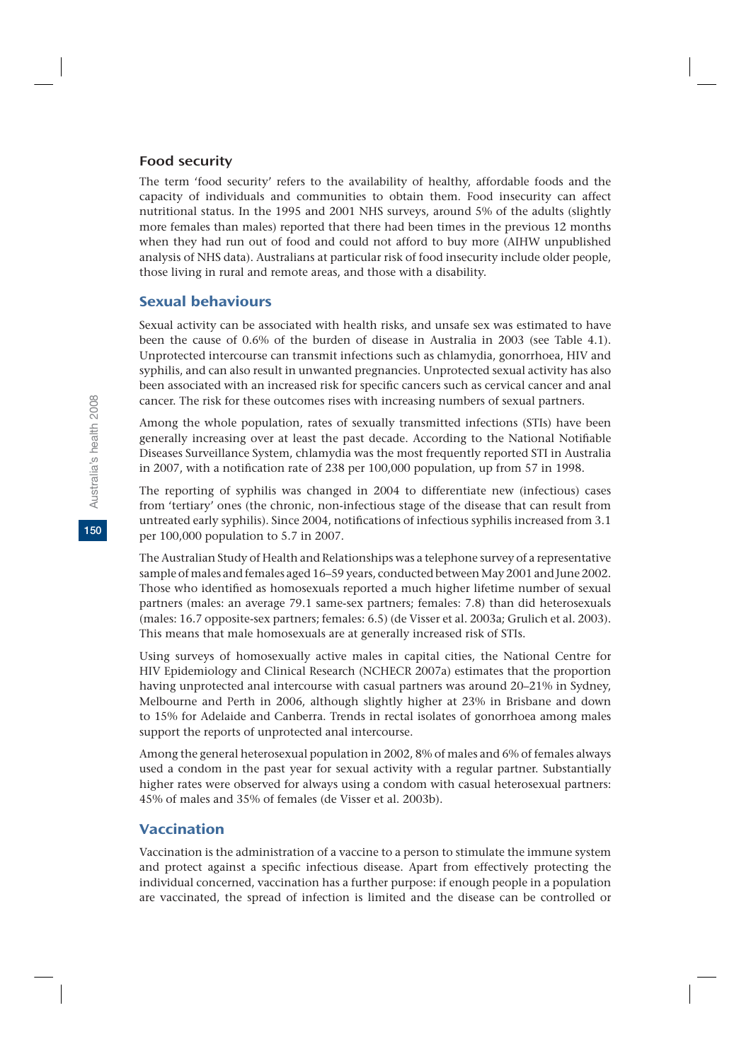### Food security

The term 'food security' refers to the availability of healthy, affordable foods and the capacity of individuals and communities to obtain them. Food insecurity can affect nutritional status. In the 1995 and 2001 NHS surveys, around 5% of the adults (slightly more females than males) reported that there had been times in the previous 12 months when they had run out of food and could not afford to buy more (AIHW unpublished analysis of NHS data). Australians at particular risk of food insecurity include older people, those living in rural and remote areas, and those with a disability.

## Sexual behaviours

Sexual activity can be associated with health risks, and unsafe sex was estimated to have been the cause of 0.6% of the burden of disease in Australia in 2003 (see Table 4.1). Unprotected intercourse can transmit infections such as chlamydia, gonorrhoea, HIV and syphilis, and can also result in unwanted pregnancies. Unprotected sexual activity has also been associated with an increased risk for specific cancers such as cervical cancer and anal cancer. The risk for these outcomes rises with increasing numbers of sexual partners.

Among the whole population, rates of sexually transmitted infections (STIs) have been generally increasing over at least the past decade. According to the National Notifiable Diseases Surveillance System, chlamydia was the most frequently reported STI in Australia in 2007, with a notification rate of 238 per 100,000 population, up from 57 in 1998.

The reporting of syphilis was changed in 2004 to differentiate new (infectious) cases from 'tertiary' ones (the chronic, non-infectious stage of the disease that can result from untreated early syphilis). Since 2004, notifications of infectious syphilis increased from 3.1 per 100,000 population to 5.7 in 2007.

The Australian Study of Health and Relationships was a telephone survey of a representative sample of males and females aged 16–59 years, conducted between May 2001 and June 2002. Those who identified as homosexuals reported a much higher lifetime number of sexual partners (males: an average 79.1 same-sex partners; females: 7.8) than did heterosexuals (males: 16.7 opposite-sex partners; females: 6.5) (de Visser et al. 2003a; Grulich et al. 2003). This means that male homosexuals are at generally increased risk of STIs.

Using surveys of homosexually active males in capital cities, the National Centre for HIV Epidemiology and Clinical Research (NCHECR 2007a) estimates that the proportion having unprotected anal intercourse with casual partners was around 20–21% in Sydney, Melbourne and Perth in 2006, although slightly higher at 23% in Brisbane and down to 15% for Adelaide and Canberra. Trends in rectal isolates of gonorrhoea among males support the reports of unprotected anal intercourse.

Among the general heterosexual population in 2002, 8% of males and 6% of females always used a condom in the past year for sexual activity with a regular partner. Substantially higher rates were observed for always using a condom with casual heterosexual partners: 45% of males and 35% of females (de Visser et al. 2003b).

## Vaccination

Vaccination is the administration of a vaccine to a person to stimulate the immune system and protect against a specific infectious disease. Apart from effectively protecting the individual concerned, vaccination has a further purpose: if enough people in a population are vaccinated, the spread of infection is limited and the disease can be controlled or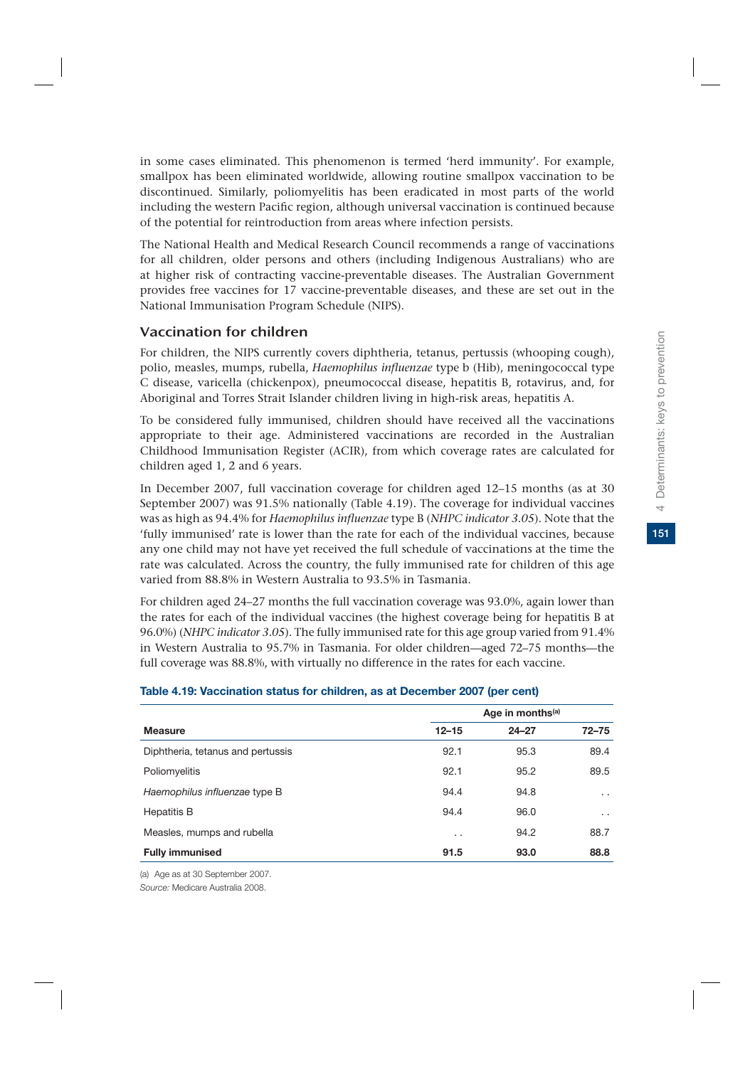in some cases eliminated. This phenomenon is termed 'herd immunity'. For example, smallpox has been eliminated worldwide, allowing routine smallpox vaccination to be discontinued. Similarly, poliomyelitis has been eradicated in most parts of the world including the western Pacific region, although universal vaccination is continued because of the potential for reintroduction from areas where infection persists.

The National Health and Medical Research Council recommends a range of vaccinations for all children, older persons and others (including Indigenous Australians) who are at higher risk of contracting vaccine-preventable diseases. The Australian Government provides free vaccines for 17 vaccine-preventable diseases, and these are set out in the National Immunisation Program Schedule (NIPS).

## Vaccination for children

For children, the NIPS currently covers diphtheria, tetanus, pertussis (whooping cough), polio, measles, mumps, rubella, *Haemophilus influenzae* type b (Hib), meningococcal type C disease, varicella (chickenpox), pneumococcal disease, hepatitis B, rotavirus, and, for Aboriginal and Torres Strait Islander children living in high-risk areas, hepatitis A.

To be considered fully immunised, children should have received all the vaccinations appropriate to their age. Administered vaccinations are recorded in the Australian Childhood Immunisation Register (ACIR), from which coverage rates are calculated for children aged 1, 2 and 6 years.

In December 2007, full vaccination coverage for children aged 12–15 months (as at 30 September 2007) was 91.5% nationally (Table 4.19). The coverage for individual vaccines was as high as 94.4% for *Haemophilus influenzae* type B (*NHPC indicator 3.05*). Note that the 'fully immunised' rate is lower than the rate for each of the individual vaccines, because any one child may not have yet received the full schedule of vaccinations at the time the rate was calculated. Across the country, the fully immunised rate for children of this age varied from 88.8% in Western Australia to 93.5% in Tasmania.

For children aged 24–27 months the full vaccination coverage was 93.0%, again lower than the rates for each of the individual vaccines (the highest coverage being for hepatitis B at 96.0%) (*NHPC indicator 3.05*). The fully immunised rate for this age group varied from 91.4% in Western Australia to 95.7% in Tasmania. For older children—aged 72–75 months—the full coverage was 88.8%, with virtually no difference in the rates for each vaccine.

**Table 4.19: Vaccination status for children, as at December 2007 (per cent)**

| | Age in months[(a)] | | |
|---|---|---|---|
| **Measure** | **12–15** | **24–27** | **72–75** |
| Diphtheria, tetanus and pertussis | 92.1 | 95.3 | 89.4 |
| Poliomyelitis | 92.1 | 95.2 | 89.5 |
| *Haemophilus influenzae* type B | 94.4 | 94.8 | . . |
| Hepatitis B | 94.4 | 96.0 | . . |
| Measles, mumps and rubella | . . | 94.2 | 88.7 |
| **Fully immunised** | **91.5** | **93.0** | **88.8** |

(a) Age as at 30 September 2007.

*Source:* Medicare Australia 2008.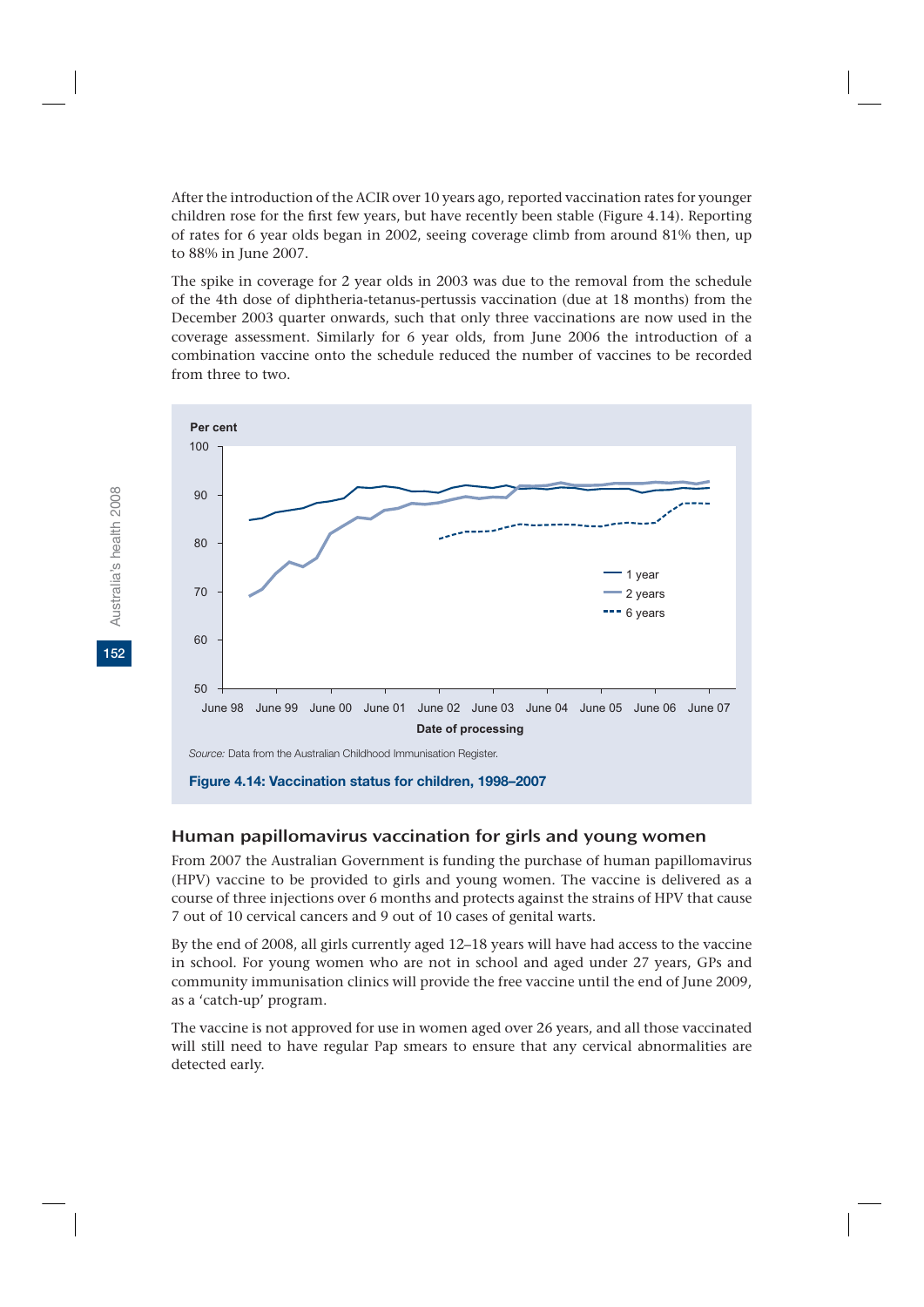After the introduction of the ACIR over 10 years ago, reported vaccination rates for younger children rose for the first few years, but have recently been stable (Figure 4.14). Reporting of rates for 6 year olds began in 2002, seeing coverage climb from around 81% then, up to 88% in June 2007.

The spike in coverage for 2 year olds in 2003 was due to the removal from the schedule of the 4th dose of diphtheria-tetanus-pertussis vaccination (due at 18 months) from the December 2003 quarter onwards, such that only three vaccinations are now used in the coverage assessment. Similarly for 6 year olds, from June 2006 the introduction of a combination vaccine onto the schedule reduced the number of vaccines to be recorded from three to two.

*Source:* Data from the Australian Childhood Immunisation Register.

**Figure 4.14: Vaccination status for children, 1998–2007**

## Human papillomavirus vaccination for girls and young women

From 2007 the Australian Government is funding the purchase of human papillomavirus (HPV) vaccine to be provided to girls and young women. The vaccine is delivered as a course of three injections over 6 months and protects against the strains of HPV that cause 7 out of 10 cervical cancers and 9 out of 10 cases of genital warts.

By the end of 2008, all girls currently aged 12–18 years will have had access to the vaccine in school. For young women who are not in school and aged under 27 years, GPs and community immunisation clinics will provide the free vaccine until the end of June 2009, as a 'catch-up' program.

The vaccine is not approved for use in women aged over 26 years, and all those vaccinated will still need to have regular Pap smears to ensure that any cervical abnormalities are detected early.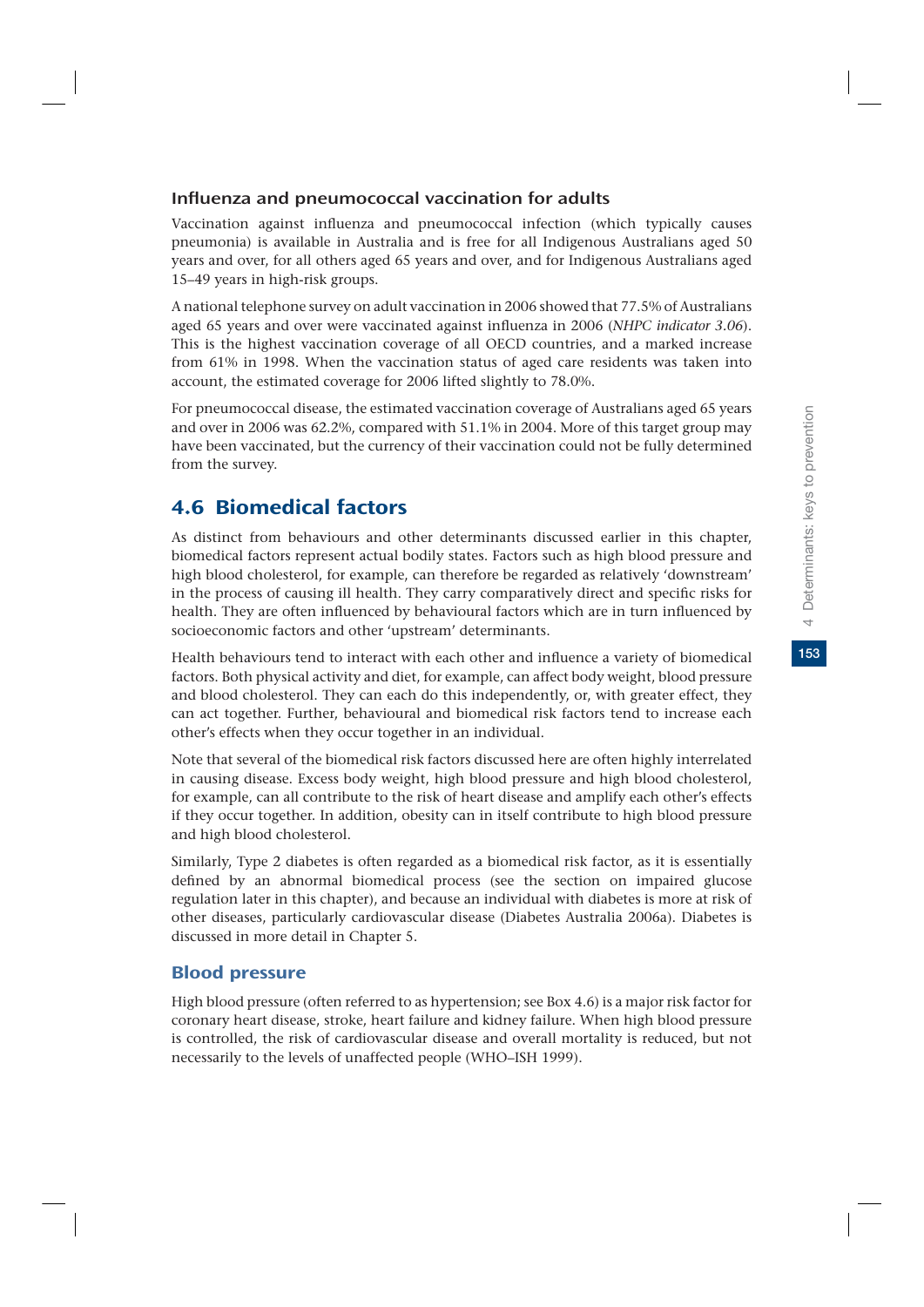### Influenza and pneumococcal vaccination for adults

Vaccination against influenza and pneumococcal infection (which typically causes pneumonia) is available in Australia and is free for all Indigenous Australians aged 50 years and over, for all others aged 65 years and over, and for Indigenous Australians aged 15–49 years in high-risk groups.

A national telephone survey on adult vaccination in 2006 showed that 77.5% of Australians aged 65 years and over were vaccinated against influenza in 2006 (*NHPC indicator 3.06*). This is the highest vaccination coverage of all OECD countries, and a marked increase from 61% in 1998. When the vaccination status of aged care residents was taken into account, the estimated coverage for 2006 lifted slightly to 78.0%.

For pneumococcal disease, the estimated vaccination coverage of Australians aged 65 years and over in 2006 was 62.2%, compared with 51.1% in 2004. More of this target group may have been vaccinated, but the currency of their vaccination could not be fully determined from the survey.

## 4.6 Biomedical factors

As distinct from behaviours and other determinants discussed earlier in this chapter, biomedical factors represent actual bodily states. Factors such as high blood pressure and high blood cholesterol, for example, can therefore be regarded as relatively 'downstream' in the process of causing ill health. They carry comparatively direct and specific risks for health. They are often influenced by behavioural factors which are in turn influenced by socioeconomic factors and other 'upstream' determinants.

Health behaviours tend to interact with each other and influence a variety of biomedical factors. Both physical activity and diet, for example, can affect body weight, blood pressure and blood cholesterol. They can each do this independently, or, with greater effect, they can act together. Further, behavioural and biomedical risk factors tend to increase each other's effects when they occur together in an individual.

Note that several of the biomedical risk factors discussed here are often highly interrelated in causing disease. Excess body weight, high blood pressure and high blood cholesterol, for example, can all contribute to the risk of heart disease and amplify each other's effects if they occur together. In addition, obesity can in itself contribute to high blood pressure and high blood cholesterol.

Similarly, Type 2 diabetes is often regarded as a biomedical risk factor, as it is essentially defined by an abnormal biomedical process (see the section on impaired glucose regulation later in this chapter), and because an individual with diabetes is more at risk of other diseases, particularly cardiovascular disease (Diabetes Australia 2006a). Diabetes is discussed in more detail in Chapter 5.

### Blood pressure

High blood pressure (often referred to as hypertension; see Box 4.6) is a major risk factor for coronary heart disease, stroke, heart failure and kidney failure. When high blood pressure is controlled, the risk of cardiovascular disease and overall mortality is reduced, but not necessarily to the levels of unaffected people (WHO–ISH 1999).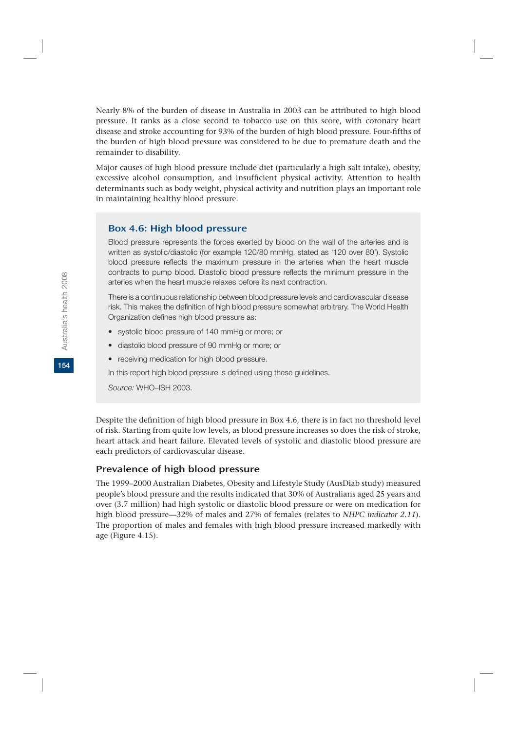Nearly 8% of the burden of disease in Australia in 2003 can be attributed to high blood pressure. It ranks as a close second to tobacco use on this score, with coronary heart disease and stroke accounting for 93% of the burden of high blood pressure. Four-fifths of the burden of high blood pressure was considered to be due to premature death and the remainder to disability.

Major causes of high blood pressure include diet (particularly a high salt intake), obesity, excessive alcohol consumption, and insufficient physical activity. Attention to health determinants such as body weight, physical activity and nutrition plays an important role in maintaining healthy blood pressure.

### Box 4.6: High blood pressure

Blood pressure represents the forces exerted by blood on the wall of the arteries and is written as systolic/diastolic (for example 120/80 mmHg, stated as '120 over 80'). Systolic blood pressure reflects the maximum pressure in the arteries when the heart muscle contracts to pump blood. Diastolic blood pressure reflects the minimum pressure in the arteries when the heart muscle relaxes before its next contraction.

There is a continuous relationship between blood pressure levels and cardiovascular disease risk. This makes the definition of high blood pressure somewhat arbitrary. The World Health Organization defines high blood pressure as:

- systolic blood pressure of 140 mmHg or more; or
- diastolic blood pressure of 90 mmHg or more; or
- receiving medication for high blood pressure.

In this report high blood pressure is defined using these guidelines.

*Source:* WHO–ISH 2003.

Despite the definition of high blood pressure in Box 4.6, there is in fact no threshold level of risk. Starting from quite low levels, as blood pressure increases so does the risk of stroke, heart attack and heart failure. Elevated levels of systolic and diastolic blood pressure are each predictors of cardiovascular disease.

## Prevalence of high blood pressure

The 1999–2000 Australian Diabetes, Obesity and Lifestyle Study (AusDiab study) measured people's blood pressure and the results indicated that 30% of Australians aged 25 years and over (3.7 million) had high systolic or diastolic blood pressure or were on medication for high blood pressure—32% of males and 27% of females (relates to *NHPC indicator 2.11*). The proportion of males and females with high blood pressure increased markedly with age (Figure 4.15).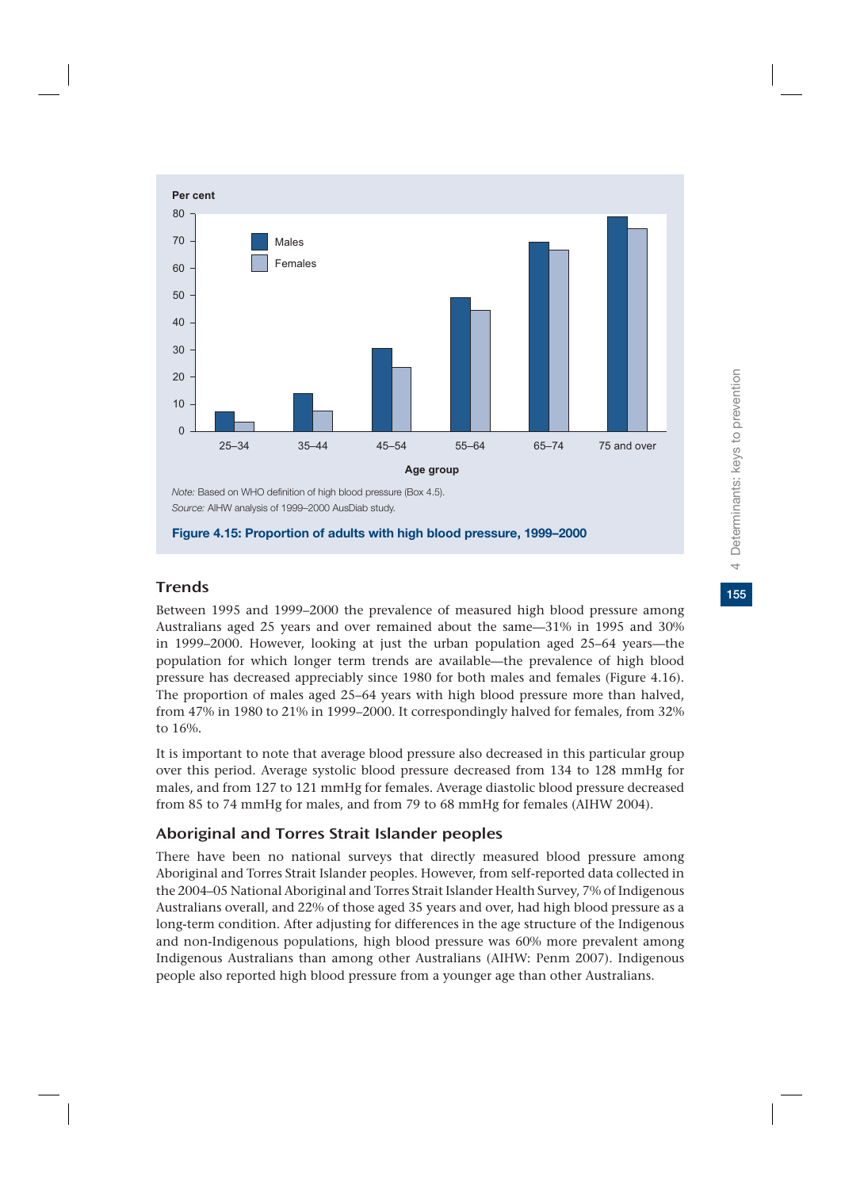Per cent

| Age group | Males | Females |
|---|---|---|
| 25–34 | | |
| 35–44 | | |
| 45–54 | | |
| 55–64 | | |
| 65–74 | | |
| 75 and over | | |

*Note:* Based on WHO definition of high blood pressure (Box 4.5).
*Source:* AIHW analysis of 1999–2000 AusDiab study.

**Figure 4.15: Proportion of adults with high blood pressure, 1999–2000**

## Trends

Between 1995 and 1999–2000 the prevalence of measured high blood pressure among Australians aged 25 years and over remained about the same—31% in 1995 and 30% in 1999–2000. However, looking at just the urban population aged 25–64 years—the population for which longer term trends are available—the prevalence of high blood pressure has decreased appreciably since 1980 for both males and females (Figure 4.16). The proportion of males aged 25–64 years with high blood pressure more than halved, from 47% in 1980 to 21% in 1999–2000. It correspondingly halved for females, from 32% to 16%.

It is important to note that average blood pressure also decreased in this particular group over this period. Average systolic blood pressure decreased from 134 to 128 mmHg for males, and from 127 to 121 mmHg for females. Average diastolic blood pressure decreased from 85 to 74 mmHg for males, and from 79 to 68 mmHg for females (AIHW 2004).

## Aboriginal and Torres Strait Islander peoples

There have been no national surveys that directly measured blood pressure among Aboriginal and Torres Strait Islander peoples. However, from self-reported data collected in the 2004–05 National Aboriginal and Torres Strait Islander Health Survey, 7% of Indigenous Australians overall, and 22% of those aged 35 years and over, had high blood pressure as a long-term condition. After adjusting for differences in the age structure of the Indigenous and non-Indigenous populations, high blood pressure was 60% more prevalent among Indigenous Australians than among other Australians (AIHW: Penm 2007). Indigenous people also reported high blood pressure from a younger age than other Australians.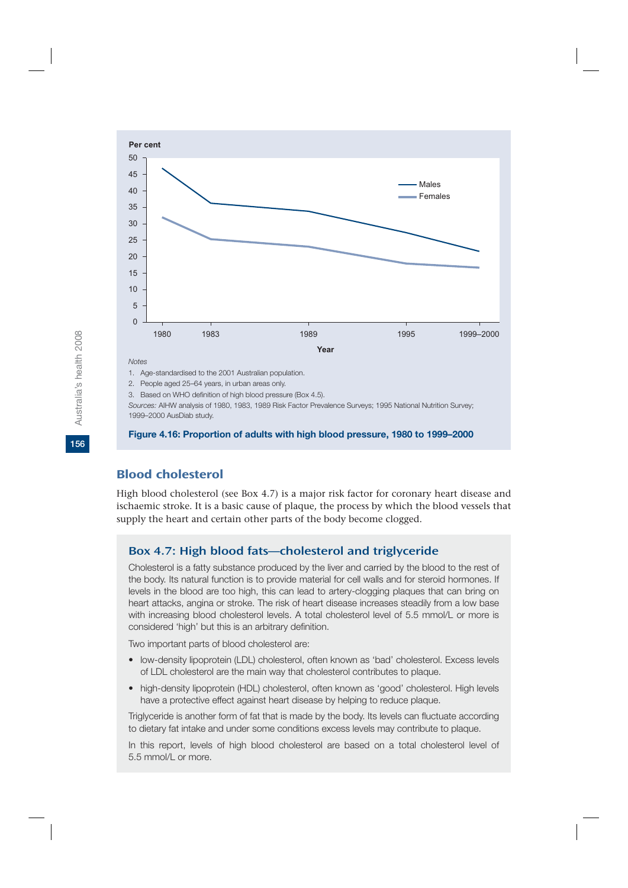Per cent

| Year | Males | Females |
|---|---|---|
| 1980 | | |
| 1983 | | |
| 1989 | | |
| 1995 | | |
| 1999–2000 | | |

*Notes*

1. Age-standardised to the 2001 Australian population.
2. People aged 25–64 years, in urban areas only.
3. Based on WHO definition of high blood pressure (Box 4.5).

*Sources:* AIHW analysis of 1980, 1983, 1989 Risk Factor Prevalence Surveys; 1995 National Nutrition Survey; 1999–2000 AusDiab study.

**Figure 4.16: Proportion of adults with high blood pressure, 1980 to 1999–2000**

## Blood cholesterol

High blood cholesterol (see Box 4.7) is a major risk factor for coronary heart disease and ischaemic stroke. It is a basic cause of plaque, the process by which the blood vessels that supply the heart and certain other parts of the body become clogged.

### Box 4.7: High blood fats—cholesterol and triglyceride

Cholesterol is a fatty substance produced by the liver and carried by the blood to the rest of the body. Its natural function is to provide material for cell walls and for steroid hormones. If levels in the blood are too high, this can lead to artery-clogging plaques that can bring on heart attacks, angina or stroke. The risk of heart disease increases steadily from a low base with increasing blood cholesterol levels. A total cholesterol level of 5.5 mmol/L or more is considered 'high' but this is an arbitrary definition.

Two important parts of blood cholesterol are:

- low-density lipoprotein (LDL) cholesterol, often known as 'bad' cholesterol. Excess levels of LDL cholesterol are the main way that cholesterol contributes to plaque.
- high-density lipoprotein (HDL) cholesterol, often known as 'good' cholesterol. High levels have a protective effect against heart disease by helping to reduce plaque.

Triglyceride is another form of fat that is made by the body. Its levels can fluctuate according to dietary fat intake and under some conditions excess levels may contribute to plaque.

In this report, levels of high blood cholesterol are based on a total cholesterol level of 5.5 mmol/L or more.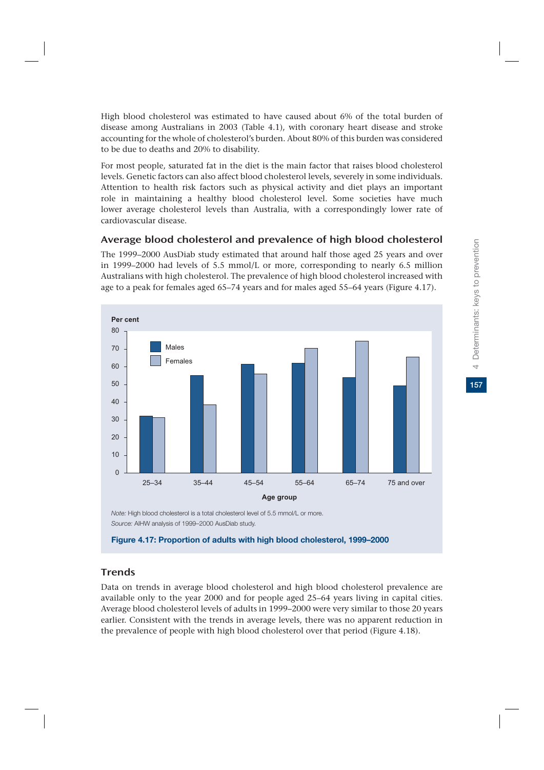High blood cholesterol was estimated to have caused about 6% of the total burden of disease among Australians in 2003 (Table 4.1), with coronary heart disease and stroke accounting for the whole of cholesterol's burden. About 80% of this burden was considered to be due to deaths and 20% to disability.

For most people, saturated fat in the diet is the main factor that raises blood cholesterol levels. Genetic factors can also affect blood cholesterol levels, severely in some individuals. Attention to health risk factors such as physical activity and diet plays an important role in maintaining a healthy blood cholesterol level. Some societies have much lower average cholesterol levels than Australia, with a correspondingly lower rate of cardiovascular disease.

### Average blood cholesterol and prevalence of high blood cholesterol

The 1999–2000 AusDiab study estimated that around half those aged 25 years and over in 1999–2000 had levels of 5.5 mmol/L or more, corresponding to nearly 6.5 million Australians with high cholesterol. The prevalence of high blood cholesterol increased with age to a peak for females aged 65–74 years and for males aged 55–64 years (Figure 4.17).

*Note:* High blood cholesterol is a total cholesterol level of 5.5 mmol/L or more.
*Source:* AIHW analysis of 1999–2000 AusDiab study.

**Figure 4.17: Proportion of adults with high blood cholesterol, 1999–2000**

### Trends

Data on trends in average blood cholesterol and high blood cholesterol prevalence are available only to the year 2000 and for people aged 25–64 years living in capital cities. Average blood cholesterol levels of adults in 1999–2000 were very similar to those 20 years earlier. Consistent with the trends in average levels, there was no apparent reduction in the prevalence of people with high blood cholesterol over that period (Figure 4.18).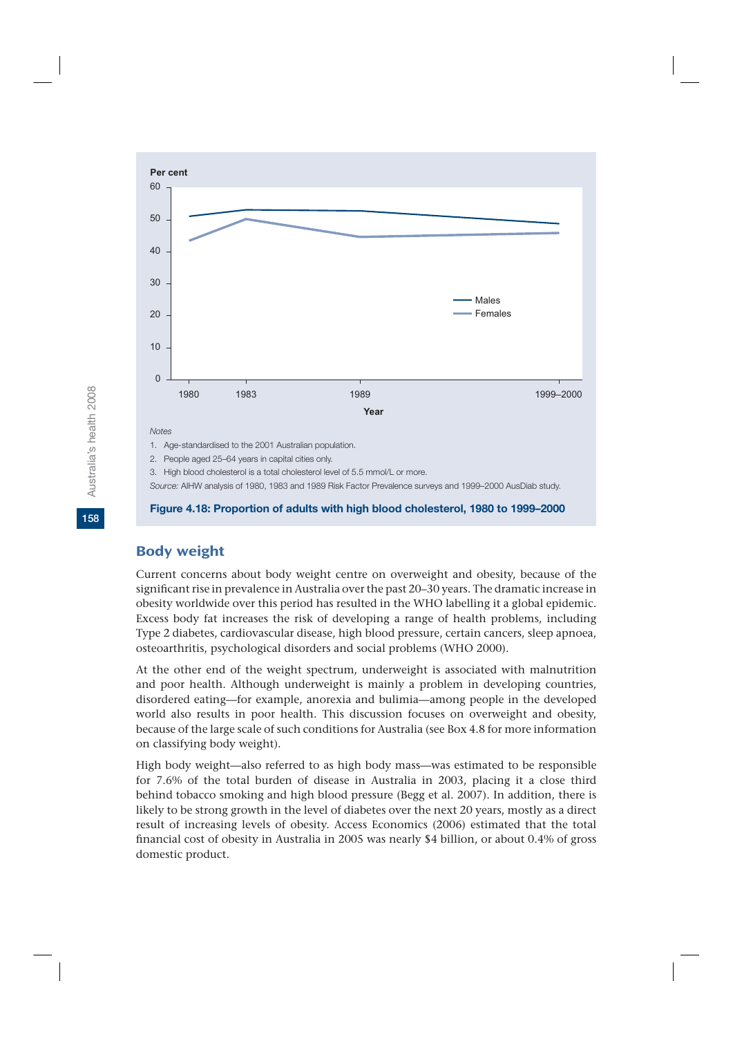Per cent

Notes

1. Age-standardised to the 2001 Australian population.
2. People aged 25–64 years in capital cities only.
3. High blood cholesterol is a total cholesterol level of 5.5 mmol/L or more.

*Source:* AIHW analysis of 1980, 1983 and 1989 Risk Factor Prevalence surveys and 1999–2000 AusDiab study.

**Figure 4.18: Proportion of adults with high blood cholesterol, 1980 to 1999–2000**

## Body weight

Current concerns about body weight centre on overweight and obesity, because of the significant rise in prevalence in Australia over the past 20–30 years. The dramatic increase in obesity worldwide over this period has resulted in the WHO labelling it a global epidemic. Excess body fat increases the risk of developing a range of health problems, including Type 2 diabetes, cardiovascular disease, high blood pressure, certain cancers, sleep apnoea, osteoarthritis, psychological disorders and social problems (WHO 2000).

At the other end of the weight spectrum, underweight is associated with malnutrition and poor health. Although underweight is mainly a problem in developing countries, disordered eating—for example, anorexia and bulimia—among people in the developed world also results in poor health. This discussion focuses on overweight and obesity, because of the large scale of such conditions for Australia (see Box 4.8 for more information on classifying body weight).

High body weight—also referred to as high body mass—was estimated to be responsible for 7.6% of the total burden of disease in Australia in 2003, placing it a close third behind tobacco smoking and high blood pressure (Begg et al. 2007). In addition, there is likely to be strong growth in the level of diabetes over the next 20 years, mostly as a direct result of increasing levels of obesity. Access Economics (2006) estimated that the total financial cost of obesity in Australia in 2005 was nearly $4 billion, or about 0.4% of gross domestic product.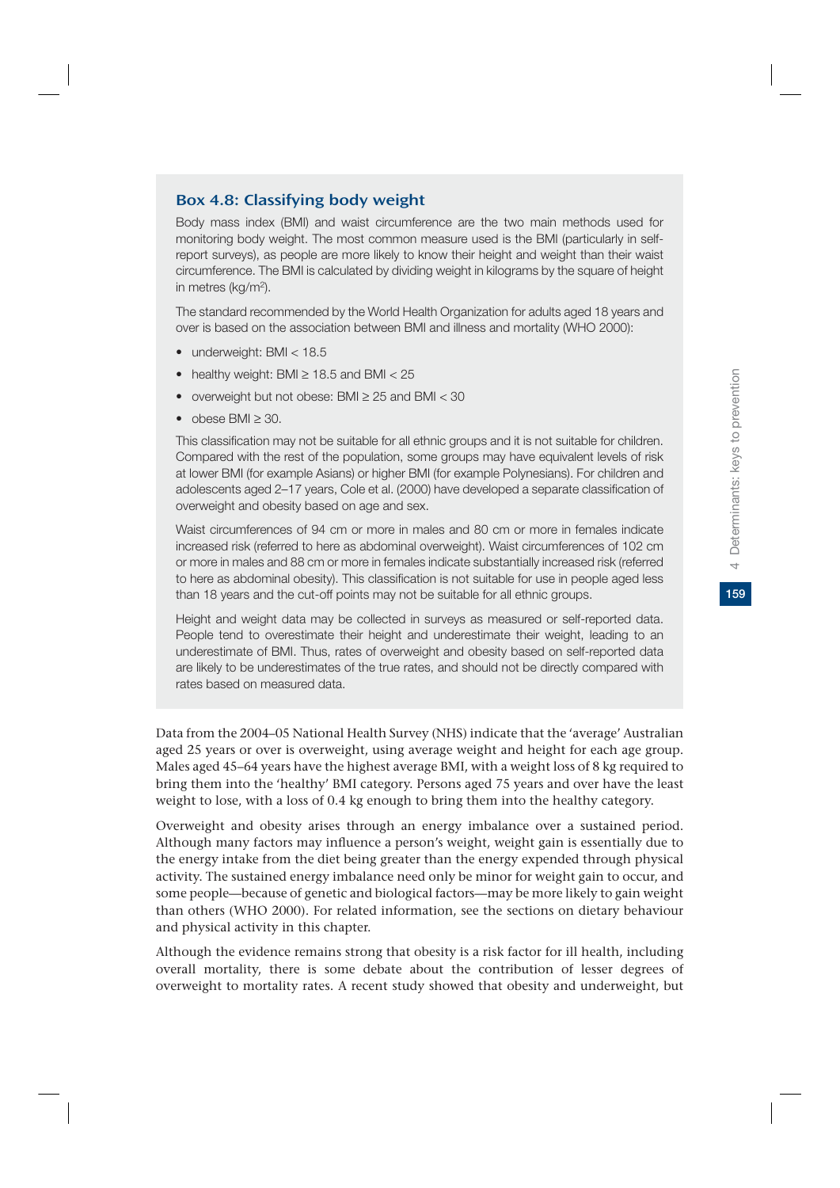### Box 4.8: Classifying body weight

Body mass index (BMI) and waist circumference are the two main methods used for monitoring body weight. The most common measure used is the BMI (particularly in self-report surveys), as people are more likely to know their height and weight than their waist circumference. The BMI is calculated by dividing weight in kilograms by the square of height in metres ($kg/m^2$).

The standard recommended by the World Health Organization for adults aged 18 years and over is based on the association between BMI and illness and mortality (WHO 2000):

- underweight: BMI < 18.5
- healthy weight: BMI ≥ 18.5 and BMI < 25
- overweight but not obese: BMI ≥ 25 and BMI < 30
- obese BMI ≥ 30.

This classification may not be suitable for all ethnic groups and it is not suitable for children. Compared with the rest of the population, some groups may have equivalent levels of risk at lower BMI (for example Asians) or higher BMI (for example Polynesians). For children and adolescents aged 2–17 years, Cole et al. (2000) have developed a separate classification of overweight and obesity based on age and sex.

Waist circumferences of 94 cm or more in males and 80 cm or more in females indicate increased risk (referred to here as abdominal overweight). Waist circumferences of 102 cm or more in males and 88 cm or more in females indicate substantially increased risk (referred to here as abdominal obesity). This classification is not suitable for use in people aged less than 18 years and the cut-off points may not be suitable for all ethnic groups.

Height and weight data may be collected in surveys as measured or self-reported data. People tend to overestimate their height and underestimate their weight, leading to an underestimate of BMI. Thus, rates of overweight and obesity based on self-reported data are likely to be underestimates of the true rates, and should not be directly compared with rates based on measured data.

Data from the 2004–05 National Health Survey (NHS) indicate that the 'average' Australian aged 25 years or over is overweight, using average weight and height for each age group. Males aged 45–64 years have the highest average BMI, with a weight loss of 8 kg required to bring them into the 'healthy' BMI category. Persons aged 75 years and over have the least weight to lose, with a loss of 0.4 kg enough to bring them into the healthy category.

Overweight and obesity arises through an energy imbalance over a sustained period. Although many factors may influence a person's weight, weight gain is essentially due to the energy intake from the diet being greater than the energy expended through physical activity. The sustained energy imbalance need only be minor for weight gain to occur, and some people—because of genetic and biological factors—may be more likely to gain weight than others (WHO 2000). For related information, see the sections on dietary behaviour and physical activity in this chapter.

Although the evidence remains strong that obesity is a risk factor for ill health, including overall mortality, there is some debate about the contribution of lesser degrees of overweight to mortality rates. A recent study showed that obesity and underweight, but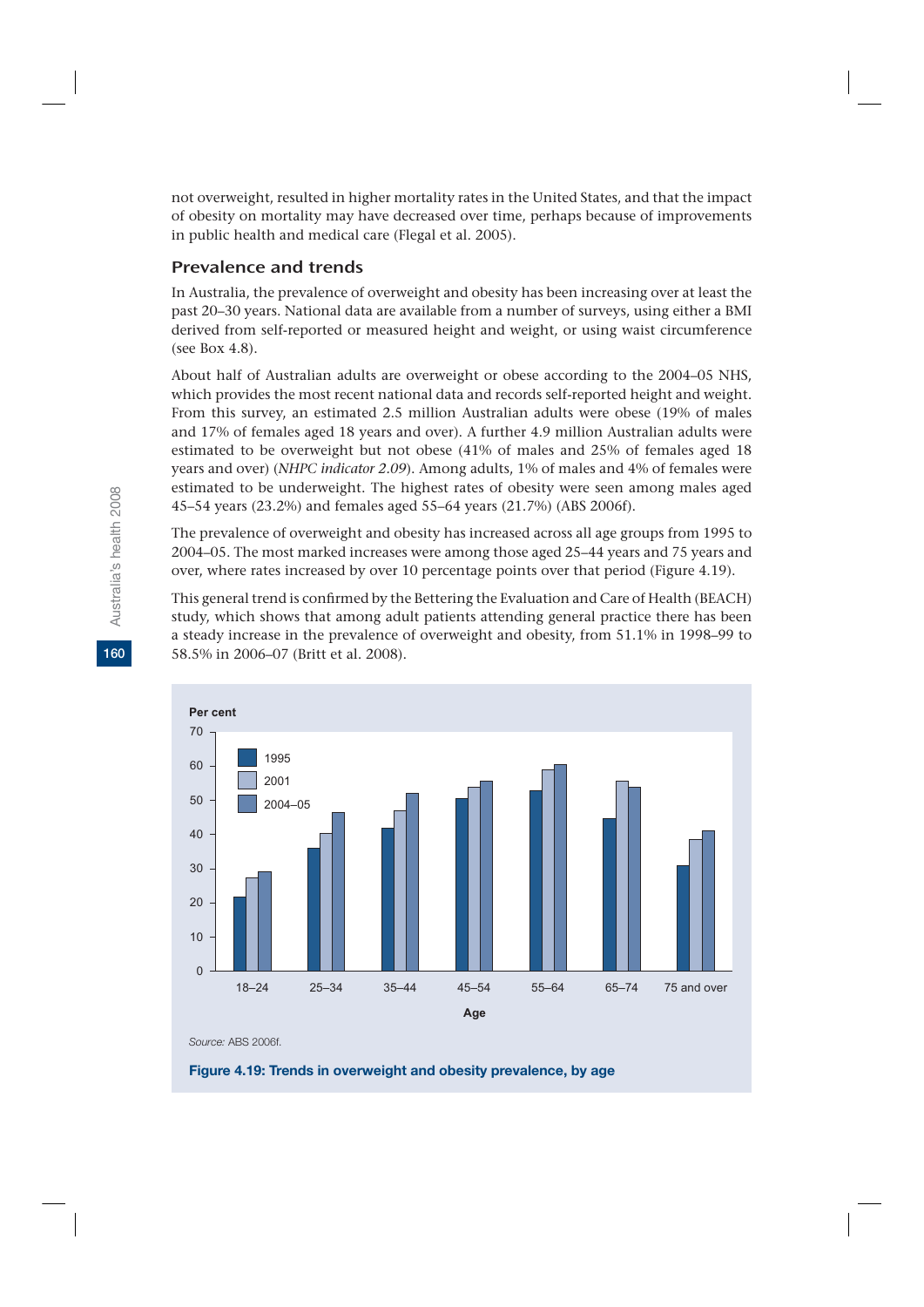not overweight, resulted in higher mortality rates in the United States, and that the impact of obesity on mortality may have decreased over time, perhaps because of improvements in public health and medical care (Flegal et al. 2005).

### Prevalence and trends

In Australia, the prevalence of overweight and obesity has been increasing over at least the past 20–30 years. National data are available from a number of surveys, using either a BMI derived from self-reported or measured height and weight, or using waist circumference (see Box 4.8).

About half of Australian adults are overweight or obese according to the 2004–05 NHS, which provides the most recent national data and records self-reported height and weight. From this survey, an estimated 2.5 million Australian adults were obese (19% of males and 17% of females aged 18 years and over). A further 4.9 million Australian adults were estimated to be overweight but not obese (41% of males and 25% of females aged 18 years and over) (*NHPC indicator 2.09*). Among adults, 1% of males and 4% of females were estimated to be underweight. The highest rates of obesity were seen among males aged 45–54 years (23.2%) and females aged 55–64 years (21.7%) (ABS 2006f).

The prevalence of overweight and obesity has increased across all age groups from 1995 to 2004–05. The most marked increases were among those aged 25–44 years and 75 years and over, where rates increased by over 10 percentage points over that period (Figure 4.19).

This general trend is confirmed by the Bettering the Evaluation and Care of Health (BEACH) study, which shows that among adult patients attending general practice there has been a steady increase in the prevalence of overweight and obesity, from 51.1% in 1998–99 to 58.5% in 2006–07 (Britt et al. 2008).

*Source:* ABS 2006f.

**Figure 4.19: Trends in overweight and obesity prevalence, by age**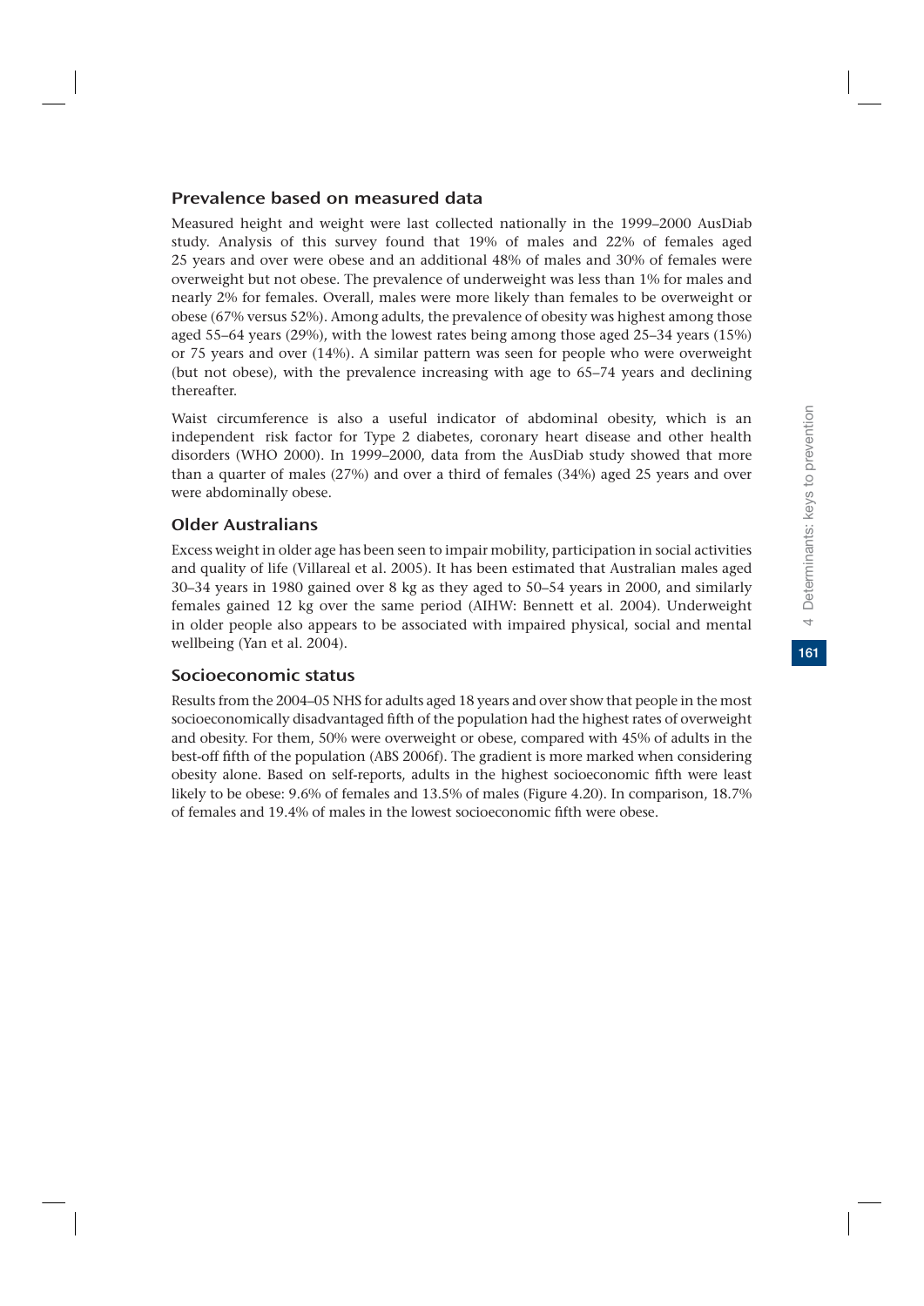### Prevalence based on measured data

Measured height and weight were last collected nationally in the 1999–2000 AusDiab study. Analysis of this survey found that 19% of males and 22% of females aged 25 years and over were obese and an additional 48% of males and 30% of females were overweight but not obese. The prevalence of underweight was less than 1% for males and nearly 2% for females. Overall, males were more likely than females to be overweight or obese (67% versus 52%). Among adults, the prevalence of obesity was highest among those aged 55–64 years (29%), with the lowest rates being among those aged 25–34 years (15%) or 75 years and over (14%). A similar pattern was seen for people who were overweight (but not obese), with the prevalence increasing with age to 65–74 years and declining thereafter.

Waist circumference is also a useful indicator of abdominal obesity, which is an independent risk factor for Type 2 diabetes, coronary heart disease and other health disorders (WHO 2000). In 1999–2000, data from the AusDiab study showed that more than a quarter of males (27%) and over a third of females (34%) aged 25 years and over were abdominally obese.

### Older Australians

Excess weight in older age has been seen to impair mobility, participation in social activities and quality of life (Villareal et al. 2005). It has been estimated that Australian males aged 30–34 years in 1980 gained over 8 kg as they aged to 50–54 years in 2000, and similarly females gained 12 kg over the same period (AIHW: Bennett et al. 2004). Underweight in older people also appears to be associated with impaired physical, social and mental wellbeing (Yan et al. 2004).

### Socioeconomic status

Results from the 2004–05 NHS for adults aged 18 years and over show that people in the most socioeconomically disadvantaged fifth of the population had the highest rates of overweight and obesity. For them, 50% were overweight or obese, compared with 45% of adults in the best-off fifth of the population (ABS 2006f). The gradient is more marked when considering obesity alone. Based on self-reports, adults in the highest socioeconomic fifth were least likely to be obese: 9.6% of females and 13.5% of males (Figure 4.20). In comparison, 18.7% of females and 19.4% of males in the lowest socioeconomic fifth were obese.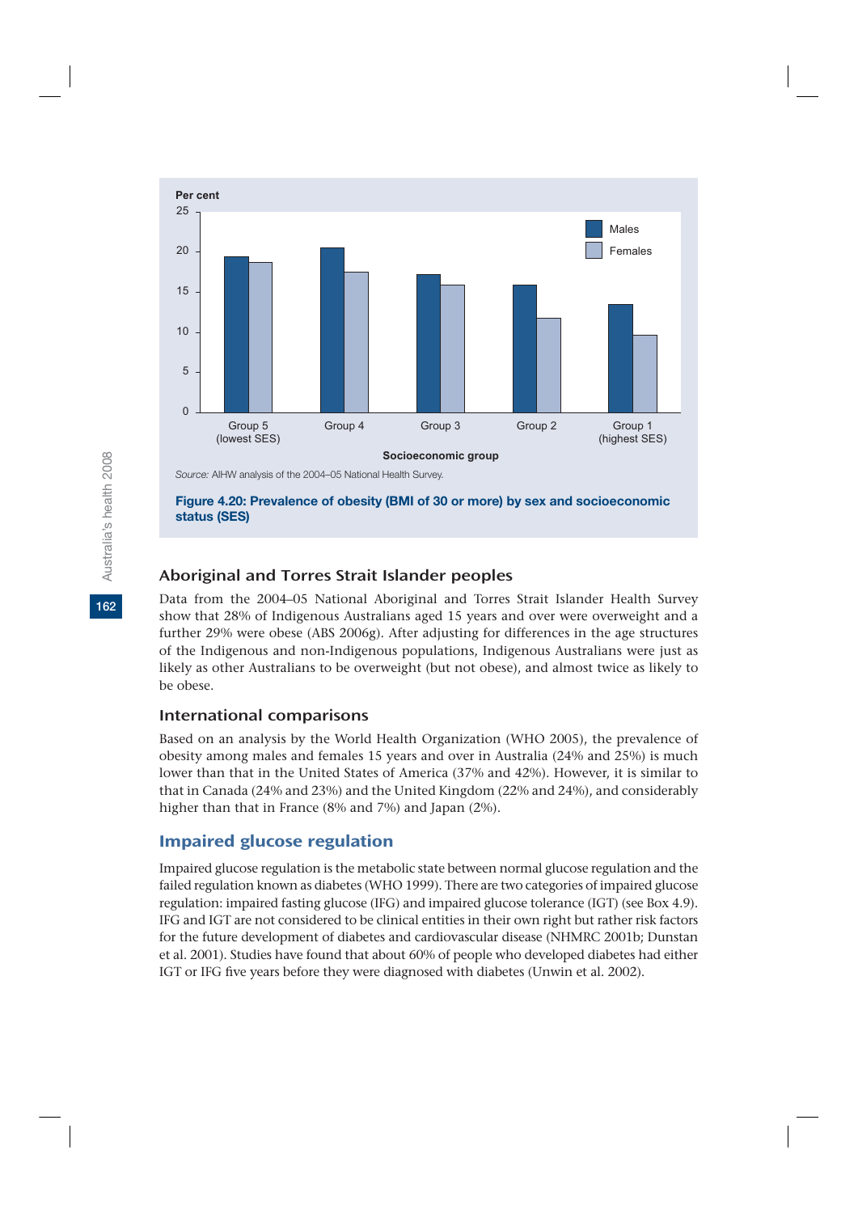Per cent

| Socioeconomic group | Males | Females |
|---|---|---|
| Group 5 (lowest SES) | | |
| Group 4 | | |
| Group 3 | | |
| Group 2 | | |
| Group 1 (highest SES) | | |

*Source:* AIHW analysis of the 2004–05 National Health Survey.

**Figure 4.20: Prevalence of obesity (BMI of 30 or more) by sex and socioeconomic status (SES)**

## Aboriginal and Torres Strait Islander peoples

Data from the 2004–05 National Aboriginal and Torres Strait Islander Health Survey show that 28% of Indigenous Australians aged 15 years and over were overweight and a further 29% were obese (ABS 2006g). After adjusting for differences in the age structures of the Indigenous and non-Indigenous populations, Indigenous Australians were just as likely as other Australians to be overweight (but not obese), and almost twice as likely to be obese.

### International comparisons

Based on an analysis by the World Health Organization (WHO 2005), the prevalence of obesity among males and females 15 years and over in Australia (24% and 25%) is much lower than that in the United States of America (37% and 42%). However, it is similar to that in Canada (24% and 23%) and the United Kingdom (22% and 24%), and considerably higher than that in France (8% and 7%) and Japan (2%).

## Impaired glucose regulation

Impaired glucose regulation is the metabolic state between normal glucose regulation and the failed regulation known as diabetes (WHO 1999). There are two categories of impaired glucose regulation: impaired fasting glucose (IFG) and impaired glucose tolerance (IGT) (see Box 4.9). IFG and IGT are not considered to be clinical entities in their own right but rather risk factors for the future development of diabetes and cardiovascular disease (NHMRC 2001b; Dunstan et al. 2001). Studies have found that about 60% of people who developed diabetes had either IGT or IFG five years before they were diagnosed with diabetes (Unwin et al. 2002).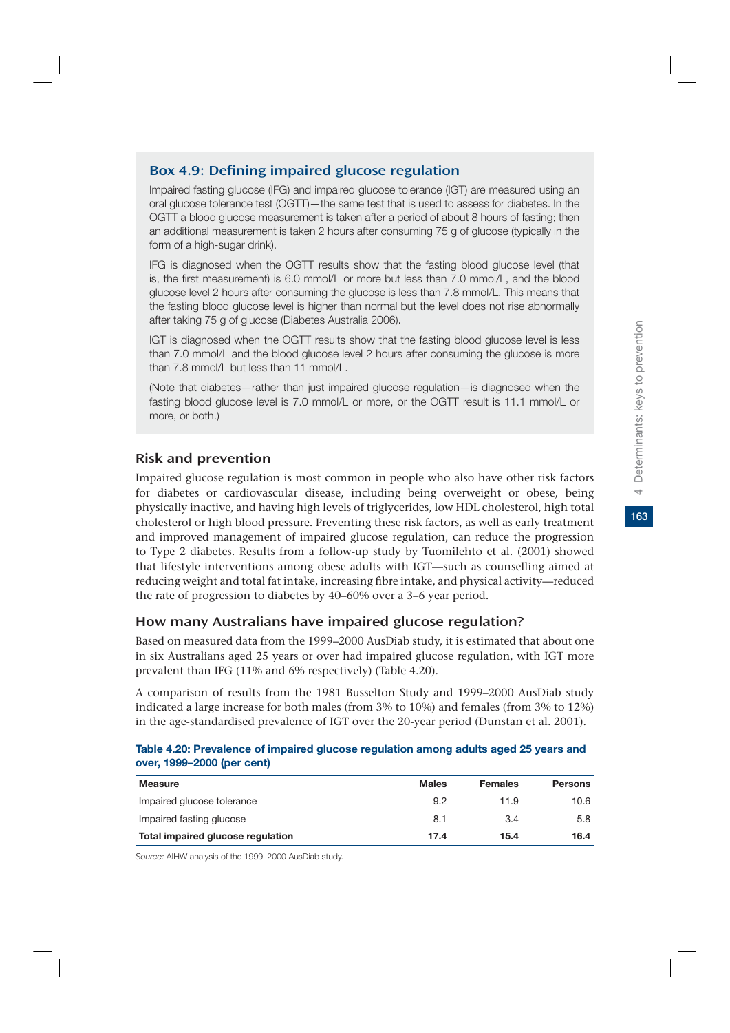### Box 4.9: Defining impaired glucose regulation

Impaired fasting glucose (IFG) and impaired glucose tolerance (IGT) are measured using an oral glucose tolerance test (OGTT)—the same test that is used to assess for diabetes. In the OGTT a blood glucose measurement is taken after a period of about 8 hours of fasting; then an additional measurement is taken 2 hours after consuming 75 g of glucose (typically in the form of a high-sugar drink).

IFG is diagnosed when the OGTT results show that the fasting blood glucose level (that is, the first measurement) is 6.0 mmol/L or more but less than 7.0 mmol/L, and the blood glucose level 2 hours after consuming the glucose is less than 7.8 mmol/L. This means that the fasting blood glucose level is higher than normal but the level does not rise abnormally after taking 75 g of glucose (Diabetes Australia 2006).

IGT is diagnosed when the OGTT results show that the fasting blood glucose level is less than 7.0 mmol/L and the blood glucose level 2 hours after consuming the glucose is more than 7.8 mmol/L but less than 11 mmol/L.

(Note that diabetes—rather than just impaired glucose regulation—is diagnosed when the fasting blood glucose level is 7.0 mmol/L or more, or the OGTT result is 11.1 mmol/L or more, or both.)

### Risk and prevention

Impaired glucose regulation is most common in people who also have other risk factors for diabetes or cardiovascular disease, including being overweight or obese, being physically inactive, and having high levels of triglycerides, low HDL cholesterol, high total cholesterol or high blood pressure. Preventing these risk factors, as well as early treatment and improved management of impaired glucose regulation, can reduce the progression to Type 2 diabetes. Results from a follow-up study by Tuomilehto et al. (2001) showed that lifestyle interventions among obese adults with IGT—such as counselling aimed at reducing weight and total fat intake, increasing fibre intake, and physical activity—reduced the rate of progression to diabetes by 40–60% over a 3–6 year period.

### How many Australians have impaired glucose regulation?

Based on measured data from the 1999–2000 AusDiab study, it is estimated that about one in six Australians aged 25 years or over had impaired glucose regulation, with IGT more prevalent than IFG (11% and 6% respectively) (Table 4.20).

A comparison of results from the 1981 Busselton Study and 1999–2000 AusDiab study indicated a large increase for both males (from 3% to 10%) and females (from 3% to 12%) in the age-standardised prevalence of IGT over the 20-year period (Dunstan et al. 2001).

**Table 4.20: Prevalence of impaired glucose regulation among adults aged 25 years and over, 1999–2000 (per cent)**

| Measure | Males | Females | Persons |
|---|---|---|---|
| Impaired glucose tolerance | 9.2 | 11.9 | 10.6 |
| Impaired fasting glucose | 8.1 | 3.4 | 5.8 |
| **Total impaired glucose regulation** | **17.4** | **15.4** | **16.4** |

*Source:* AIHW analysis of the 1999–2000 AusDiab study.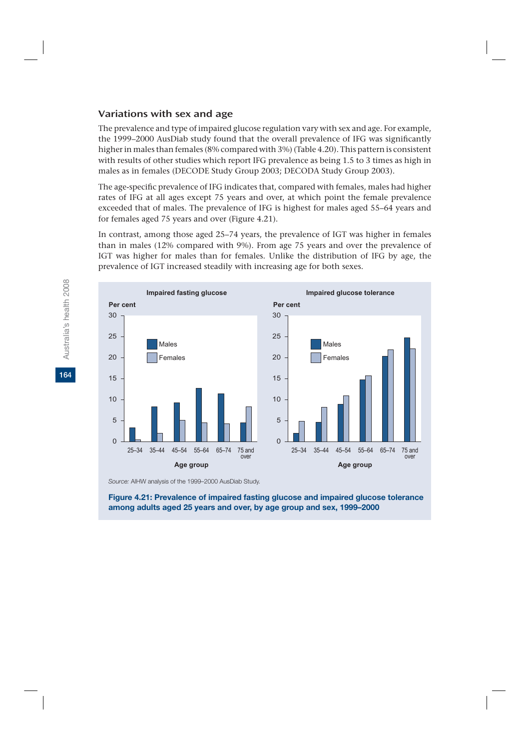### Variations with sex and age

The prevalence and type of impaired glucose regulation vary with sex and age. For example, the 1999–2000 AusDiab study found that the overall prevalence of IFG was significantly higher in males than females (8% compared with 3%) (Table 4.20). This pattern is consistent with results of other studies which report IFG prevalence as being 1.5 to 3 times as high in males as in females (DECODE Study Group 2003; DECODA Study Group 2003).

The age-specific prevalence of IFG indicates that, compared with females, males had higher rates of IFG at all ages except 75 years and over, at which point the female prevalence exceeded that of males. The prevalence of IFG is highest for males aged 55–64 years and for females aged 75 years and over (Figure 4.21).

In contrast, among those aged 25–74 years, the prevalence of IGT was higher in females than in males (12% compared with 9%). From age 75 years and over the prevalence of IGT was higher for males than for females. Unlike the distribution of IFG by age, the prevalence of IGT increased steadily with increasing age for both sexes.

*Source:* AIHW analysis of the 1999–2000 AusDiab Study.

**Figure 4.21: Prevalence of impaired fasting glucose and impaired glucose tolerance among adults aged 25 years and over, by age group and sex, 1999–2000**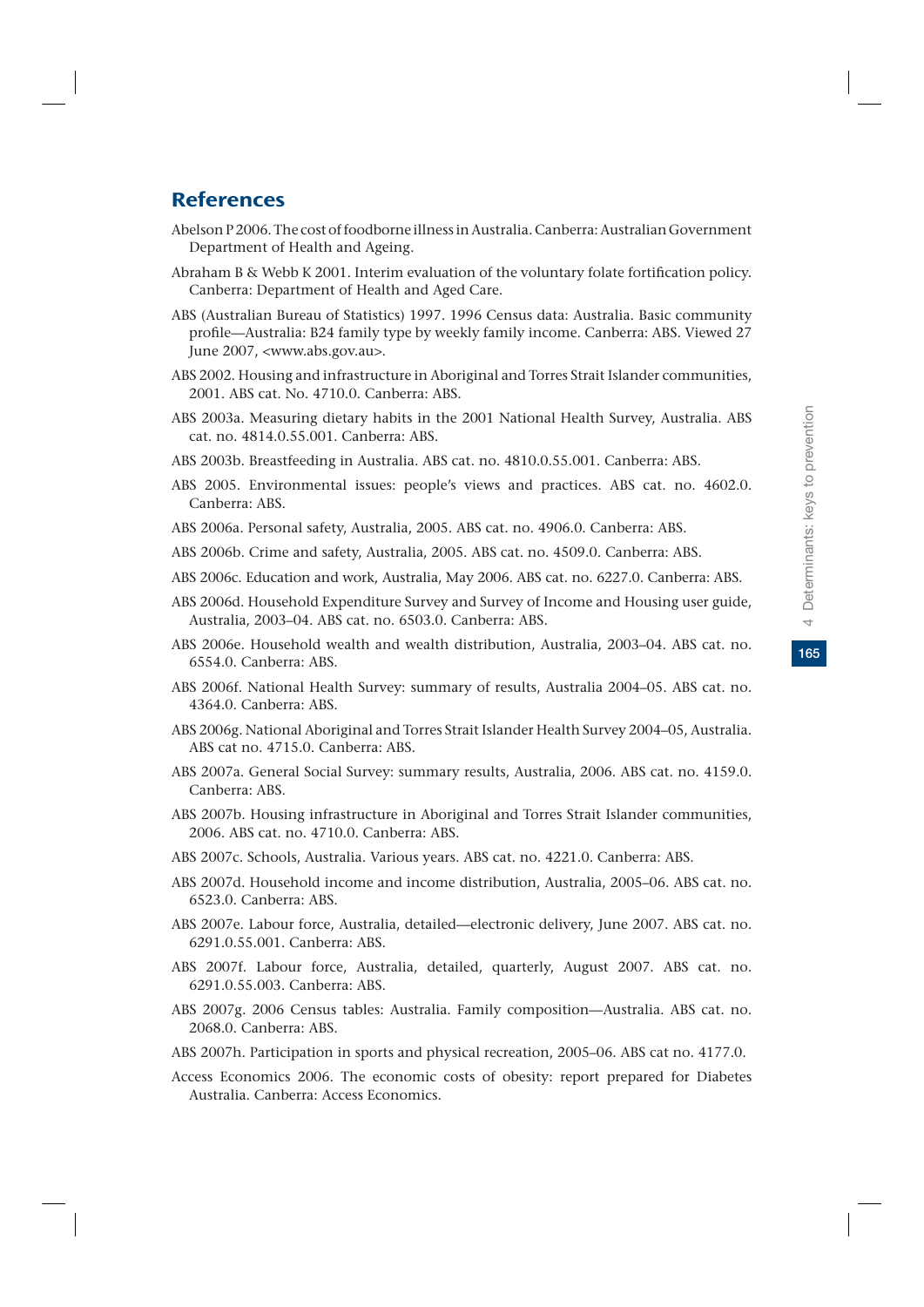## References

Abelson P 2006. The cost of foodborne illness in Australia. Canberra: Australian Government Department of Health and Ageing.

Abraham B & Webb K 2001. Interim evaluation of the voluntary folate fortification policy. Canberra: Department of Health and Aged Care.

ABS (Australian Bureau of Statistics) 1997. 1996 Census data: Australia. Basic community profile—Australia: B24 family type by weekly family income. Canberra: ABS. Viewed 27 June 2007, <www.abs.gov.au>.

ABS 2002. Housing and infrastructure in Aboriginal and Torres Strait Islander communities, 2001. ABS cat. No. 4710.0. Canberra: ABS.

ABS 2003a. Measuring dietary habits in the 2001 National Health Survey, Australia. ABS cat. no. 4814.0.55.001. Canberra: ABS.

ABS 2003b. Breastfeeding in Australia. ABS cat. no. 4810.0.55.001. Canberra: ABS.

ABS 2005. Environmental issues: people's views and practices. ABS cat. no. 4602.0. Canberra: ABS.

ABS 2006a. Personal safety, Australia, 2005. ABS cat. no. 4906.0. Canberra: ABS.

ABS 2006b. Crime and safety, Australia, 2005. ABS cat. no. 4509.0. Canberra: ABS.

ABS 2006c. Education and work, Australia, May 2006. ABS cat. no. 6227.0. Canberra: ABS.

ABS 2006d. Household Expenditure Survey and Survey of Income and Housing user guide, Australia, 2003–04. ABS cat. no. 6503.0. Canberra: ABS.

ABS 2006e. Household wealth and wealth distribution, Australia, 2003–04. ABS cat. no. 6554.0. Canberra: ABS.

ABS 2006f. National Health Survey: summary of results, Australia 2004–05. ABS cat. no. 4364.0. Canberra: ABS.

ABS 2006g. National Aboriginal and Torres Strait Islander Health Survey 2004–05, Australia. ABS cat no. 4715.0. Canberra: ABS.

ABS 2007a. General Social Survey: summary results, Australia, 2006. ABS cat. no. 4159.0. Canberra: ABS.

ABS 2007b. Housing infrastructure in Aboriginal and Torres Strait Islander communities, 2006. ABS cat. no. 4710.0. Canberra: ABS.

ABS 2007c. Schools, Australia. Various years. ABS cat. no. 4221.0. Canberra: ABS.

ABS 2007d. Household income and income distribution, Australia, 2005–06. ABS cat. no. 6523.0. Canberra: ABS.

ABS 2007e. Labour force, Australia, detailed—electronic delivery, June 2007. ABS cat. no. 6291.0.55.001. Canberra: ABS.

ABS 2007f. Labour force, Australia, detailed, quarterly, August 2007. ABS cat. no. 6291.0.55.003. Canberra: ABS.

ABS 2007g. 2006 Census tables: Australia. Family composition—Australia. ABS cat. no. 2068.0. Canberra: ABS.

ABS 2007h. Participation in sports and physical recreation, 2005–06. ABS cat no. 4177.0.

Access Economics 2006. The economic costs of obesity: report prepared for Diabetes Australia. Canberra: Access Economics.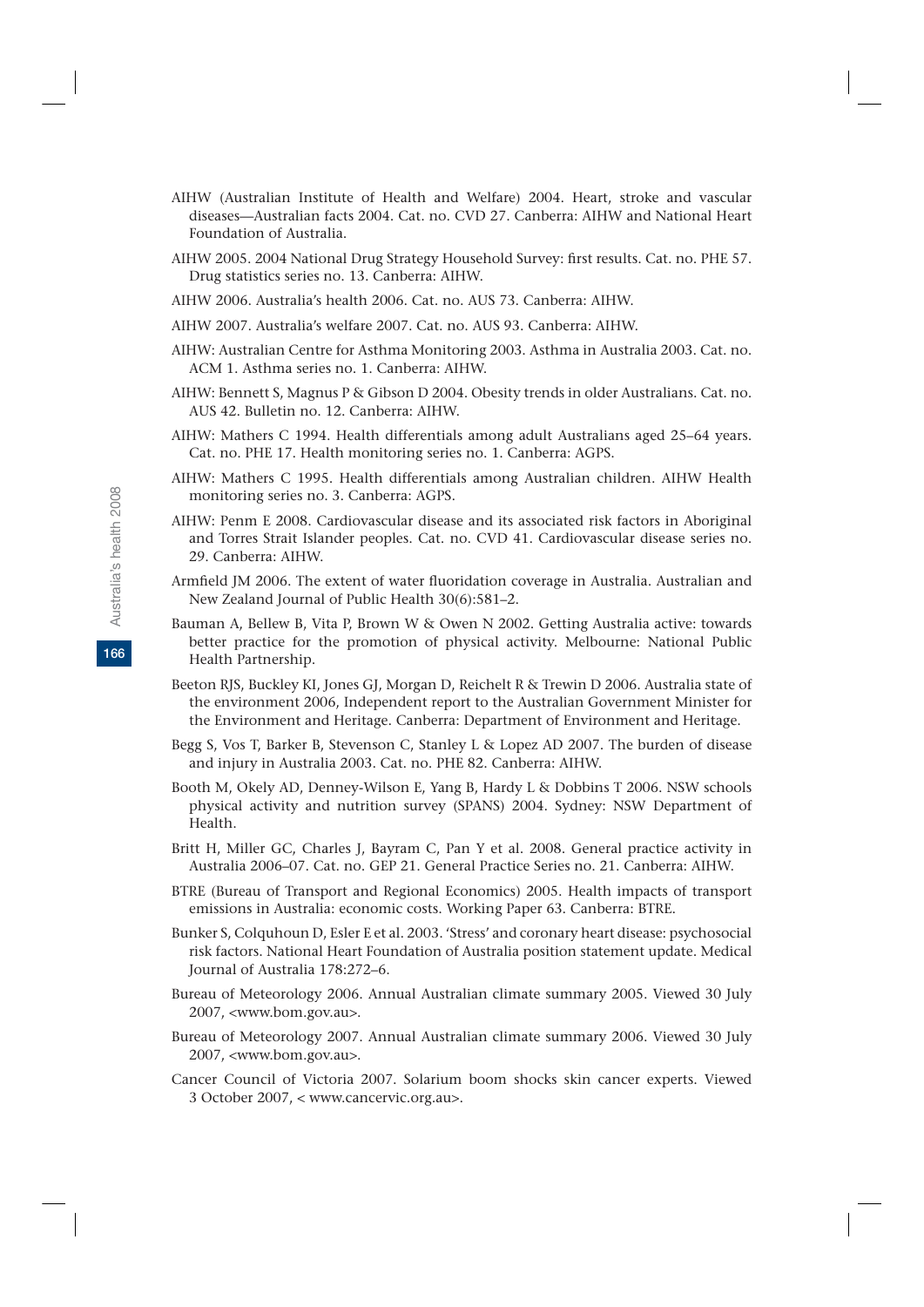AIHW (Australian Institute of Health and Welfare) 2004. Heart, stroke and vascular diseases—Australian facts 2004. Cat. no. CVD 27. Canberra: AIHW and National Heart Foundation of Australia.

AIHW 2005. 2004 National Drug Strategy Household Survey: first results. Cat. no. PHE 57. Drug statistics series no. 13. Canberra: AIHW.

AIHW 2006. Australia's health 2006. Cat. no. AUS 73. Canberra: AIHW.

AIHW 2007. Australia's welfare 2007. Cat. no. AUS 93. Canberra: AIHW.

AIHW: Australian Centre for Asthma Monitoring 2003. Asthma in Australia 2003. Cat. no. ACM 1. Asthma series no. 1. Canberra: AIHW.

AIHW: Bennett S, Magnus P & Gibson D 2004. Obesity trends in older Australians. Cat. no. AUS 42. Bulletin no. 12. Canberra: AIHW.

AIHW: Mathers C 1994. Health differentials among adult Australians aged 25–64 years. Cat. no. PHE 17. Health monitoring series no. 1. Canberra: AGPS.

AIHW: Mathers C 1995. Health differentials among Australian children. AIHW Health monitoring series no. 3. Canberra: AGPS.

AIHW: Penm E 2008. Cardiovascular disease and its associated risk factors in Aboriginal and Torres Strait Islander peoples. Cat. no. CVD 41. Cardiovascular disease series no. 29. Canberra: AIHW.

Armfield JM 2006. The extent of water fluoridation coverage in Australia. Australian and New Zealand Journal of Public Health 30(6):581–2.

Bauman A, Bellew B, Vita P, Brown W & Owen N 2002. Getting Australia active: towards better practice for the promotion of physical activity. Melbourne: National Public Health Partnership.

Beeton RJS, Buckley KI, Jones GJ, Morgan D, Reichelt R & Trewin D 2006. Australia state of the environment 2006, Independent report to the Australian Government Minister for the Environment and Heritage. Canberra: Department of Environment and Heritage.

Begg S, Vos T, Barker B, Stevenson C, Stanley L & Lopez AD 2007. The burden of disease and injury in Australia 2003. Cat. no. PHE 82. Canberra: AIHW.

Booth M, Okely AD, Denney-Wilson E, Yang B, Hardy L & Dobbins T 2006. NSW schools physical activity and nutrition survey (SPANS) 2004. Sydney: NSW Department of Health.

Britt H, Miller GC, Charles J, Bayram C, Pan Y et al. 2008. General practice activity in Australia 2006–07. Cat. no. GEP 21. General Practice Series no. 21. Canberra: AIHW.

BTRE (Bureau of Transport and Regional Economics) 2005. Health impacts of transport emissions in Australia: economic costs. Working Paper 63. Canberra: BTRE.

Bunker S, Colquhoun D, Esler E et al. 2003. 'Stress' and coronary heart disease: psychosocial risk factors. National Heart Foundation of Australia position statement update. Medical Journal of Australia 178:272–6.

Bureau of Meteorology 2006. Annual Australian climate summary 2005. Viewed 30 July 2007, <www.bom.gov.au>.

Bureau of Meteorology 2007. Annual Australian climate summary 2006. Viewed 30 July 2007, <www.bom.gov.au>.

Cancer Council of Victoria 2007. Solarium boom shocks skin cancer experts. Viewed 3 October 2007, < www.cancervic.org.au>.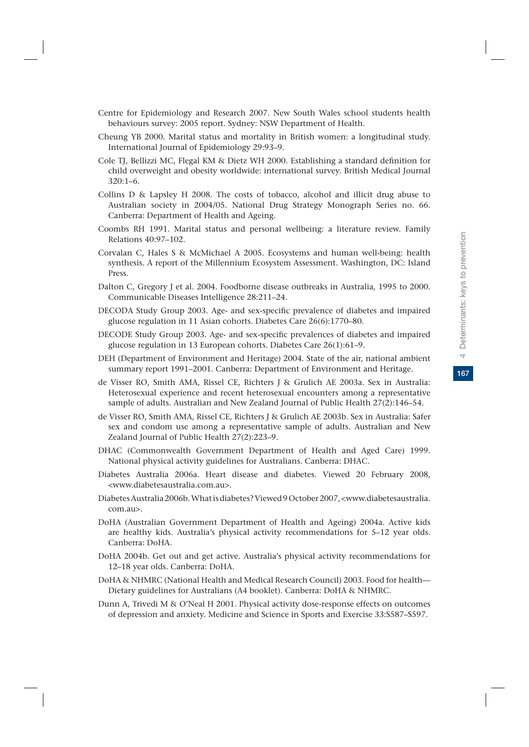Centre for Epidemiology and Research 2007. New South Wales school students health behaviours survey: 2005 report. Sydney: NSW Department of Health.

Cheung YB 2000. Marital status and mortality in British women: a longitudinal study. International Journal of Epidemiology 29:93–9.

Cole TJ, Bellizzi MC, Flegal KM & Dietz WH 2000. Establishing a standard definition for child overweight and obesity worldwide: international survey. British Medical Journal 320:1–6.

Collins D & Lapsley H 2008. The costs of tobacco, alcohol and illicit drug abuse to Australian society in 2004/05. National Drug Strategy Monograph Series no. 66. Canberra: Department of Health and Ageing.

Coombs RH 1991. Marital status and personal wellbeing: a literature review. Family Relations 40:97–102.

Corvalan C, Hales S & McMichael A 2005. Ecosystems and human well-being: health synthesis. A report of the Millennium Ecosystem Assessment. Washington, DC: Island Press.

Dalton C, Gregory J et al. 2004. Foodborne disease outbreaks in Australia, 1995 to 2000. Communicable Diseases Intelligence 28:211–24.

DECODA Study Group 2003. Age- and sex-specific prevalence of diabetes and impaired glucose regulation in 11 Asian cohorts. Diabetes Care 26(6):1770–80.

DECODE Study Group 2003. Age- and sex-specific prevalences of diabetes and impaired glucose regulation in 13 European cohorts. Diabetes Care 26(1):61–9.

DEH (Department of Environment and Heritage) 2004. State of the air, national ambient summary report 1991–2001. Canberra: Department of Environment and Heritage.

de Visser RO, Smith AMA, Rissel CE, Richters J & Grulich AE 2003a. Sex in Australia: Heterosexual experience and recent heterosexual encounters among a representative sample of adults. Australian and New Zealand Journal of Public Health 27(2):146–54.

de Visser RO, Smith AMA, Rissel CE, Richters J & Grulich AE 2003b. Sex in Australia: Safer sex and condom use among a representative sample of adults. Australian and New Zealand Journal of Public Health 27(2):223–9.

DHAC (Commonwealth Government Department of Health and Aged Care) 1999. National physical activity guidelines for Australians. Canberra: DHAC.

Diabetes Australia 2006a. Heart disease and diabetes. Viewed 20 February 2008, <www.diabetesaustralia.com.au>.

Diabetes Australia 2006b. What is diabetes? Viewed 9 October 2007, <www.diabetesaustralia.com.au>.

DoHA (Australian Government Department of Health and Ageing) 2004a. Active kids are healthy kids. Australia's physical activity recommendations for 5–12 year olds. Canberra: DoHA.

DoHA 2004b. Get out and get active. Australia's physical activity recommendations for 12–18 year olds. Canberra: DoHA.

DoHA & NHMRC (National Health and Medical Research Council) 2003. Food for health—Dietary guidelines for Australians (A4 booklet). Canberra: DoHA & NHMRC.

Dunn A, Trivedi M & O'Neal H 2001. Physical activity dose-response effects on outcomes of depression and anxiety. Medicine and Science in Sports and Exercise 33:S587–S597.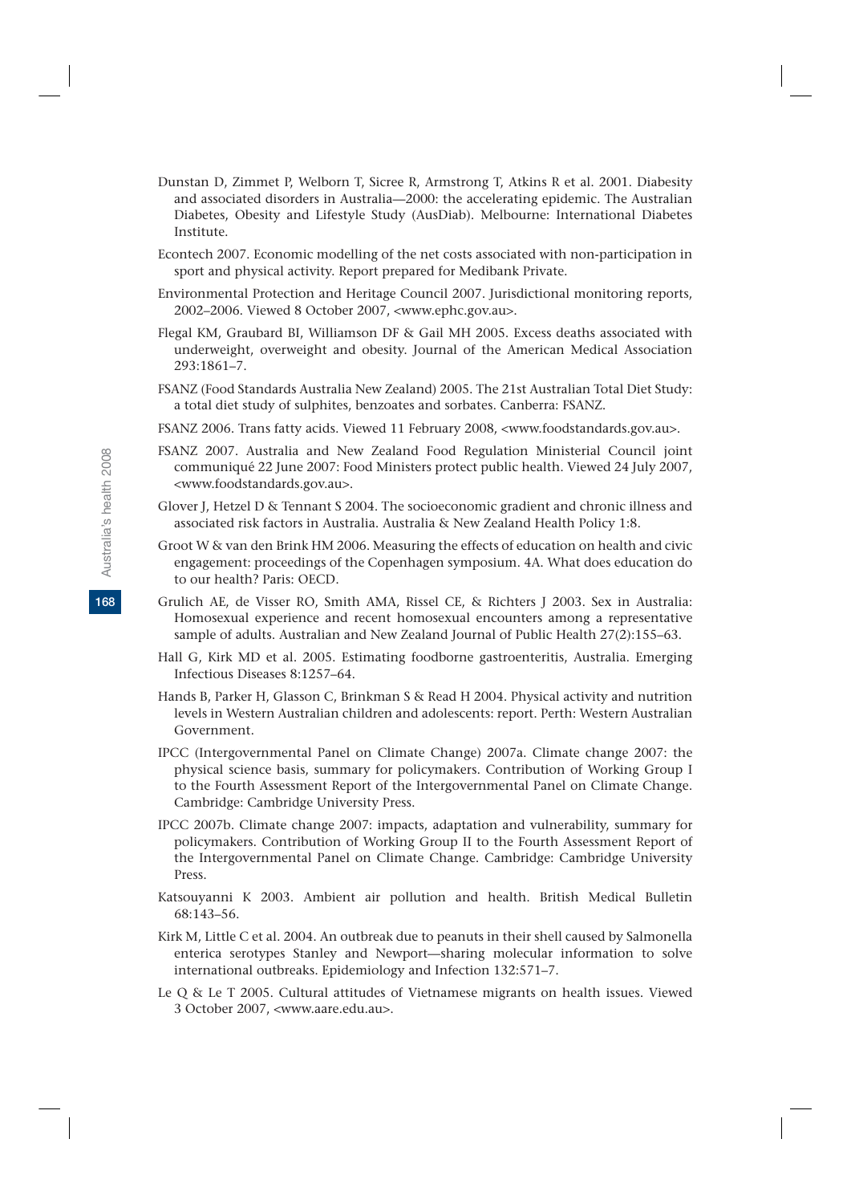Dunstan D, Zimmet P, Welborn T, Sicree R, Armstrong T, Atkins R et al. 2001. Diabesity and associated disorders in Australia—2000: the accelerating epidemic. The Australian Diabetes, Obesity and Lifestyle Study (AusDiab). Melbourne: International Diabetes Institute.

Econtech 2007. Economic modelling of the net costs associated with non-participation in sport and physical activity. Report prepared for Medibank Private.

Environmental Protection and Heritage Council 2007. Jurisdictional monitoring reports, 2002–2006. Viewed 8 October 2007, <www.ephc.gov.au>.

Flegal KM, Graubard BI, Williamson DF & Gail MH 2005. Excess deaths associated with underweight, overweight and obesity. Journal of the American Medical Association 293:1861–7.

FSANZ (Food Standards Australia New Zealand) 2005. The 21st Australian Total Diet Study: a total diet study of sulphites, benzoates and sorbates. Canberra: FSANZ.

FSANZ 2006. Trans fatty acids. Viewed 11 February 2008, <www.foodstandards.gov.au>.

FSANZ 2007. Australia and New Zealand Food Regulation Ministerial Council joint communiqué 22 June 2007: Food Ministers protect public health. Viewed 24 July 2007, <www.foodstandards.gov.au>.

Glover J, Hetzel D & Tennant S 2004. The socioeconomic gradient and chronic illness and associated risk factors in Australia. Australia & New Zealand Health Policy 1:8.

Groot W & van den Brink HM 2006. Measuring the effects of education on health and civic engagement: proceedings of the Copenhagen symposium. 4A. What does education do to our health? Paris: OECD.

Grulich AE, de Visser RO, Smith AMA, Rissel CE, & Richters J 2003. Sex in Australia: Homosexual experience and recent homosexual encounters among a representative sample of adults. Australian and New Zealand Journal of Public Health 27(2):155–63.

Hall G, Kirk MD et al. 2005. Estimating foodborne gastroenteritis, Australia. Emerging Infectious Diseases 8:1257–64.

Hands B, Parker H, Glasson C, Brinkman S & Read H 2004. Physical activity and nutrition levels in Western Australian children and adolescents: report. Perth: Western Australian Government.

IPCC (Intergovernmental Panel on Climate Change) 2007a. Climate change 2007: the physical science basis, summary for policymakers. Contribution of Working Group I to the Fourth Assessment Report of the Intergovernmental Panel on Climate Change. Cambridge: Cambridge University Press.

IPCC 2007b. Climate change 2007: impacts, adaptation and vulnerability, summary for policymakers. Contribution of Working Group II to the Fourth Assessment Report of the Intergovernmental Panel on Climate Change. Cambridge: Cambridge University Press.

Katsouyanni K 2003. Ambient air pollution and health. British Medical Bulletin 68:143–56.

Kirk M, Little C et al. 2004. An outbreak due to peanuts in their shell caused by Salmonella enterica serotypes Stanley and Newport—sharing molecular information to solve international outbreaks. Epidemiology and Infection 132:571–7.

Le Q & Le T 2005. Cultural attitudes of Vietnamese migrants on health issues. Viewed 3 October 2007, <www.aare.edu.au>.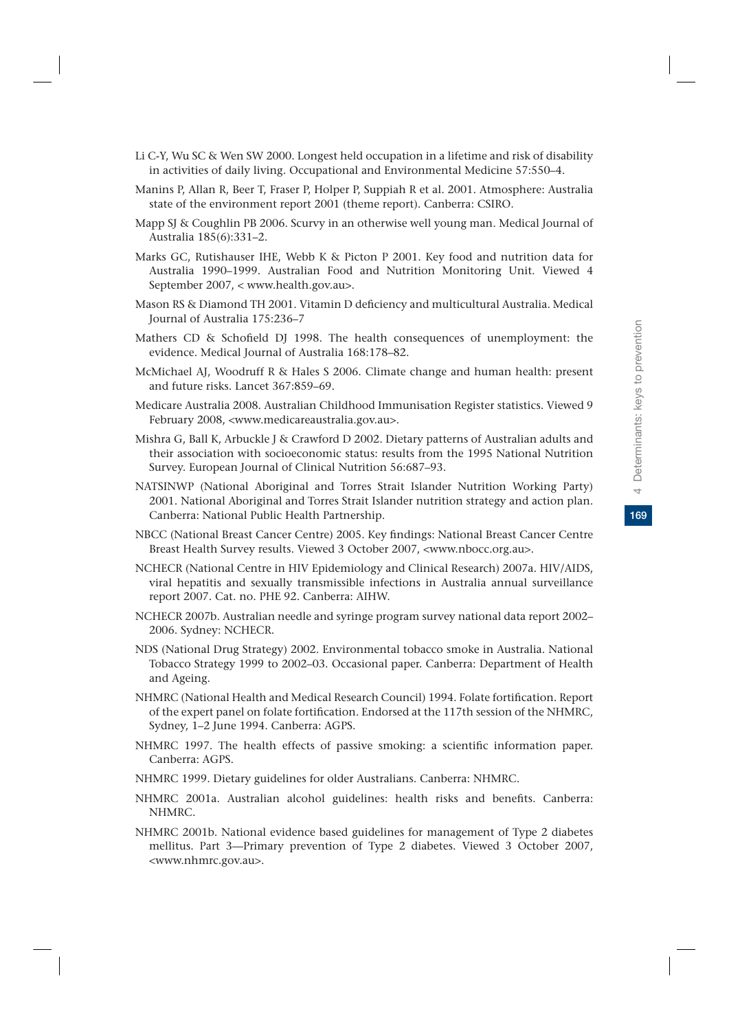Li C-Y, Wu SC & Wen SW 2000. Longest held occupation in a lifetime and risk of disability in activities of daily living. Occupational and Environmental Medicine 57:550–4.

Manins P, Allan R, Beer T, Fraser P, Holper P, Suppiah R et al. 2001. Atmosphere: Australia state of the environment report 2001 (theme report). Canberra: CSIRO.

Mapp SJ & Coughlin PB 2006. Scurvy in an otherwise well young man. Medical Journal of Australia 185(6):331–2.

Marks GC, Rutishauser IHE, Webb K & Picton P 2001. Key food and nutrition data for Australia 1990–1999. Australian Food and Nutrition Monitoring Unit. Viewed 4 September 2007, < www.health.gov.au>.

Mason RS & Diamond TH 2001. Vitamin D deficiency and multicultural Australia. Medical Journal of Australia 175:236–7

Mathers CD & Schofield DJ 1998. The health consequences of unemployment: the evidence. Medical Journal of Australia 168:178–82.

McMichael AJ, Woodruff R & Hales S 2006. Climate change and human health: present and future risks. Lancet 367:859–69.

Medicare Australia 2008. Australian Childhood Immunisation Register statistics. Viewed 9 February 2008, <www.medicareaustralia.gov.au>.

Mishra G, Ball K, Arbuckle J & Crawford D 2002. Dietary patterns of Australian adults and their association with socioeconomic status: results from the 1995 National Nutrition Survey. European Journal of Clinical Nutrition 56:687–93.

NATSINWP (National Aboriginal and Torres Strait Islander Nutrition Working Party) 2001. National Aboriginal and Torres Strait Islander nutrition strategy and action plan. Canberra: National Public Health Partnership.

NBCC (National Breast Cancer Centre) 2005. Key findings: National Breast Cancer Centre Breast Health Survey results. Viewed 3 October 2007, <www.nbocc.org.au>.

NCHECR (National Centre in HIV Epidemiology and Clinical Research) 2007a. HIV/AIDS, viral hepatitis and sexually transmissible infections in Australia annual surveillance report 2007. Cat. no. PHE 92. Canberra: AIHW.

NCHECR 2007b. Australian needle and syringe program survey national data report 2002–2006. Sydney: NCHECR.

NDS (National Drug Strategy) 2002. Environmental tobacco smoke in Australia. National Tobacco Strategy 1999 to 2002–03. Occasional paper. Canberra: Department of Health and Ageing.

NHMRC (National Health and Medical Research Council) 1994. Folate fortification. Report of the expert panel on folate fortification. Endorsed at the 117th session of the NHMRC, Sydney, 1–2 June 1994. Canberra: AGPS.

NHMRC 1997. The health effects of passive smoking: a scientific information paper. Canberra: AGPS.

NHMRC 1999. Dietary guidelines for older Australians. Canberra: NHMRC.

NHMRC 2001a. Australian alcohol guidelines: health risks and benefits. Canberra: NHMRC.

NHMRC 2001b. National evidence based guidelines for management of Type 2 diabetes mellitus. Part 3—Primary prevention of Type 2 diabetes. Viewed 3 October 2007, <www.nhmrc.gov.au>.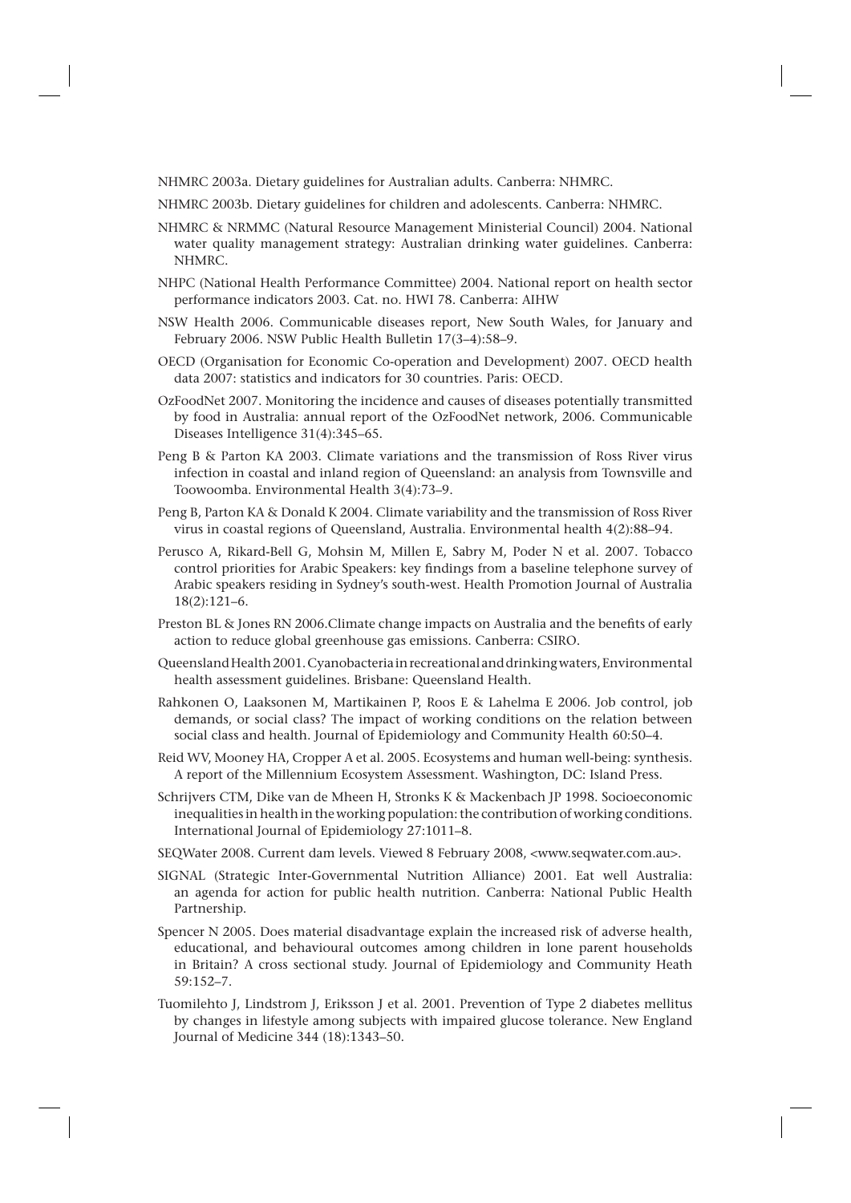NHMRC 2003a. Dietary guidelines for Australian adults. Canberra: NHMRC.

NHMRC 2003b. Dietary guidelines for children and adolescents. Canberra: NHMRC.

NHMRC & NRMMC (Natural Resource Management Ministerial Council) 2004. National water quality management strategy: Australian drinking water guidelines. Canberra: NHMRC.

NHPC (National Health Performance Committee) 2004. National report on health sector performance indicators 2003. Cat. no. HWI 78. Canberra: AIHW

NSW Health 2006. Communicable diseases report, New South Wales, for January and February 2006. NSW Public Health Bulletin 17(3–4):58–9.

OECD (Organisation for Economic Co-operation and Development) 2007. OECD health data 2007: statistics and indicators for 30 countries. Paris: OECD.

OzFoodNet 2007. Monitoring the incidence and causes of diseases potentially transmitted by food in Australia: annual report of the OzFoodNet network, 2006. Communicable Diseases Intelligence 31(4):345–65.

Peng B & Parton KA 2003. Climate variations and the transmission of Ross River virus infection in coastal and inland region of Queensland: an analysis from Townsville and Toowoomba. Environmental Health 3(4):73–9.

Peng B, Parton KA & Donald K 2004. Climate variability and the transmission of Ross River virus in coastal regions of Queensland, Australia. Environmental health 4(2):88–94.

Perusco A, Rikard-Bell G, Mohsin M, Millen E, Sabry M, Poder N et al. 2007. Tobacco control priorities for Arabic Speakers: key findings from a baseline telephone survey of Arabic speakers residing in Sydney's south-west. Health Promotion Journal of Australia 18(2):121–6.

Preston BL & Jones RN 2006.Climate change impacts on Australia and the benefits of early action to reduce global greenhouse gas emissions. Canberra: CSIRO.

Queensland Health 2001. Cyanobacteria in recreational and drinking waters, Environmental health assessment guidelines. Brisbane: Queensland Health.

Rahkonen O, Laaksonen M, Martikainen P, Roos E & Lahelma E 2006. Job control, job demands, or social class? The impact of working conditions on the relation between social class and health. Journal of Epidemiology and Community Health 60:50–4.

Reid WV, Mooney HA, Cropper A et al. 2005. Ecosystems and human well-being: synthesis. A report of the Millennium Ecosystem Assessment. Washington, DC: Island Press.

Schrijvers CTM, Dike van de Mheen H, Stronks K & Mackenbach JP 1998. Socioeconomic inequalities in health in the working population: the contribution of working conditions. International Journal of Epidemiology 27:1011–8.

SEQWater 2008. Current dam levels. Viewed 8 February 2008, <www.seqwater.com.au>.

SIGNAL (Strategic Inter-Governmental Nutrition Alliance) 2001. Eat well Australia: an agenda for action for public health nutrition. Canberra: National Public Health Partnership.

Spencer N 2005. Does material disadvantage explain the increased risk of adverse health, educational, and behavioural outcomes among children in lone parent households in Britain? A cross sectional study. Journal of Epidemiology and Community Heath 59:152–7.

Tuomilehto J, Lindstrom J, Eriksson J et al. 2001. Prevention of Type 2 diabetes mellitus by changes in lifestyle among subjects with impaired glucose tolerance. New England Journal of Medicine 344 (18):1343–50.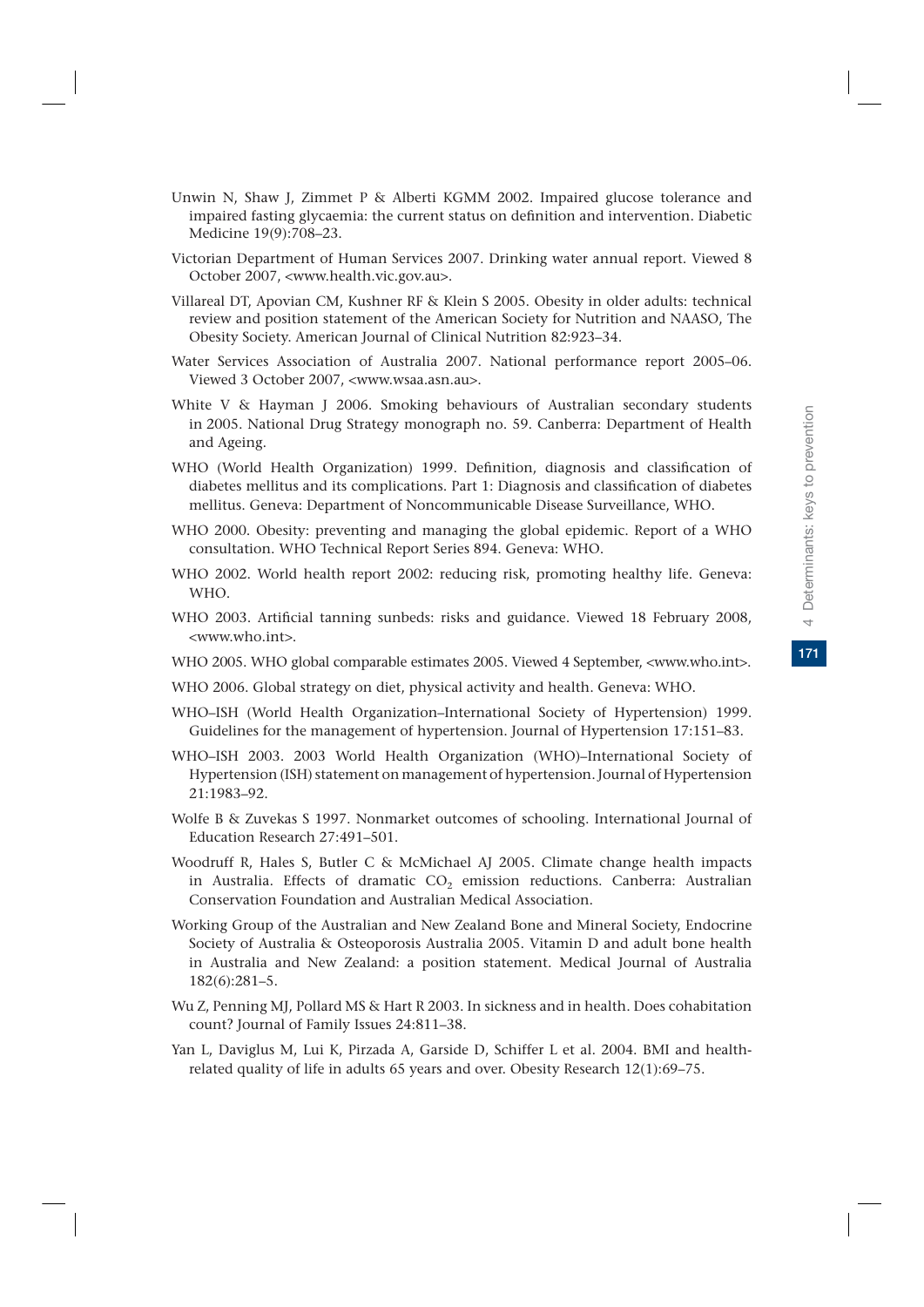Unwin N, Shaw J, Zimmet P & Alberti KGMM 2002. Impaired glucose tolerance and impaired fasting glycaemia: the current status on definition and intervention. Diabetic Medicine 19(9):708–23.

Victorian Department of Human Services 2007. Drinking water annual report. Viewed 8 October 2007, <www.health.vic.gov.au>.

Villareal DT, Apovian CM, Kushner RF & Klein S 2005. Obesity in older adults: technical review and position statement of the American Society for Nutrition and NAASO, The Obesity Society. American Journal of Clinical Nutrition 82:923–34.

Water Services Association of Australia 2007. National performance report 2005–06. Viewed 3 October 2007, <www.wsaa.asn.au>.

White V & Hayman J 2006. Smoking behaviours of Australian secondary students in 2005. National Drug Strategy monograph no. 59. Canberra: Department of Health and Ageing.

WHO (World Health Organization) 1999. Definition, diagnosis and classification of diabetes mellitus and its complications. Part 1: Diagnosis and classification of diabetes mellitus. Geneva: Department of Noncommunicable Disease Surveillance, WHO.

WHO 2000. Obesity: preventing and managing the global epidemic. Report of a WHO consultation. WHO Technical Report Series 894. Geneva: WHO.

WHO 2002. World health report 2002: reducing risk, promoting healthy life. Geneva: WHO.

WHO 2003. Artificial tanning sunbeds: risks and guidance. Viewed 18 February 2008, <www.who.int>.

WHO 2005. WHO global comparable estimates 2005. Viewed 4 September, <www.who.int>.

WHO 2006. Global strategy on diet, physical activity and health. Geneva: WHO.

WHO–ISH (World Health Organization–International Society of Hypertension) 1999. Guidelines for the management of hypertension. Journal of Hypertension 17:151–83.

WHO–ISH 2003. 2003 World Health Organization (WHO)–International Society of Hypertension (ISH) statement on management of hypertension. Journal of Hypertension 21:1983–92.

Wolfe B & Zuvekas S 1997. Nonmarket outcomes of schooling. International Journal of Education Research 27:491–501.

Woodruff R, Hales S, Butler C & McMichael AJ 2005. Climate change health impacts in Australia. Effects of dramatic $CO_2$ emission reductions. Canberra: Australian Conservation Foundation and Australian Medical Association.

Working Group of the Australian and New Zealand Bone and Mineral Society, Endocrine Society of Australia & Osteoporosis Australia 2005. Vitamin D and adult bone health in Australia and New Zealand: a position statement. Medical Journal of Australia 182(6):281–5.

Wu Z, Penning MJ, Pollard MS & Hart R 2003. In sickness and in health. Does cohabitation count? Journal of Family Issues 24:811–38.

Yan L, Daviglus M, Lui K, Pirzada A, Garside D, Schiffer L et al. 2004. BMI and health-related quality of life in adults 65 years and over. Obesity Research 12(1):69–75.